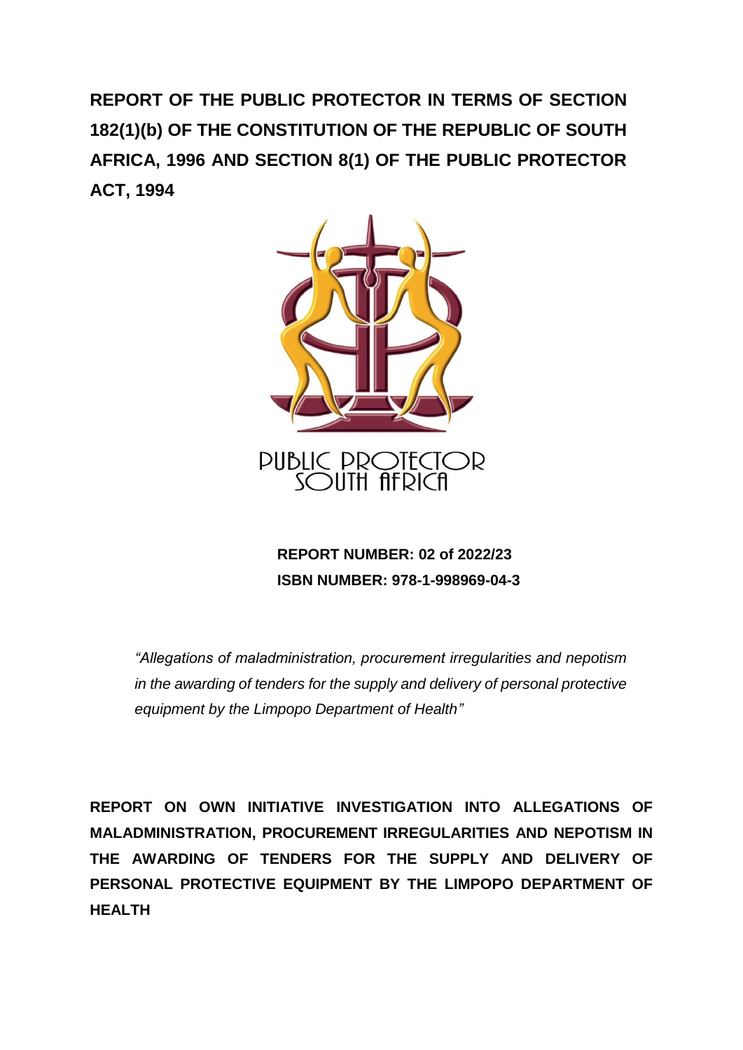# REPORT OF THE PUBLIC PROTECTOR IN TERMS OF SECTION 182(1)(b) OF THE CONSTITUTION OF THE REPUBLIC OF SOUTH AFRICA, 1996 AND SECTION 8(1) OF THE PUBLIC PROTECTOR ACT, 1994

PUBLIC PROTECTOR
SOUTH AFRICA

**REPORT NUMBER: 02 of 2022/23**
**ISBN NUMBER: 978-1-998969-04-3**

*"Allegations of maladministration, procurement irregularities and nepotism in the awarding of tenders for the supply and delivery of personal protective equipment by the Limpopo Department of Health"*

**REPORT ON OWN INITIATIVE INVESTIGATION INTO ALLEGATIONS OF MALADMINISTRATION, PROCUREMENT IRREGULARITIES AND NEPOTISM IN THE AWARDING OF TENDERS FOR THE SUPPLY AND DELIVERY OF PERSONAL PROTECTIVE EQUIPMENT BY THE LIMPOPO DEPARTMENT OF HEALTH**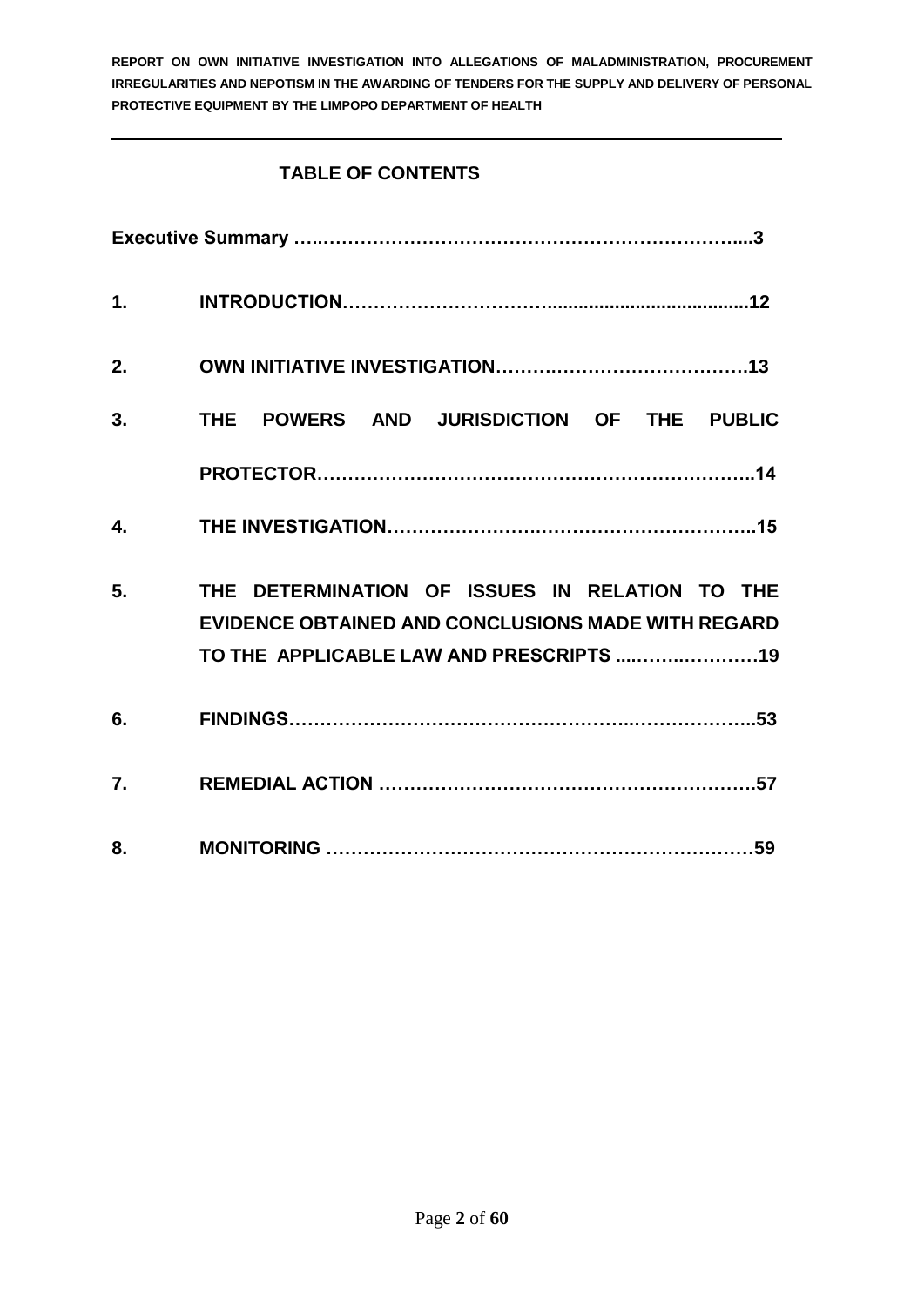## TABLE OF CONTENTS

**Executive Summary …..…………………………………………………………....3**

**1. INTRODUCTION……………………………......................................12**

**2. OWN INITIATIVE INVESTIGATION…………………………………….13**

**3. THE POWERS AND JURISDICTION OF THE PUBLIC PROTECTOR……………………………………………………………..14**

**4. THE INVESTIGATION……………………………………………………..15**

**5. THE DETERMINATION OF ISSUES IN RELATION TO THE EVIDENCE OBTAINED AND CONCLUSIONS MADE WITH REGARD TO THE APPLICABLE LAW AND PRESCRIPTS ....…….…………19**

**6. FINDINGS……………………………………………….………………..53**

**7. REMEDIAL ACTION …………………………………………………….57**

**8. MONITORING ……………………………………………………………59**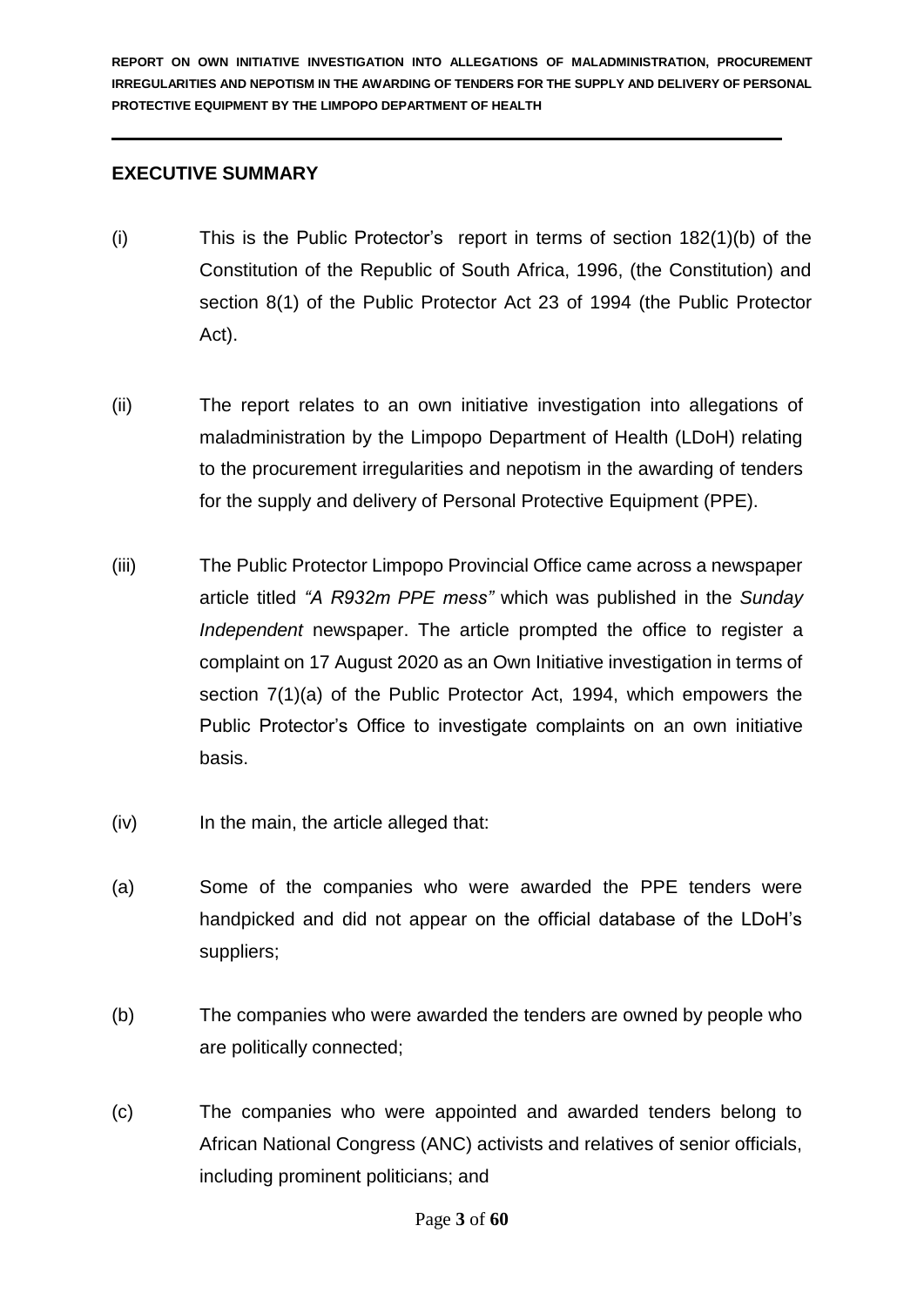## EXECUTIVE SUMMARY

(i) This is the Public Protector's report in terms of section 182(1)(b) of the Constitution of the Republic of South Africa, 1996, (the Constitution) and section 8(1) of the Public Protector Act 23 of 1994 (the Public Protector Act).

(ii) The report relates to an own initiative investigation into allegations of maladministration by the Limpopo Department of Health (LDoH) relating to the procurement irregularities and nepotism in the awarding of tenders for the supply and delivery of Personal Protective Equipment (PPE).

(iii) The Public Protector Limpopo Provincial Office came across a newspaper article titled *"A R932m PPE mess"* which was published in the *Sunday Independent* newspaper. The article prompted the office to register a complaint on 17 August 2020 as an Own Initiative investigation in terms of section 7(1)(a) of the Public Protector Act, 1994, which empowers the Public Protector's Office to investigate complaints on an own initiative basis.

(iv) In the main, the article alleged that:

(a) Some of the companies who were awarded the PPE tenders were handpicked and did not appear on the official database of the LDoH's suppliers;

(b) The companies who were awarded the tenders are owned by people who are politically connected;

(c) The companies who were appointed and awarded tenders belong to African National Congress (ANC) activists and relatives of senior officials, including prominent politicians; and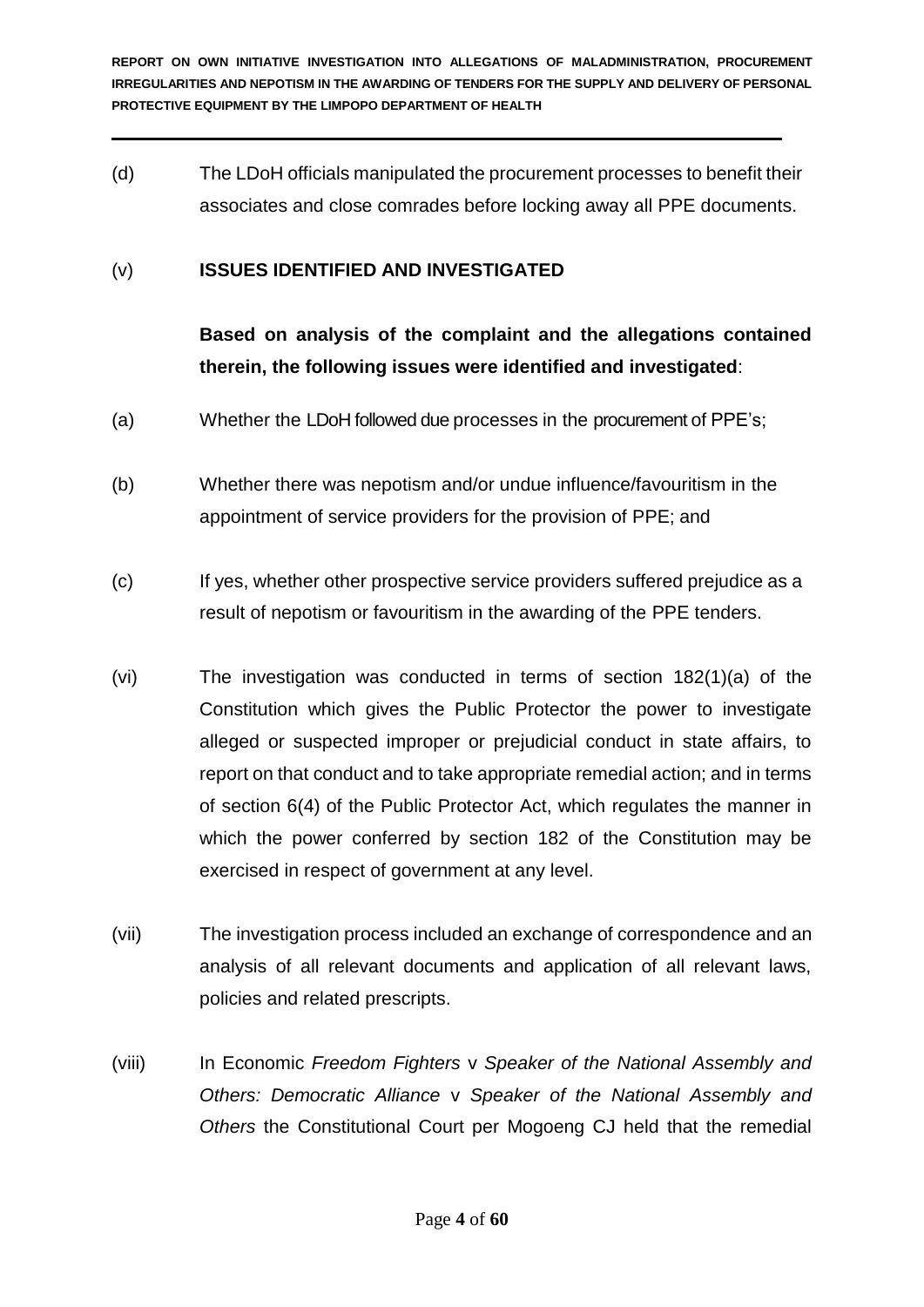(d) The LDoH officials manipulated the procurement processes to benefit their associates and close comrades before locking away all PPE documents.

(v) **ISSUES IDENTIFIED AND INVESTIGATED**

**Based on analysis of the complaint and the allegations contained therein, the following issues were identified and investigated**:

(a) Whether the LDoH followed due processes in the procurement of PPE's;

(b) Whether there was nepotism and/or undue influence/favouritism in the appointment of service providers for the provision of PPE; and

(c) If yes, whether other prospective service providers suffered prejudice as a result of nepotism or favouritism in the awarding of the PPE tenders.

(vi) The investigation was conducted in terms of section 182(1)(a) of the Constitution which gives the Public Protector the power to investigate alleged or suspected improper or prejudicial conduct in state affairs, to report on that conduct and to take appropriate remedial action; and in terms of section 6(4) of the Public Protector Act, which regulates the manner in which the power conferred by section 182 of the Constitution may be exercised in respect of government at any level.

(vii) The investigation process included an exchange of correspondence and an analysis of all relevant documents and application of all relevant laws, policies and related prescripts.

(viii) In Economic *Freedom Fighters* v *Speaker of the National Assembly and Others: Democratic Alliance* v *Speaker of the National Assembly and Others* the Constitutional Court per Mogoeng CJ held that the remedial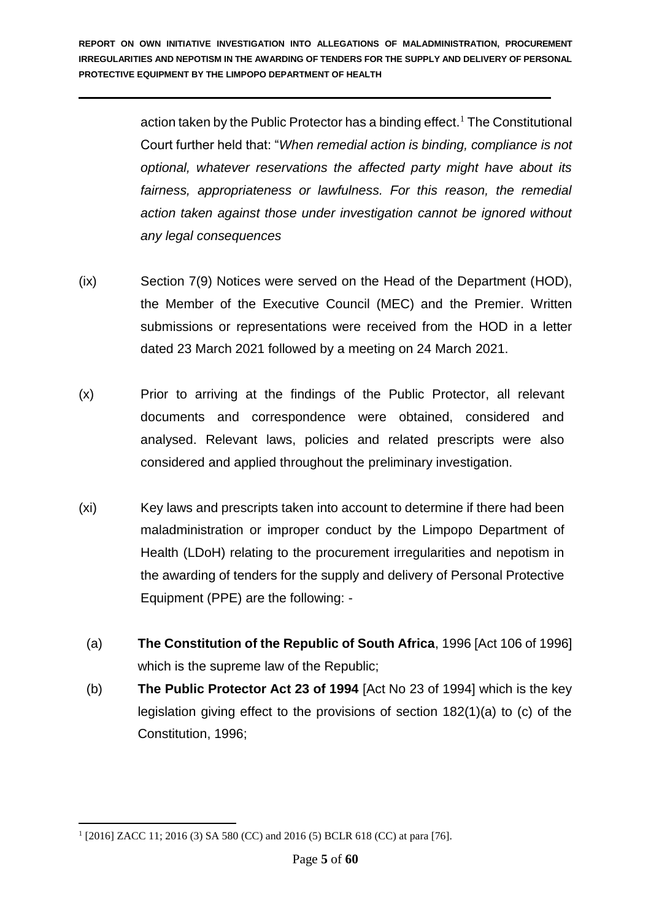action taken by the Public Protector has a binding effect.[1] The Constitutional Court further held that: "*When remedial action is binding, compliance is not optional, whatever reservations the affected party might have about its fairness, appropriateness or lawfulness. For this reason, the remedial action taken against those under investigation cannot be ignored without any legal consequences*

(ix) Section 7(9) Notices were served on the Head of the Department (HOD), the Member of the Executive Council (MEC) and the Premier. Written submissions or representations were received from the HOD in a letter dated 23 March 2021 followed by a meeting on 24 March 2021.

(x) Prior to arriving at the findings of the Public Protector, all relevant documents and correspondence were obtained, considered and analysed. Relevant laws, policies and related prescripts were also considered and applied throughout the preliminary investigation.

(xi) Key laws and prescripts taken into account to determine if there had been maladministration or improper conduct by the Limpopo Department of Health (LDoH) relating to the procurement irregularities and nepotism in the awarding of tenders for the supply and delivery of Personal Protective Equipment (PPE) are the following: -

(a) **The Constitution of the Republic of South Africa**, 1996 [Act 106 of 1996] which is the supreme law of the Republic;

(b) **The Public Protector Act 23 of 1994** [Act No 23 of 1994] which is the key legislation giving effect to the provisions of section 182(1)(a) to (c) of the Constitution, 1996;

---

[1] [2016] ZACC 11; 2016 (3) SA 580 (CC) and 2016 (5) BCLR 618 (CC) at para [76].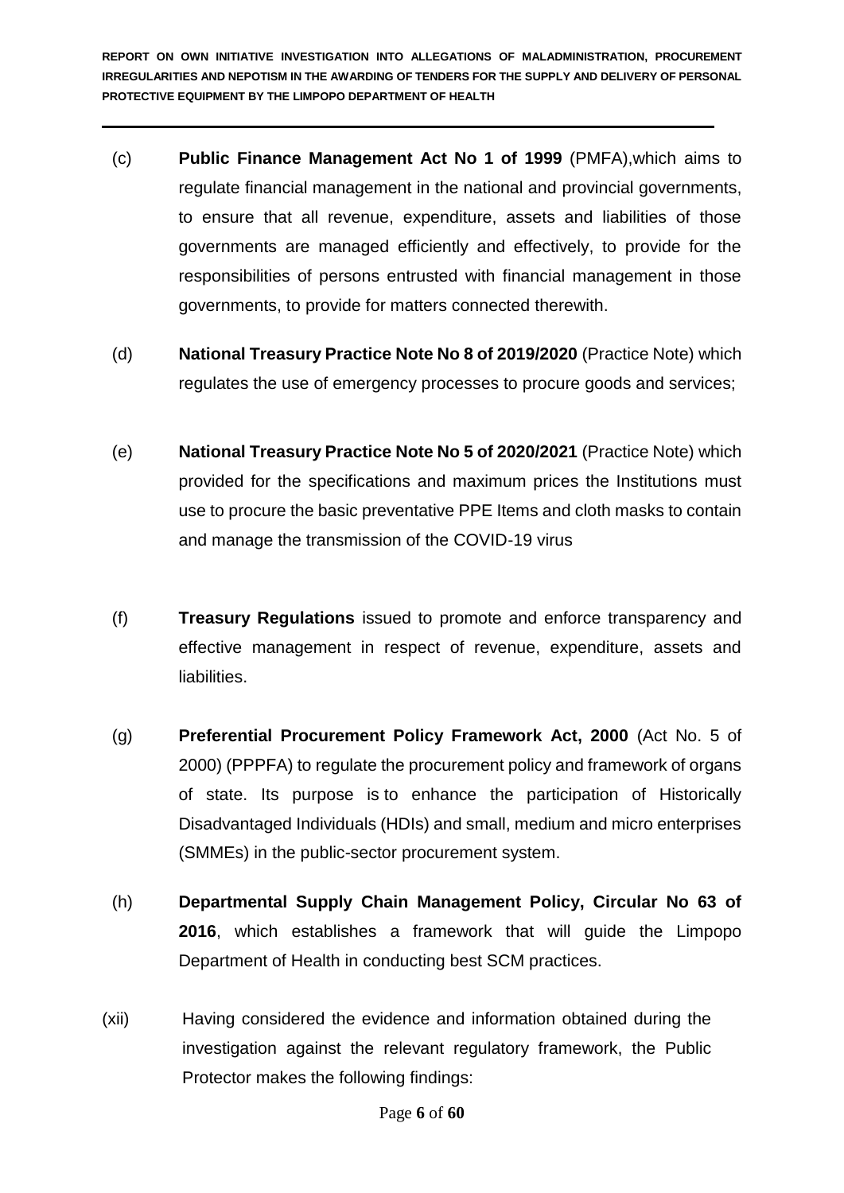(c) **Public Finance Management Act No 1 of 1999** (PMFA),which aims to regulate financial management in the national and provincial governments, to ensure that all revenue, expenditure, assets and liabilities of those governments are managed efficiently and effectively, to provide for the responsibilities of persons entrusted with financial management in those governments, to provide for matters connected therewith.

(d) **National Treasury Practice Note No 8 of 2019/2020** (Practice Note) which regulates the use of emergency processes to procure goods and services;

(e) **National Treasury Practice Note No 5 of 2020/2021** (Practice Note) which provided for the specifications and maximum prices the Institutions must use to procure the basic preventative PPE Items and cloth masks to contain and manage the transmission of the COVID-19 virus

(f) **Treasury Regulations** issued to promote and enforce transparency and effective management in respect of revenue, expenditure, assets and liabilities.

(g) **Preferential Procurement Policy Framework Act, 2000** (Act No. 5 of 2000) (PPPFA) to regulate the procurement policy and framework of organs of state. Its purpose is to enhance the participation of Historically Disadvantaged Individuals (HDIs) and small, medium and micro enterprises (SMMEs) in the public-sector procurement system.

(h) **Departmental Supply Chain Management Policy, Circular No 63 of 2016**, which establishes a framework that will guide the Limpopo Department of Health in conducting best SCM practices.

(xii) Having considered the evidence and information obtained during the investigation against the relevant regulatory framework, the Public Protector makes the following findings: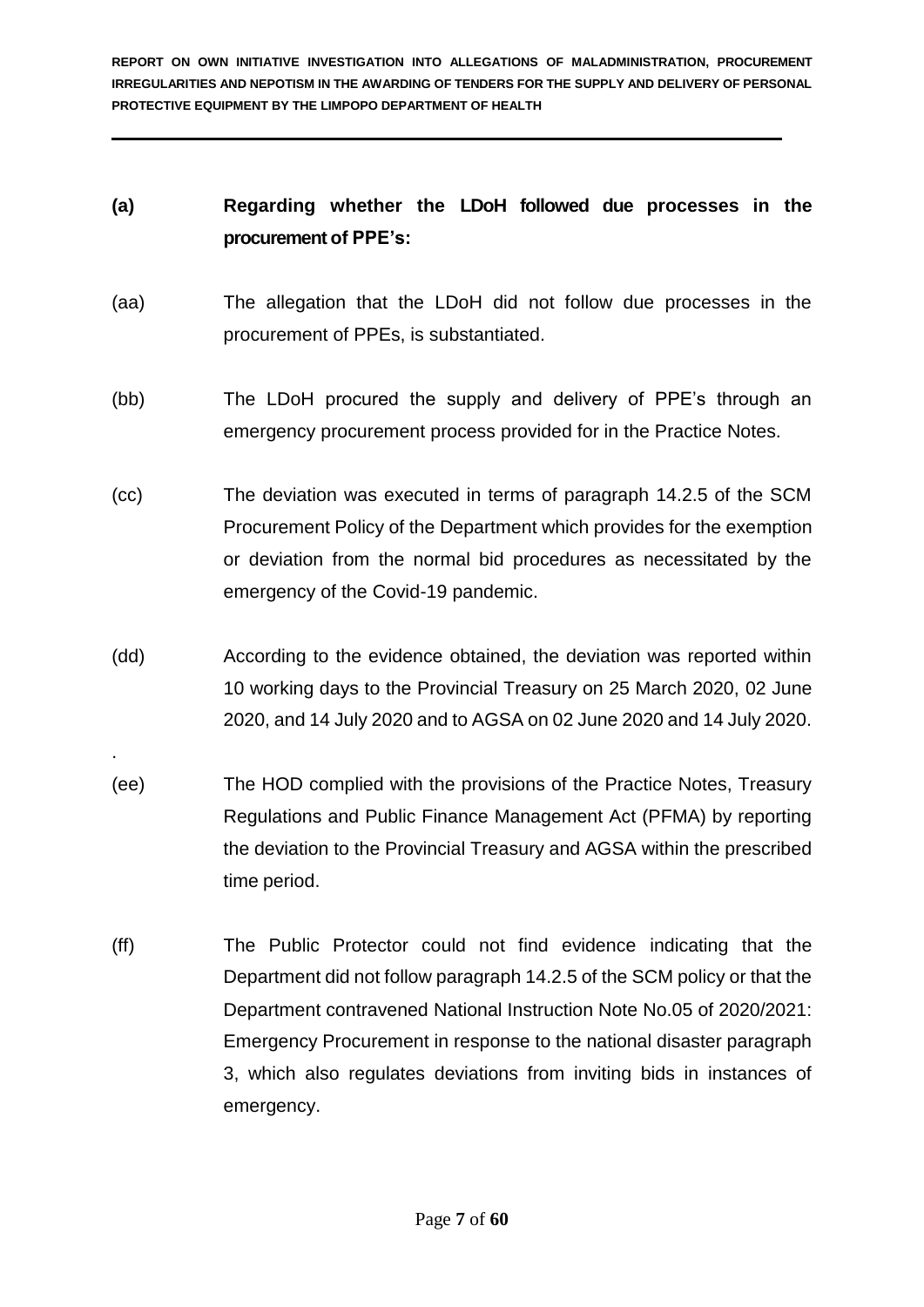**(a) Regarding whether the LDoH followed due processes in the procurement of PPE's:**

(aa) The allegation that the LDoH did not follow due processes in the procurement of PPEs, is substantiated.

(bb) The LDoH procured the supply and delivery of PPE's through an emergency procurement process provided for in the Practice Notes.

(cc) The deviation was executed in terms of paragraph 14.2.5 of the SCM Procurement Policy of the Department which provides for the exemption or deviation from the normal bid procedures as necessitated by the emergency of the Covid-19 pandemic.

(dd) According to the evidence obtained, the deviation was reported within 10 working days to the Provincial Treasury on 25 March 2020, 02 June 2020, and 14 July 2020 and to AGSA on 02 June 2020 and 14 July 2020.

.

(ee) The HOD complied with the provisions of the Practice Notes, Treasury Regulations and Public Finance Management Act (PFMA) by reporting the deviation to the Provincial Treasury and AGSA within the prescribed time period.

(ff) The Public Protector could not find evidence indicating that the Department did not follow paragraph 14.2.5 of the SCM policy or that the Department contravened National Instruction Note No.05 of 2020/2021: Emergency Procurement in response to the national disaster paragraph 3, which also regulates deviations from inviting bids in instances of emergency.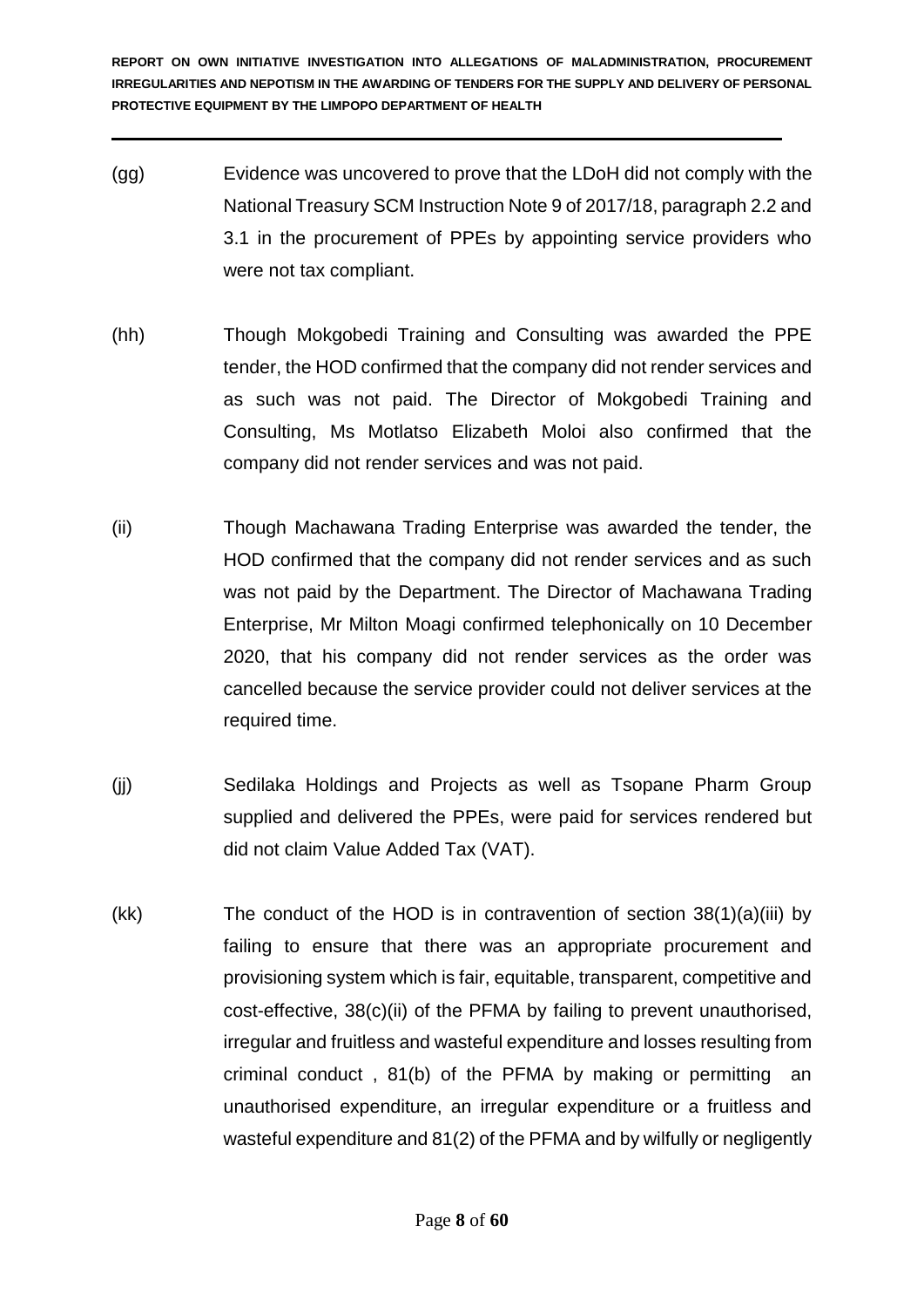(gg) Evidence was uncovered to prove that the LDoH did not comply with the National Treasury SCM Instruction Note 9 of 2017/18, paragraph 2.2 and 3.1 in the procurement of PPEs by appointing service providers who were not tax compliant.

(hh) Though Mokgobedi Training and Consulting was awarded the PPE tender, the HOD confirmed that the company did not render services and as such was not paid. The Director of Mokgobedi Training and Consulting, Ms Motlatso Elizabeth Moloi also confirmed that the company did not render services and was not paid.

(ii) Though Machawana Trading Enterprise was awarded the tender, the HOD confirmed that the company did not render services and as such was not paid by the Department. The Director of Machawana Trading Enterprise, Mr Milton Moagi confirmed telephonically on 10 December 2020, that his company did not render services as the order was cancelled because the service provider could not deliver services at the required time.

(jj) Sedilaka Holdings and Projects as well as Tsopane Pharm Group supplied and delivered the PPEs, were paid for services rendered but did not claim Value Added Tax (VAT).

(kk) The conduct of the HOD is in contravention of section 38(1)(a)(iii) by failing to ensure that there was an appropriate procurement and provisioning system which is fair, equitable, transparent, competitive and cost-effective, 38(c)(ii) of the PFMA by failing to prevent unauthorised, irregular and fruitless and wasteful expenditure and losses resulting from criminal conduct , 81(b) of the PFMA by making or permitting an unauthorised expenditure, an irregular expenditure or a fruitless and wasteful expenditure and 81(2) of the PFMA and by wilfully or negligently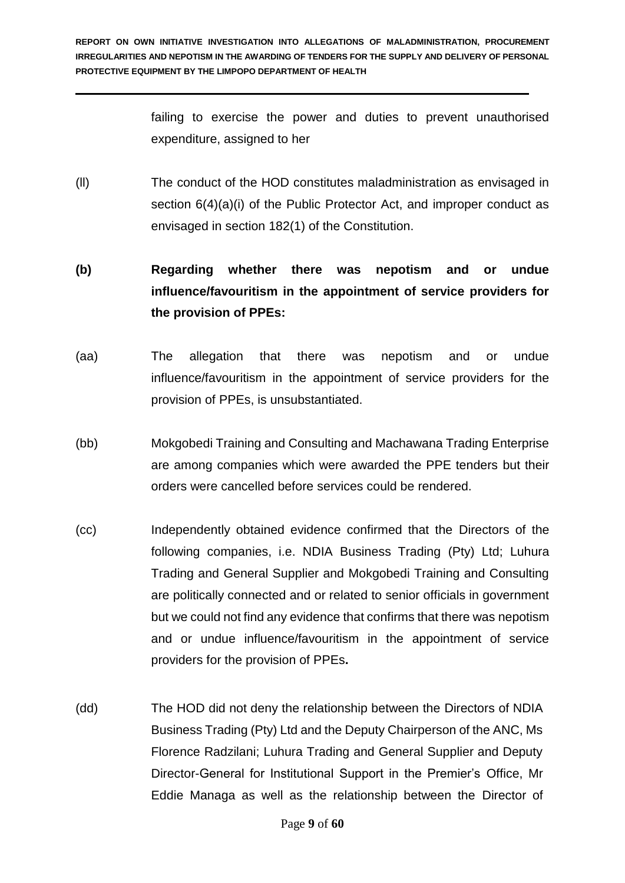failing to exercise the power and duties to prevent unauthorised expenditure, assigned to her

(ll) The conduct of the HOD constitutes maladministration as envisaged in section 6(4)(a)(i) of the Public Protector Act, and improper conduct as envisaged in section 182(1) of the Constitution.

**(b) Regarding whether there was nepotism and or undue influence/favouritism in the appointment of service providers for the provision of PPEs:**

(aa) The allegation that there was nepotism and or undue influence/favouritism in the appointment of service providers for the provision of PPEs, is unsubstantiated.

(bb) Mokgobedi Training and Consulting and Machawana Trading Enterprise are among companies which were awarded the PPE tenders but their orders were cancelled before services could be rendered.

(cc) Independently obtained evidence confirmed that the Directors of the following companies, i.e. NDIA Business Trading (Pty) Ltd; Luhura Trading and General Supplier and Mokgobedi Training and Consulting are politically connected and or related to senior officials in government but we could not find any evidence that confirms that there was nepotism and or undue influence/favouritism in the appointment of service providers for the provision of PPEs**.**

(dd) The HOD did not deny the relationship between the Directors of NDIA Business Trading (Pty) Ltd and the Deputy Chairperson of the ANC, Ms Florence Radzilani; Luhura Trading and General Supplier and Deputy Director-General for Institutional Support in the Premier's Office, Mr Eddie Managa as well as the relationship between the Director of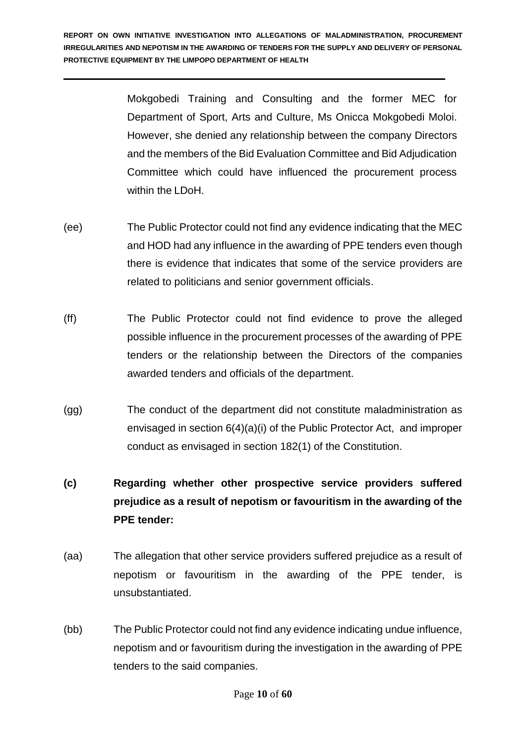Mokgobedi Training and Consulting and the former MEC for Department of Sport, Arts and Culture, Ms Onicca Mokgobedi Moloi. However, she denied any relationship between the company Directors and the members of the Bid Evaluation Committee and Bid Adjudication Committee which could have influenced the procurement process within the LDoH.

(ee) The Public Protector could not find any evidence indicating that the MEC and HOD had any influence in the awarding of PPE tenders even though there is evidence that indicates that some of the service providers are related to politicians and senior government officials.

(ff) The Public Protector could not find evidence to prove the alleged possible influence in the procurement processes of the awarding of PPE tenders or the relationship between the Directors of the companies awarded tenders and officials of the department.

(gg) The conduct of the department did not constitute maladministration as envisaged in section 6(4)(a)(i) of the Public Protector Act, and improper conduct as envisaged in section 182(1) of the Constitution.

**(c) Regarding whether other prospective service providers suffered prejudice as a result of nepotism or favouritism in the awarding of the PPE tender:**

(aa) The allegation that other service providers suffered prejudice as a result of nepotism or favouritism in the awarding of the PPE tender, is unsubstantiated.

(bb) The Public Protector could not find any evidence indicating undue influence, nepotism and or favouritism during the investigation in the awarding of PPE tenders to the said companies.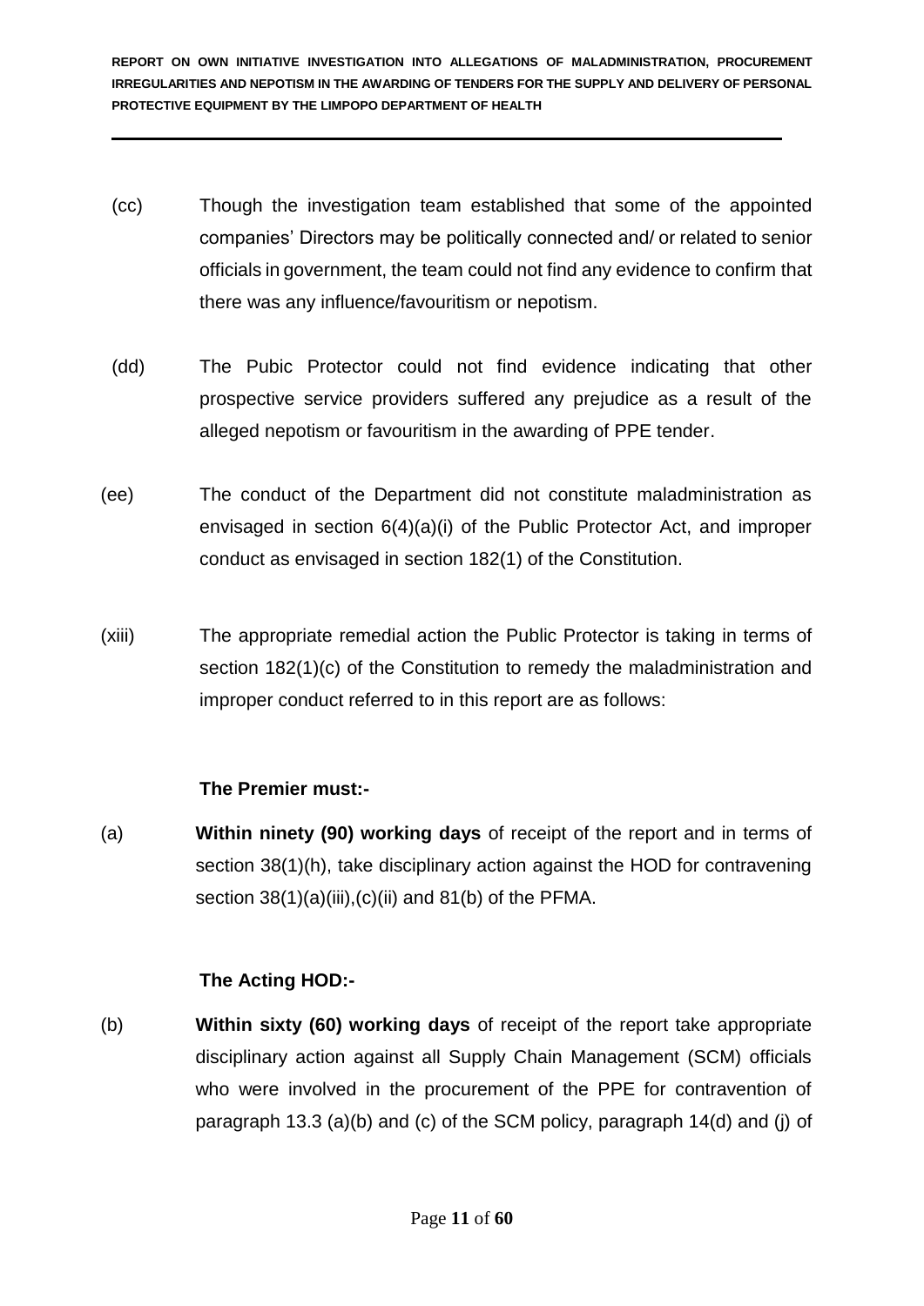(cc) Though the investigation team established that some of the appointed companies' Directors may be politically connected and/ or related to senior officials in government, the team could not find any evidence to confirm that there was any influence/favouritism or nepotism.

(dd) The Pubic Protector could not find evidence indicating that other prospective service providers suffered any prejudice as a result of the alleged nepotism or favouritism in the awarding of PPE tender.

(ee) The conduct of the Department did not constitute maladministration as envisaged in section 6(4)(a)(i) of the Public Protector Act, and improper conduct as envisaged in section 182(1) of the Constitution.

(xiii) The appropriate remedial action the Public Protector is taking in terms of section 182(1)(c) of the Constitution to remedy the maladministration and improper conduct referred to in this report are as follows:

**The Premier must:-**

(a) **Within ninety (90) working days** of receipt of the report and in terms of section 38(1)(h), take disciplinary action against the HOD for contravening section 38(1)(a)(iii),(c)(ii) and 81(b) of the PFMA.

**The Acting HOD:-**

(b) **Within sixty (60) working days** of receipt of the report take appropriate disciplinary action against all Supply Chain Management (SCM) officials who were involved in the procurement of the PPE for contravention of paragraph 13.3 (a)(b) and (c) of the SCM policy, paragraph 14(d) and (j) of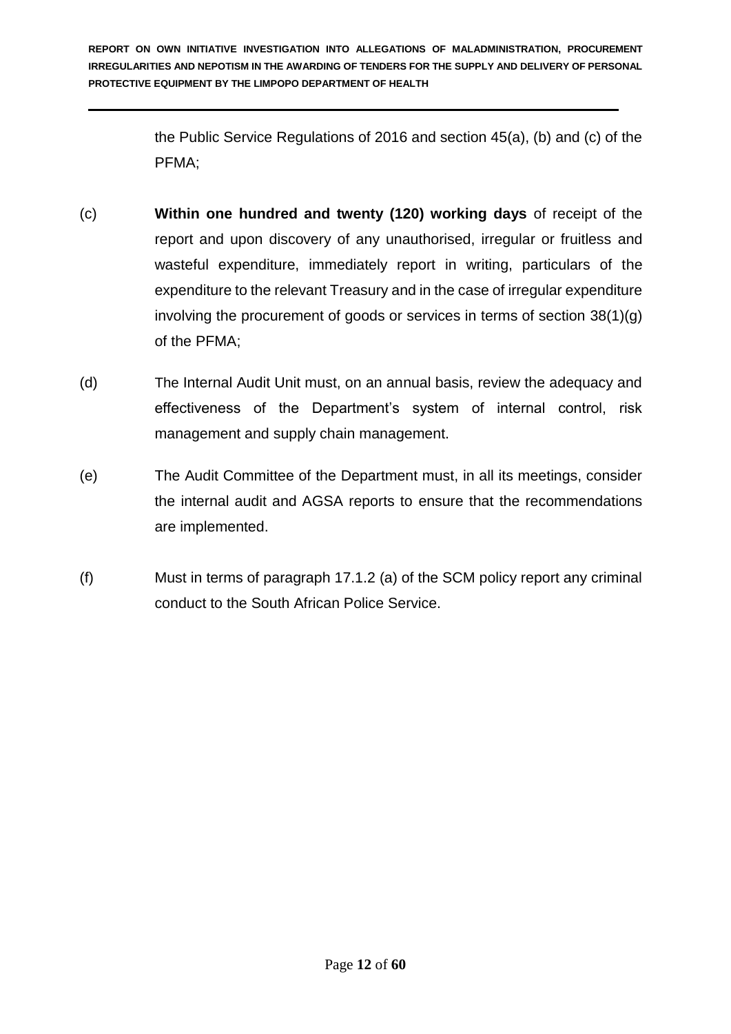the Public Service Regulations of 2016 and section 45(a), (b) and (c) of the PFMA;

(c) **Within one hundred and twenty (120) working days** of receipt of the report and upon discovery of any unauthorised, irregular or fruitless and wasteful expenditure, immediately report in writing, particulars of the expenditure to the relevant Treasury and in the case of irregular expenditure involving the procurement of goods or services in terms of section 38(1)(g) of the PFMA;

(d) The Internal Audit Unit must, on an annual basis, review the adequacy and effectiveness of the Department's system of internal control, risk management and supply chain management.

(e) The Audit Committee of the Department must, in all its meetings, consider the internal audit and AGSA reports to ensure that the recommendations are implemented.

(f) Must in terms of paragraph 17.1.2 (a) of the SCM policy report any criminal conduct to the South African Police Service.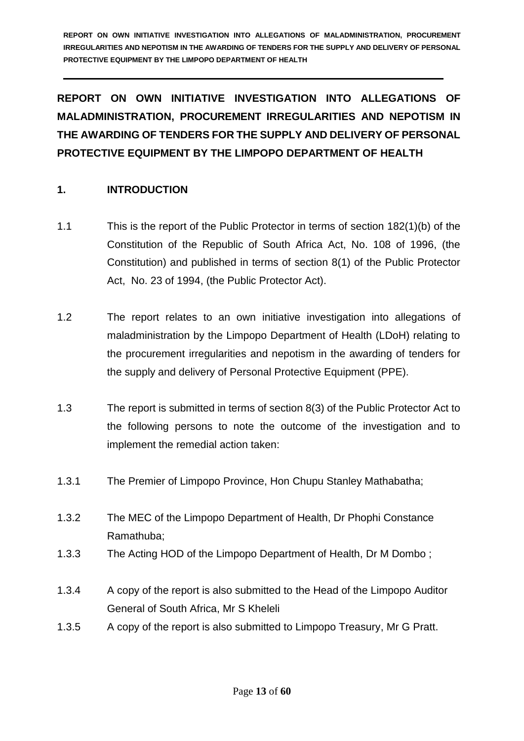# REPORT ON OWN INITIATIVE INVESTIGATION INTO ALLEGATIONS OF MALADMINISTRATION, PROCUREMENT IRREGULARITIES AND NEPOTISM IN THE AWARDING OF TENDERS FOR THE SUPPLY AND DELIVERY OF PERSONAL PROTECTIVE EQUIPMENT BY THE LIMPOPO DEPARTMENT OF HEALTH

## 1. INTRODUCTION

1.1 This is the report of the Public Protector in terms of section 182(1)(b) of the Constitution of the Republic of South Africa Act, No. 108 of 1996, (the Constitution) and published in terms of section 8(1) of the Public Protector Act, No. 23 of 1994, (the Public Protector Act).

1.2 The report relates to an own initiative investigation into allegations of maladministration by the Limpopo Department of Health (LDoH) relating to the procurement irregularities and nepotism in the awarding of tenders for the supply and delivery of Personal Protective Equipment (PPE).

1.3 The report is submitted in terms of section 8(3) of the Public Protector Act to the following persons to note the outcome of the investigation and to implement the remedial action taken:

1.3.1 The Premier of Limpopo Province, Hon Chupu Stanley Mathabatha;

1.3.2 The MEC of the Limpopo Department of Health, Dr Phophi Constance Ramathuba;

1.3.3 The Acting HOD of the Limpopo Department of Health, Dr M Dombo ;

1.3.4 A copy of the report is also submitted to the Head of the Limpopo Auditor General of South Africa, Mr S Kheleli

1.3.5 A copy of the report is also submitted to Limpopo Treasury, Mr G Pratt.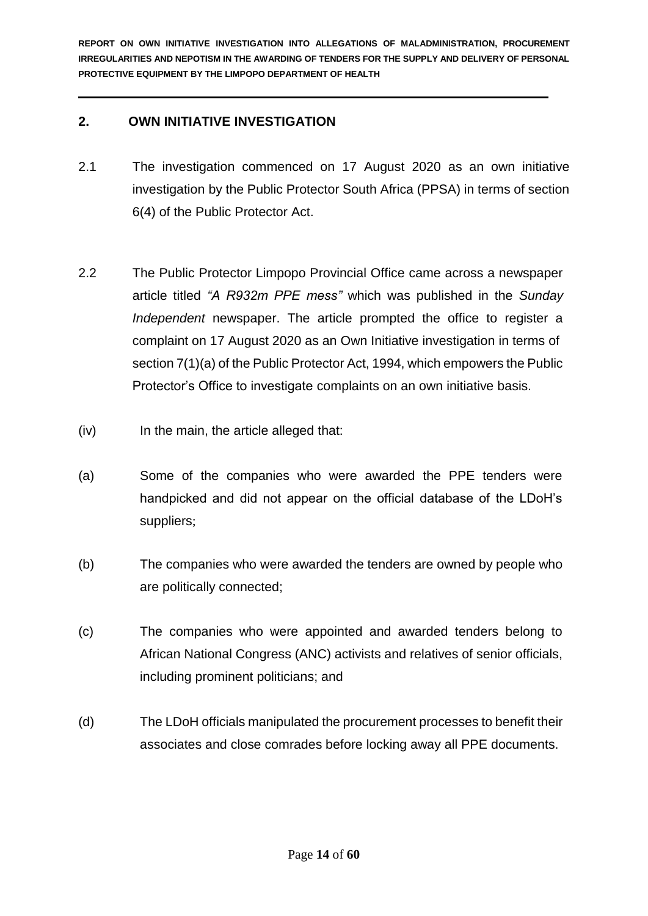## 2. OWN INITIATIVE INVESTIGATION

2.1 The investigation commenced on 17 August 2020 as an own initiative investigation by the Public Protector South Africa (PPSA) in terms of section 6(4) of the Public Protector Act.

2.2 The Public Protector Limpopo Provincial Office came across a newspaper article titled *"A R932m PPE mess"* which was published in the *Sunday Independent* newspaper. The article prompted the office to register a complaint on 17 August 2020 as an Own Initiative investigation in terms of section 7(1)(a) of the Public Protector Act, 1994, which empowers the Public Protector's Office to investigate complaints on an own initiative basis.

(iv) In the main, the article alleged that:

(a) Some of the companies who were awarded the PPE tenders were handpicked and did not appear on the official database of the LDoH's suppliers;

(b) The companies who were awarded the tenders are owned by people who are politically connected;

(c) The companies who were appointed and awarded tenders belong to African National Congress (ANC) activists and relatives of senior officials, including prominent politicians; and

(d) The LDoH officials manipulated the procurement processes to benefit their associates and close comrades before locking away all PPE documents.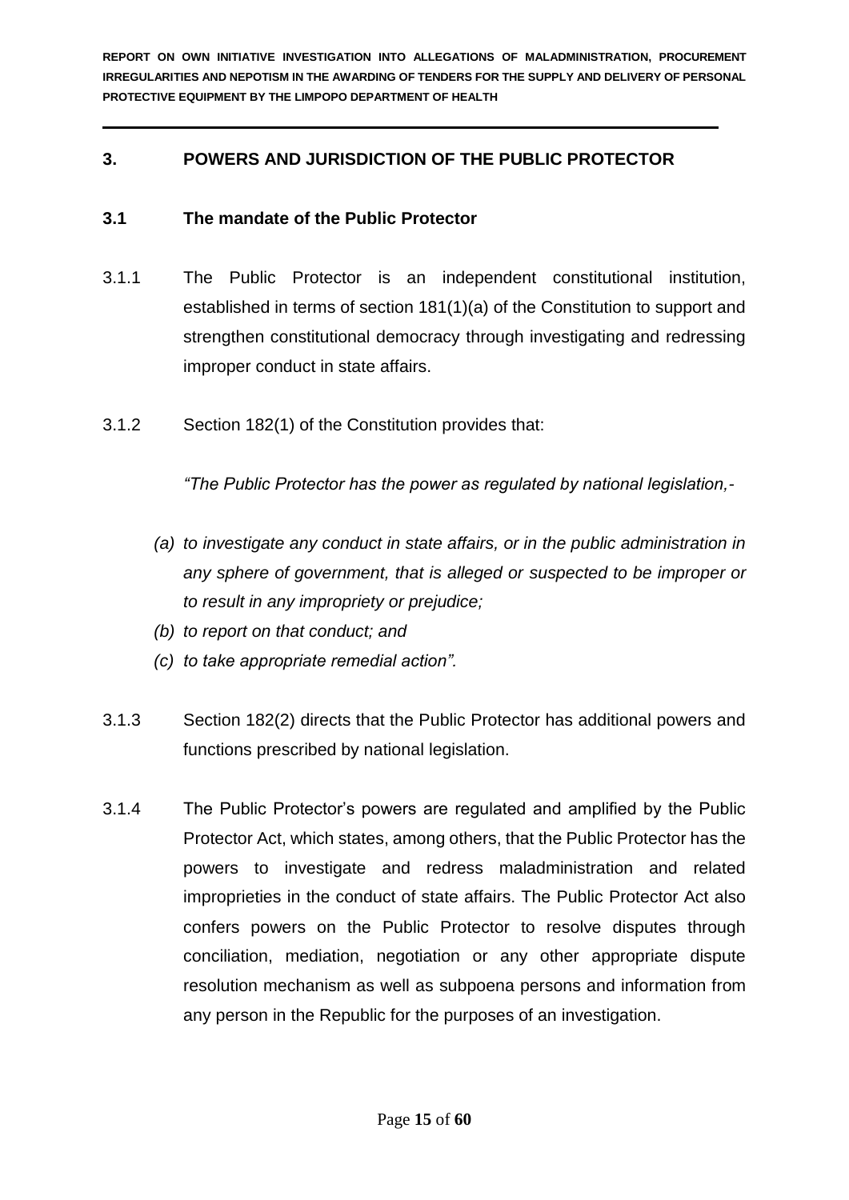## 3. POWERS AND JURISDICTION OF THE PUBLIC PROTECTOR

### 3.1 The mandate of the Public Protector

3.1.1 The Public Protector is an independent constitutional institution, established in terms of section 181(1)(a) of the Constitution to support and strengthen constitutional democracy through investigating and redressing improper conduct in state affairs.

3.1.2 Section 182(1) of the Constitution provides that:

*"The Public Protector has the power as regulated by national legislation,-*

*(a) to investigate any conduct in state affairs, or in the public administration in any sphere of government, that is alleged or suspected to be improper or to result in any impropriety or prejudice;*

*(b) to report on that conduct; and*

*(c) to take appropriate remedial action".*

3.1.3 Section 182(2) directs that the Public Protector has additional powers and functions prescribed by national legislation.

3.1.4 The Public Protector's powers are regulated and amplified by the Public Protector Act, which states, among others, that the Public Protector has the powers to investigate and redress maladministration and related improprieties in the conduct of state affairs. The Public Protector Act also confers powers on the Public Protector to resolve disputes through conciliation, mediation, negotiation or any other appropriate dispute resolution mechanism as well as subpoena persons and information from any person in the Republic for the purposes of an investigation.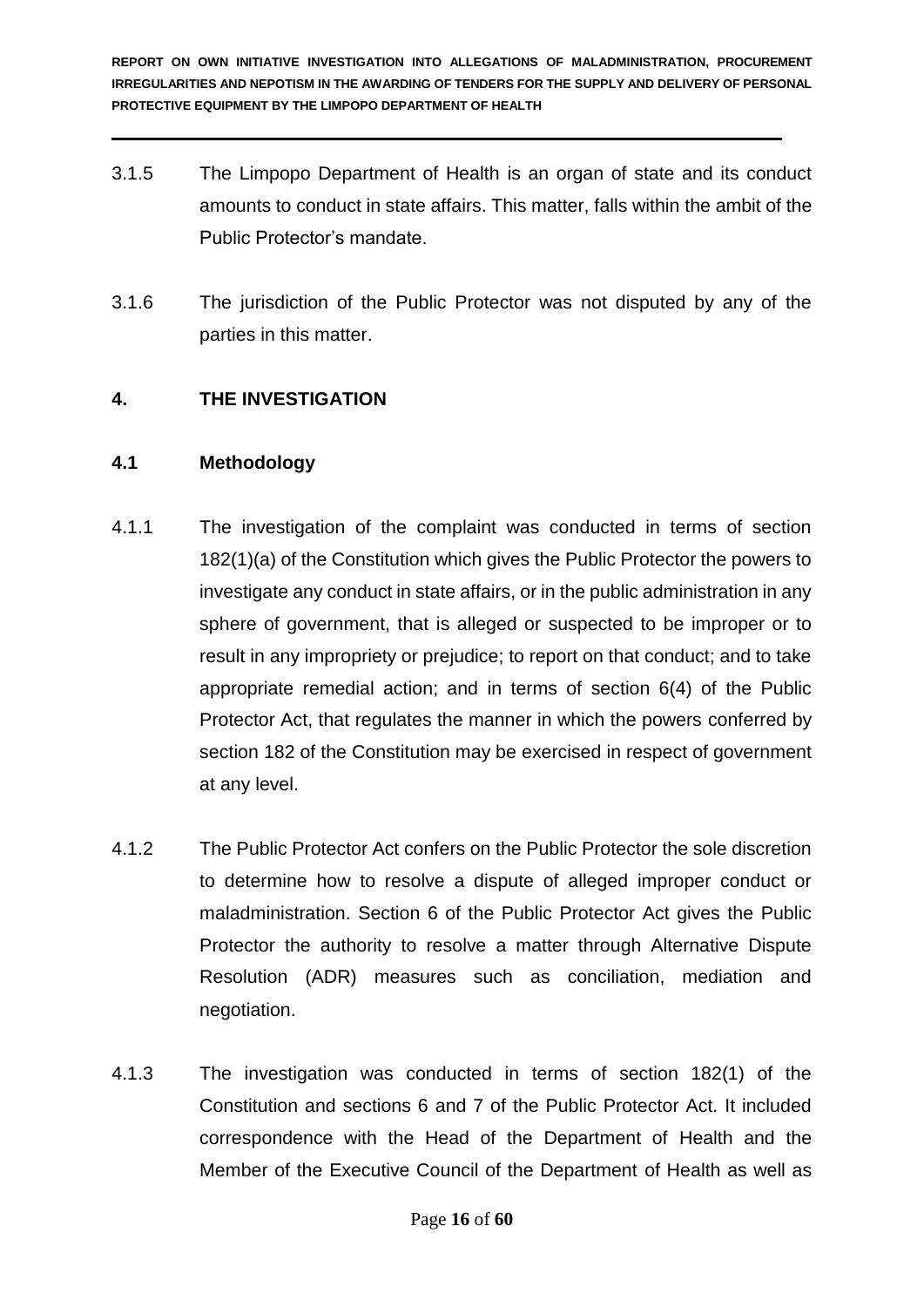3.1.5 The Limpopo Department of Health is an organ of state and its conduct amounts to conduct in state affairs. This matter, falls within the ambit of the Public Protector's mandate.

3.1.6 The jurisdiction of the Public Protector was not disputed by any of the parties in this matter.

## 4. THE INVESTIGATION

### 4.1 Methodology

4.1.1 The investigation of the complaint was conducted in terms of section 182(1)(a) of the Constitution which gives the Public Protector the powers to investigate any conduct in state affairs, or in the public administration in any sphere of government, that is alleged or suspected to be improper or to result in any impropriety or prejudice; to report on that conduct; and to take appropriate remedial action; and in terms of section 6(4) of the Public Protector Act, that regulates the manner in which the powers conferred by section 182 of the Constitution may be exercised in respect of government at any level.

4.1.2 The Public Protector Act confers on the Public Protector the sole discretion to determine how to resolve a dispute of alleged improper conduct or maladministration. Section 6 of the Public Protector Act gives the Public Protector the authority to resolve a matter through Alternative Dispute Resolution (ADR) measures such as conciliation, mediation and negotiation.

4.1.3 The investigation was conducted in terms of section 182(1) of the Constitution and sections 6 and 7 of the Public Protector Act. It included correspondence with the Head of the Department of Health and the Member of the Executive Council of the Department of Health as well as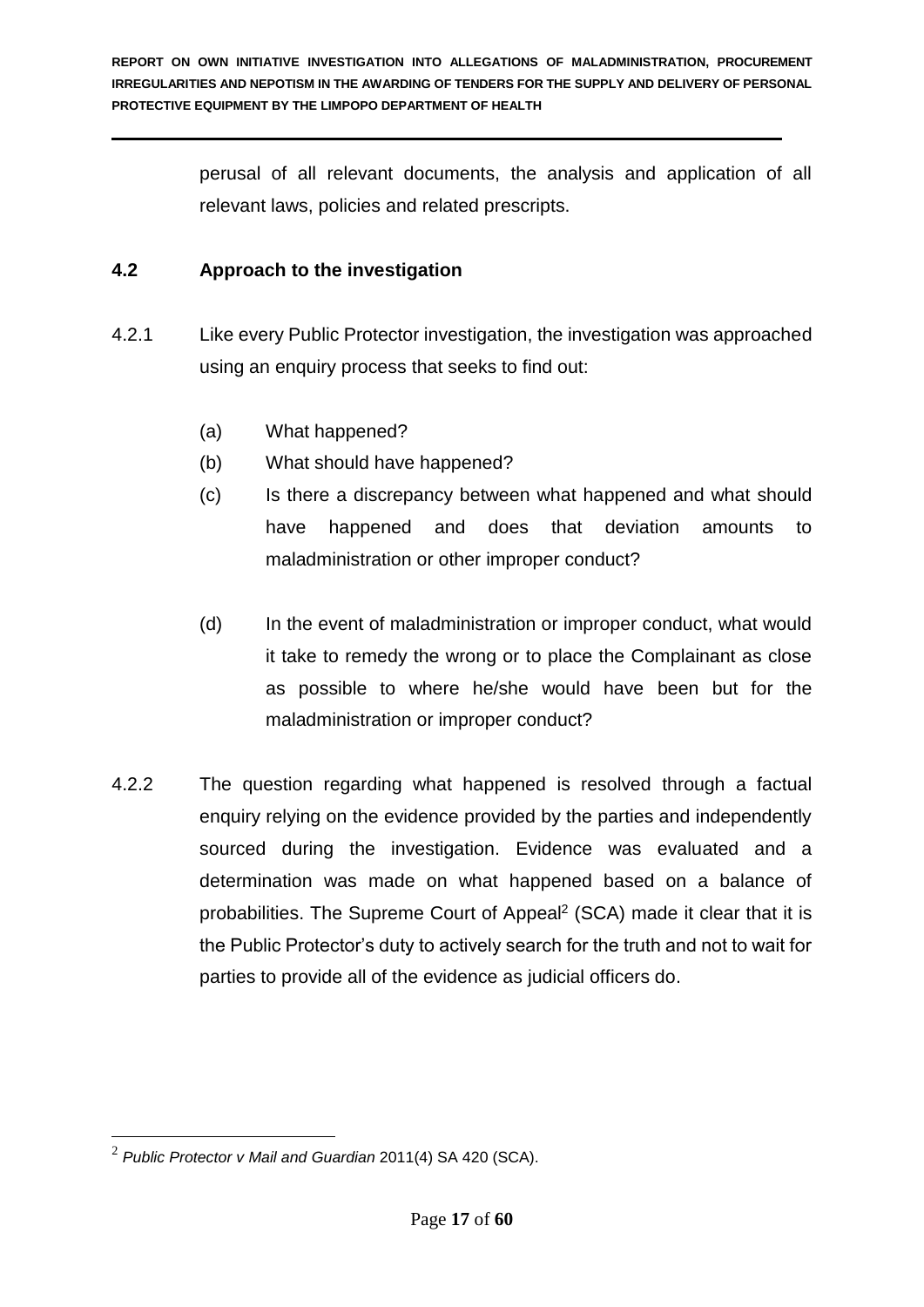perusal of all relevant documents, the analysis and application of all relevant laws, policies and related prescripts.

### 4.2 Approach to the investigation

4.2.1 Like every Public Protector investigation, the investigation was approached using an enquiry process that seeks to find out:

(a) What happened?

(b) What should have happened?

(c) Is there a discrepancy between what happened and what should have happened and does that deviation amounts to maladministration or other improper conduct?

(d) In the event of maladministration or improper conduct, what would it take to remedy the wrong or to place the Complainant as close as possible to where he/she would have been but for the maladministration or improper conduct?

4.2.2 The question regarding what happened is resolved through a factual enquiry relying on the evidence provided by the parties and independently sourced during the investigation. Evidence was evaluated and a determination was made on what happened based on a balance of probabilities. The Supreme Court of Appeal[2] (SCA) made it clear that it is the Public Protector's duty to actively search for the truth and not to wait for parties to provide all of the evidence as judicial officers do.

---

[2] *Public Protector v Mail and Guardian* 2011(4) SA 420 (SCA).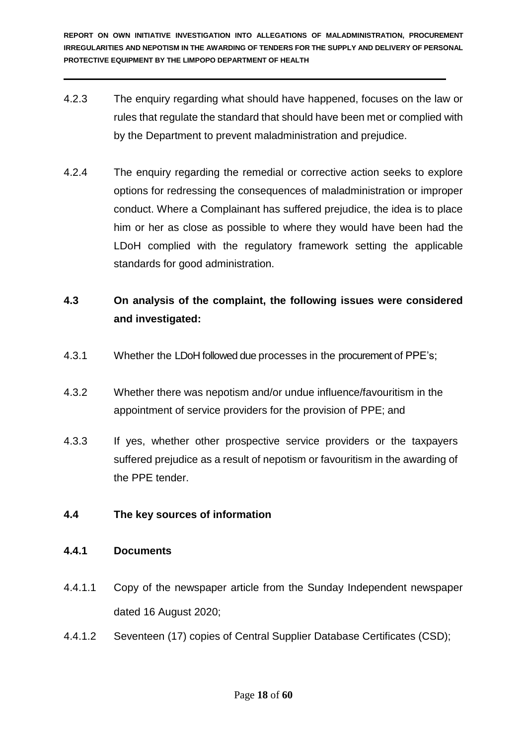4.2.3 The enquiry regarding what should have happened, focuses on the law or rules that regulate the standard that should have been met or complied with by the Department to prevent maladministration and prejudice.

4.2.4 The enquiry regarding the remedial or corrective action seeks to explore options for redressing the consequences of maladministration or improper conduct. Where a Complainant has suffered prejudice, the idea is to place him or her as close as possible to where they would have been had the LDoH complied with the regulatory framework setting the applicable standards for good administration.

### 4.3 On analysis of the complaint, the following issues were considered and investigated:

4.3.1 Whether the LDoH followed due processes in the procurement of PPE's;

4.3.2 Whether there was nepotism and/or undue influence/favouritism in the appointment of service providers for the provision of PPE; and

4.3.3 If yes, whether other prospective service providers or the taxpayers suffered prejudice as a result of nepotism or favouritism in the awarding of the PPE tender.

### 4.4 The key sources of information

#### 4.4.1 Documents

4.4.1.1 Copy of the newspaper article from the Sunday Independent newspaper dated 16 August 2020;

4.4.1.2 Seventeen (17) copies of Central Supplier Database Certificates (CSD);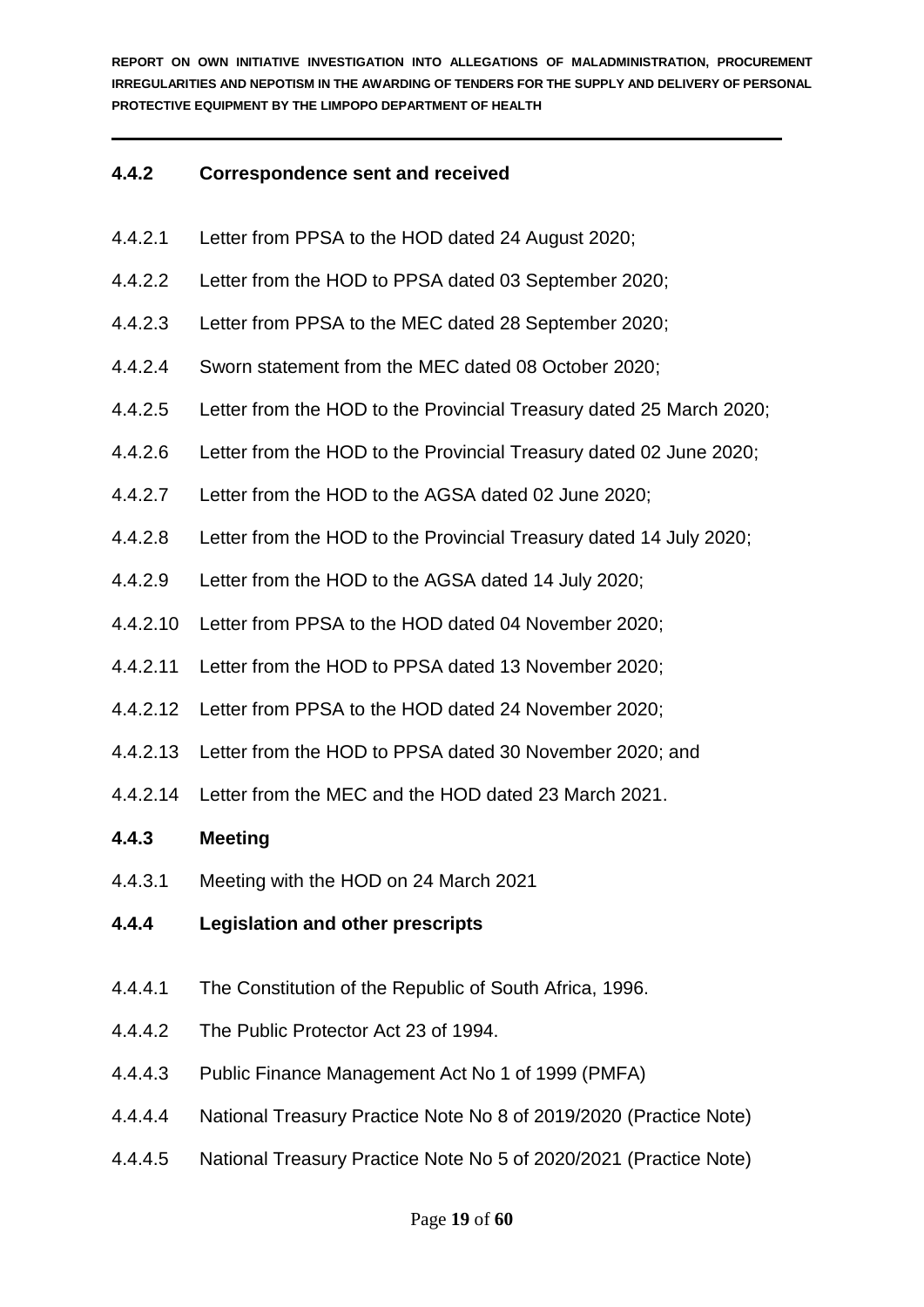#### 4.4.2 Correspondence sent and received

4.4.2.1 Letter from PPSA to the HOD dated 24 August 2020;

4.4.2.2 Letter from the HOD to PPSA dated 03 September 2020;

4.4.2.3 Letter from PPSA to the MEC dated 28 September 2020;

4.4.2.4 Sworn statement from the MEC dated 08 October 2020;

4.4.2.5 Letter from the HOD to the Provincial Treasury dated 25 March 2020;

4.4.2.6 Letter from the HOD to the Provincial Treasury dated 02 June 2020;

4.4.2.7 Letter from the HOD to the AGSA dated 02 June 2020;

4.4.2.8 Letter from the HOD to the Provincial Treasury dated 14 July 2020;

4.4.2.9 Letter from the HOD to the AGSA dated 14 July 2020;

4.4.2.10 Letter from PPSA to the HOD dated 04 November 2020;

4.4.2.11 Letter from the HOD to PPSA dated 13 November 2020;

4.4.2.12 Letter from PPSA to the HOD dated 24 November 2020;

4.4.2.13 Letter from the HOD to PPSA dated 30 November 2020; and

4.4.2.14 Letter from the MEC and the HOD dated 23 March 2021.

#### 4.4.3 Meeting

4.4.3.1 Meeting with the HOD on 24 March 2021

#### 4.4.4 Legislation and other prescripts

4.4.4.1 The Constitution of the Republic of South Africa, 1996.

4.4.4.2 The Public Protector Act 23 of 1994.

4.4.4.3 Public Finance Management Act No 1 of 1999 (PMFA)

4.4.4.4 National Treasury Practice Note No 8 of 2019/2020 (Practice Note)

4.4.4.5 National Treasury Practice Note No 5 of 2020/2021 (Practice Note)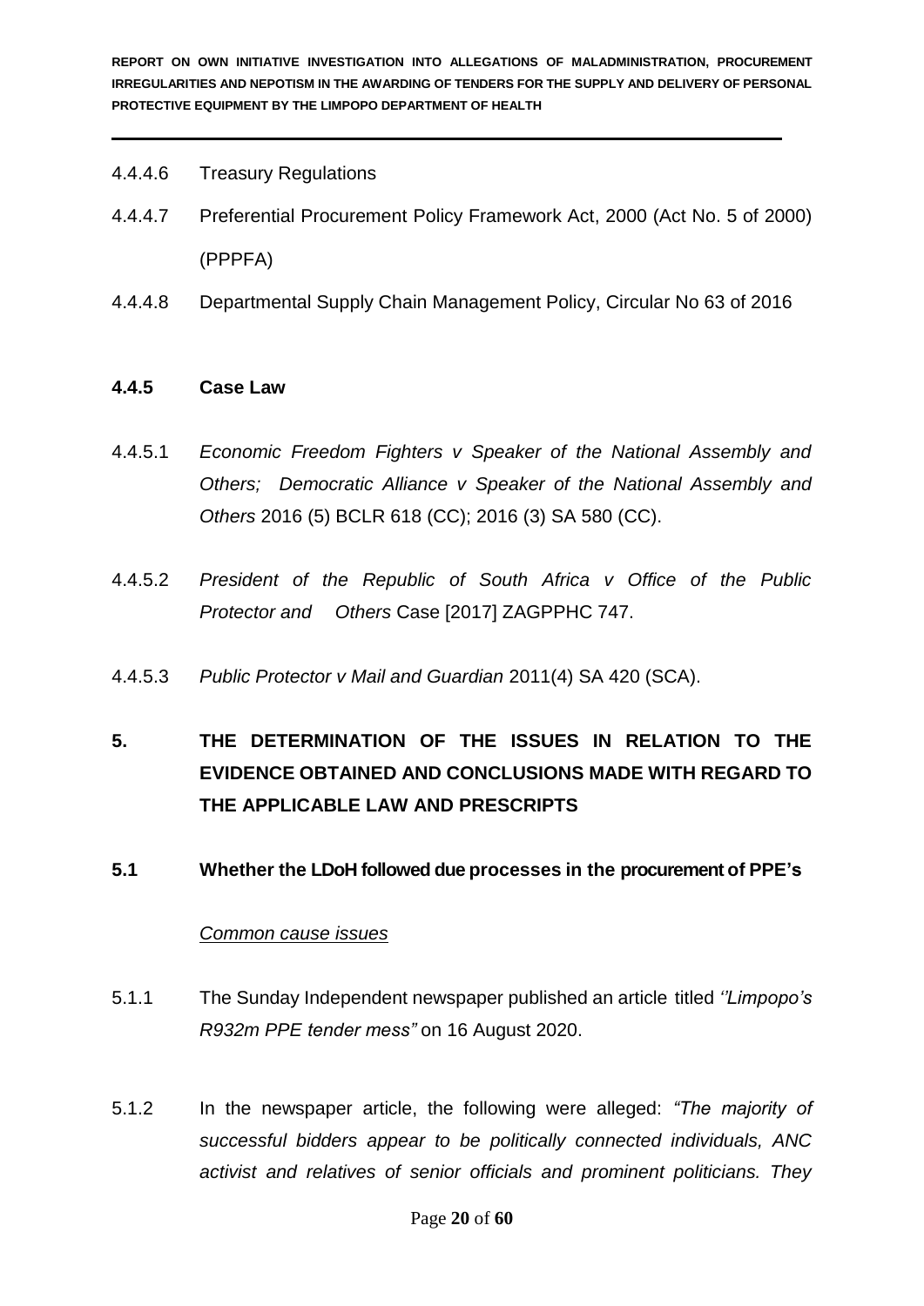4.4.4.6 Treasury Regulations

4.4.4.7 Preferential Procurement Policy Framework Act, 2000 (Act No. 5 of 2000) (PPPFA)

4.4.4.8 Departmental Supply Chain Management Policy, Circular No 63 of 2016

### 4.4.5 Case Law

4.4.5.1 *Economic Freedom Fighters v Speaker of the National Assembly and Others; Democratic Alliance v Speaker of the National Assembly and Others* 2016 (5) BCLR 618 (CC); 2016 (3) SA 580 (CC).

4.4.5.2 *President of the Republic of South Africa v Office of the Public Protector and Others* Case [2017] ZAGPPHC 747.

4.4.5.3 *Public Protector v Mail and Guardian* 2011(4) SA 420 (SCA).

# 5. THE DETERMINATION OF THE ISSUES IN RELATION TO THE EVIDENCE OBTAINED AND CONCLUSIONS MADE WITH REGARD TO THE APPLICABLE LAW AND PRESCRIPTS

## 5.1 Whether the LDoH followed due processes in the procurement of PPE's

*Common cause issues*

5.1.1 The Sunday Independent newspaper published an article titled *''Limpopo's R932m PPE tender mess"* on 16 August 2020.

5.1.2 In the newspaper article, the following were alleged: *"The majority of successful bidders appear to be politically connected individuals, ANC activist and relatives of senior officials and prominent politicians. They*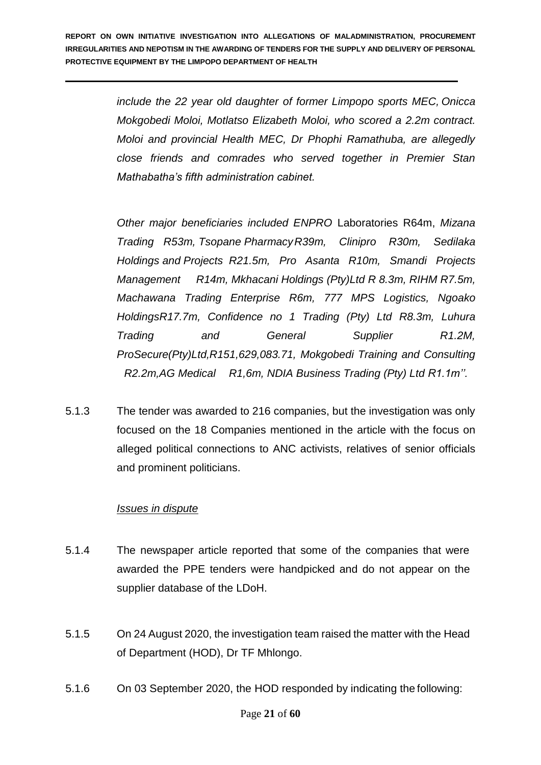*include the 22 year old daughter of former Limpopo sports MEC, Onicca Mokgobedi Moloi, Motlatso Elizabeth Moloi, who scored a 2.2m contract. Moloi and provincial Health MEC, Dr Phophi Ramathuba, are allegedly close friends and comrades who served together in Premier Stan Mathabatha's fifth administration cabinet.*

*Other major beneficiaries included ENPRO* Laboratories *R64m, Mizana Trading R53m, Tsopane Pharmacy R39m, Clinipro R30m, Sedilaka Holdings and Projects R21.5m, Pro Asanta R10m, Smandi Projects Management R14m, Mkhacani Holdings (Pty)Ltd R 8.3m, RIHM R7.5m, Machawana Trading Enterprise R6m, 777 MPS Logistics, Ngoako HoldingsR17.7m, Confidence no 1 Trading (Pty) Ltd R8.3m, Luhura Trading and General Supplier R1.2M, ProSecure(Pty)Ltd,R151,629,083.71, Mokgobedi Training and Consulting R2.2m,AG Medical R1,6m, NDIA Business Trading (Pty) Ltd R1.1m''.*

5.1.3 The tender was awarded to 216 companies, but the investigation was only focused on the 18 Companies mentioned in the article with the focus on alleged political connections to ANC activists, relatives of senior officials and prominent politicians.

*Issues in dispute*

5.1.4 The newspaper article reported that some of the companies that were awarded the PPE tenders were handpicked and do not appear on the supplier database of the LDoH.

5.1.5 On 24 August 2020, the investigation team raised the matter with the Head of Department (HOD), Dr TF Mhlongo.

5.1.6 On 03 September 2020, the HOD responded by indicating the following: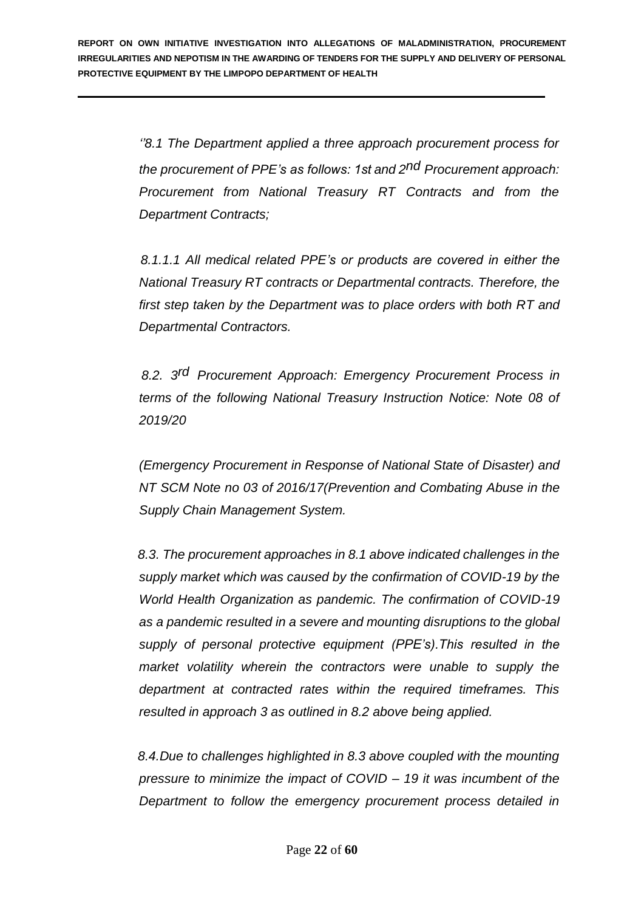*‘’8.1 The Department applied a three approach procurement process for the procurement of PPE’s as follows: 1st and 2nd Procurement approach: Procurement from National Treasury RT Contracts and from the Department Contracts;*

*8.1.1.1 All medical related PPE’s or products are covered in either the National Treasury RT contracts or Departmental contracts. Therefore, the first step taken by the Department was to place orders with both RT and Departmental Contractors.*

*8.2. 3rd Procurement Approach: Emergency Procurement Process in terms of the following National Treasury Instruction Notice: Note 08 of 2019/20*

*(Emergency Procurement in Response of National State of Disaster) and NT SCM Note no 03 of 2016/17(Prevention and Combating Abuse in the Supply Chain Management System.*

*8.3. The procurement approaches in 8.1 above indicated challenges in the supply market which was caused by the confirmation of COVID-19 by the World Health Organization as pandemic. The confirmation of COVID-19 as a pandemic resulted in a severe and mounting disruptions to the global supply of personal protective equipment (PPE’s).This resulted in the market volatility wherein the contractors were unable to supply the department at contracted rates within the required timeframes. This resulted in approach 3 as outlined in 8.2 above being applied.*

*8.4.Due to challenges highlighted in 8.3 above coupled with the mounting pressure to minimize the impact of COVID – 19 it was incumbent of the Department to follow the emergency procurement process detailed in*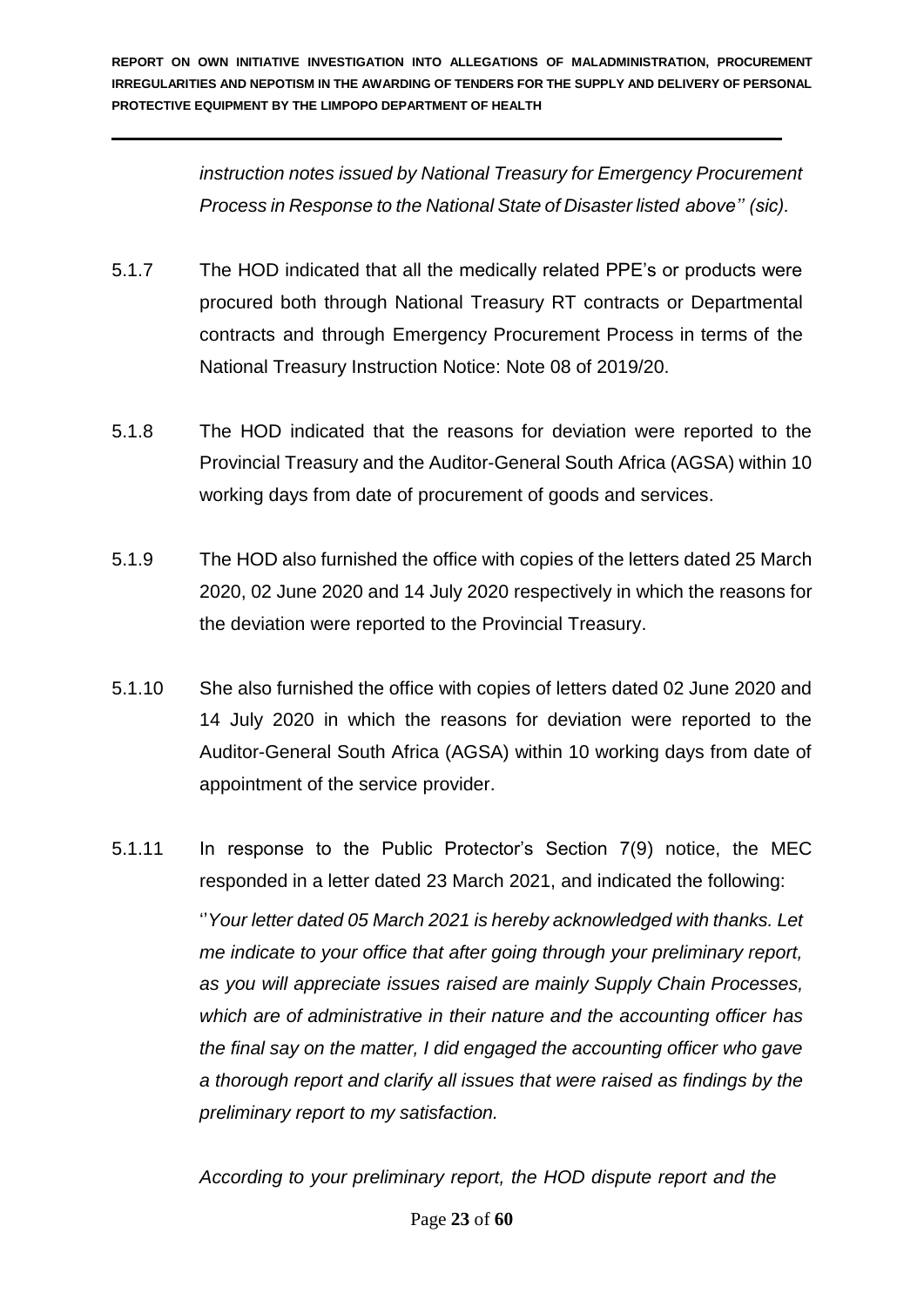*instruction notes issued by National Treasury for Emergency Procurement Process in Response to the National State of Disaster listed above'' (sic).*

5.1.7 The HOD indicated that all the medically related PPE's or products were procured both through National Treasury RT contracts or Departmental contracts and through Emergency Procurement Process in terms of the National Treasury Instruction Notice: Note 08 of 2019/20.

5.1.8 The HOD indicated that the reasons for deviation were reported to the Provincial Treasury and the Auditor-General South Africa (AGSA) within 10 working days from date of procurement of goods and services.

5.1.9 The HOD also furnished the office with copies of the letters dated 25 March 2020, 02 June 2020 and 14 July 2020 respectively in which the reasons for the deviation were reported to the Provincial Treasury.

5.1.10 She also furnished the office with copies of letters dated 02 June 2020 and 14 July 2020 in which the reasons for deviation were reported to the Auditor-General South Africa (AGSA) within 10 working days from date of appointment of the service provider.

5.1.11 In response to the Public Protector's Section 7(9) notice, the MEC responded in a letter dated 23 March 2021, and indicated the following:

''*Your letter dated 05 March 2021 is hereby acknowledged with thanks. Let me indicate to your office that after going through your preliminary report, as you will appreciate issues raised are mainly Supply Chain Processes, which are of administrative in their nature and the accounting officer has the final say on the matter, I did engaged the accounting officer who gave a thorough report and clarify all issues that were raised as findings by the preliminary report to my satisfaction.*

*According to your preliminary report, the HOD dispute report and the*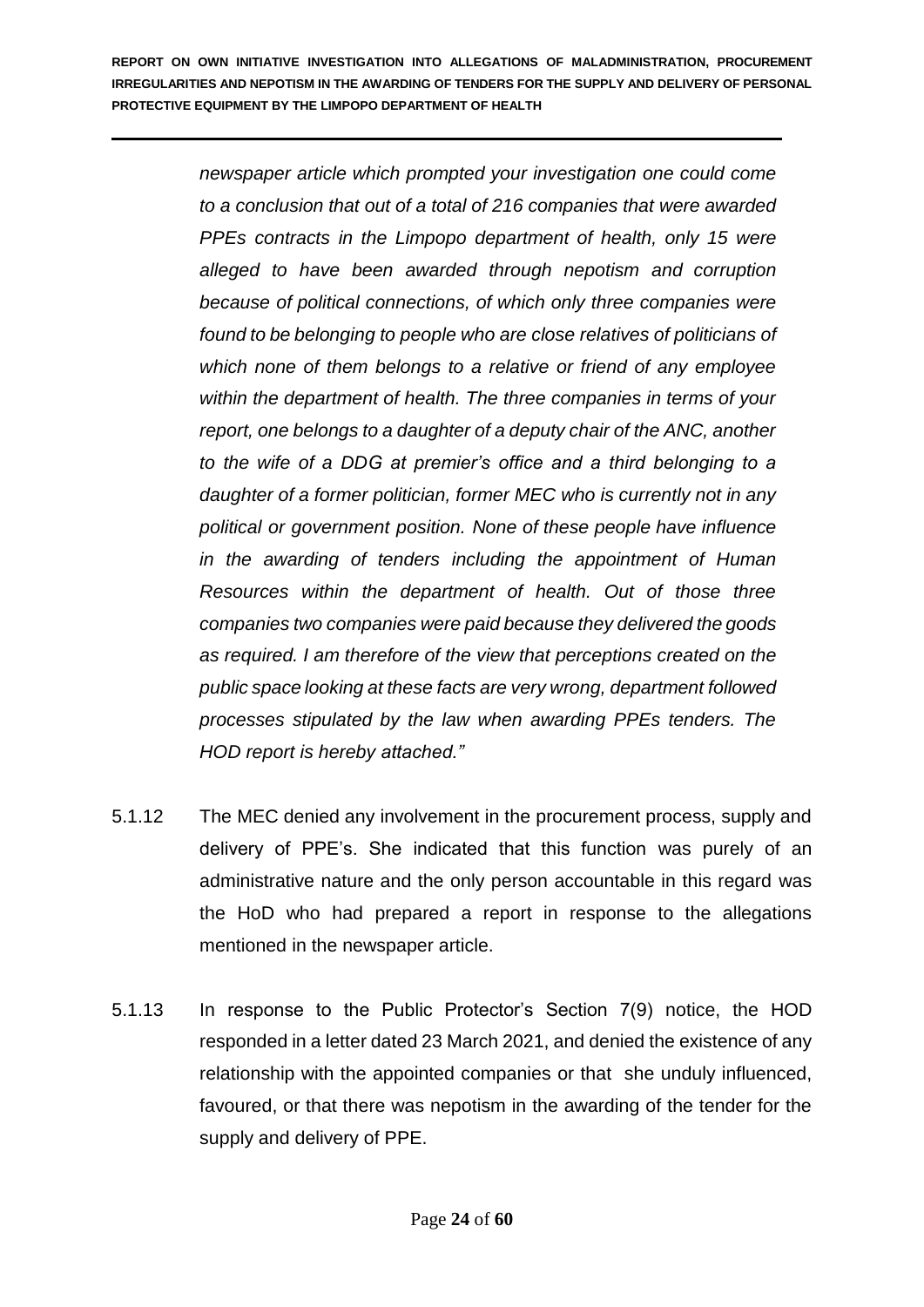*newspaper article which prompted your investigation one could come to a conclusion that out of a total of 216 companies that were awarded PPEs contracts in the Limpopo department of health, only 15 were alleged to have been awarded through nepotism and corruption because of political connections, of which only three companies were found to be belonging to people who are close relatives of politicians of which none of them belongs to a relative or friend of any employee within the department of health. The three companies in terms of your report, one belongs to a daughter of a deputy chair of the ANC, another to the wife of a DDG at premier's office and a third belonging to a daughter of a former politician, former MEC who is currently not in any political or government position. None of these people have influence in the awarding of tenders including the appointment of Human Resources within the department of health. Out of those three companies two companies were paid because they delivered the goods as required. I am therefore of the view that perceptions created on the public space looking at these facts are very wrong, department followed processes stipulated by the law when awarding PPEs tenders. The HOD report is hereby attached."*

5.1.12 The MEC denied any involvement in the procurement process, supply and delivery of PPE's. She indicated that this function was purely of an administrative nature and the only person accountable in this regard was the HoD who had prepared a report in response to the allegations mentioned in the newspaper article.

5.1.13 In response to the Public Protector's Section 7(9) notice, the HOD responded in a letter dated 23 March 2021, and denied the existence of any relationship with the appointed companies or that she unduly influenced, favoured, or that there was nepotism in the awarding of the tender for the supply and delivery of PPE.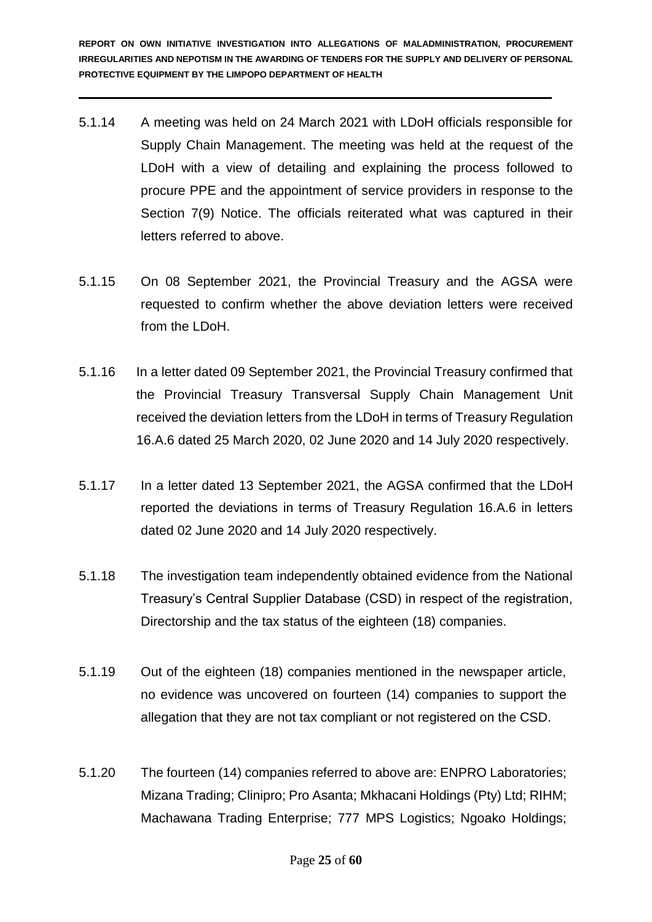5.1.14 A meeting was held on 24 March 2021 with LDoH officials responsible for Supply Chain Management. The meeting was held at the request of the LDoH with a view of detailing and explaining the process followed to procure PPE and the appointment of service providers in response to the Section 7(9) Notice. The officials reiterated what was captured in their letters referred to above.

5.1.15 On 08 September 2021, the Provincial Treasury and the AGSA were requested to confirm whether the above deviation letters were received from the LDoH.

5.1.16 In a letter dated 09 September 2021, the Provincial Treasury confirmed that the Provincial Treasury Transversal Supply Chain Management Unit received the deviation letters from the LDoH in terms of Treasury Regulation 16.A.6 dated 25 March 2020, 02 June 2020 and 14 July 2020 respectively.

5.1.17 In a letter dated 13 September 2021, the AGSA confirmed that the LDoH reported the deviations in terms of Treasury Regulation 16.A.6 in letters dated 02 June 2020 and 14 July 2020 respectively.

5.1.18 The investigation team independently obtained evidence from the National Treasury's Central Supplier Database (CSD) in respect of the registration, Directorship and the tax status of the eighteen (18) companies.

5.1.19 Out of the eighteen (18) companies mentioned in the newspaper article, no evidence was uncovered on fourteen (14) companies to support the allegation that they are not tax compliant or not registered on the CSD.

5.1.20 The fourteen (14) companies referred to above are: ENPRO Laboratories; Mizana Trading; Clinipro; Pro Asanta; Mkhacani Holdings (Pty) Ltd; RIHM; Machawana Trading Enterprise; 777 MPS Logistics; Ngoako Holdings;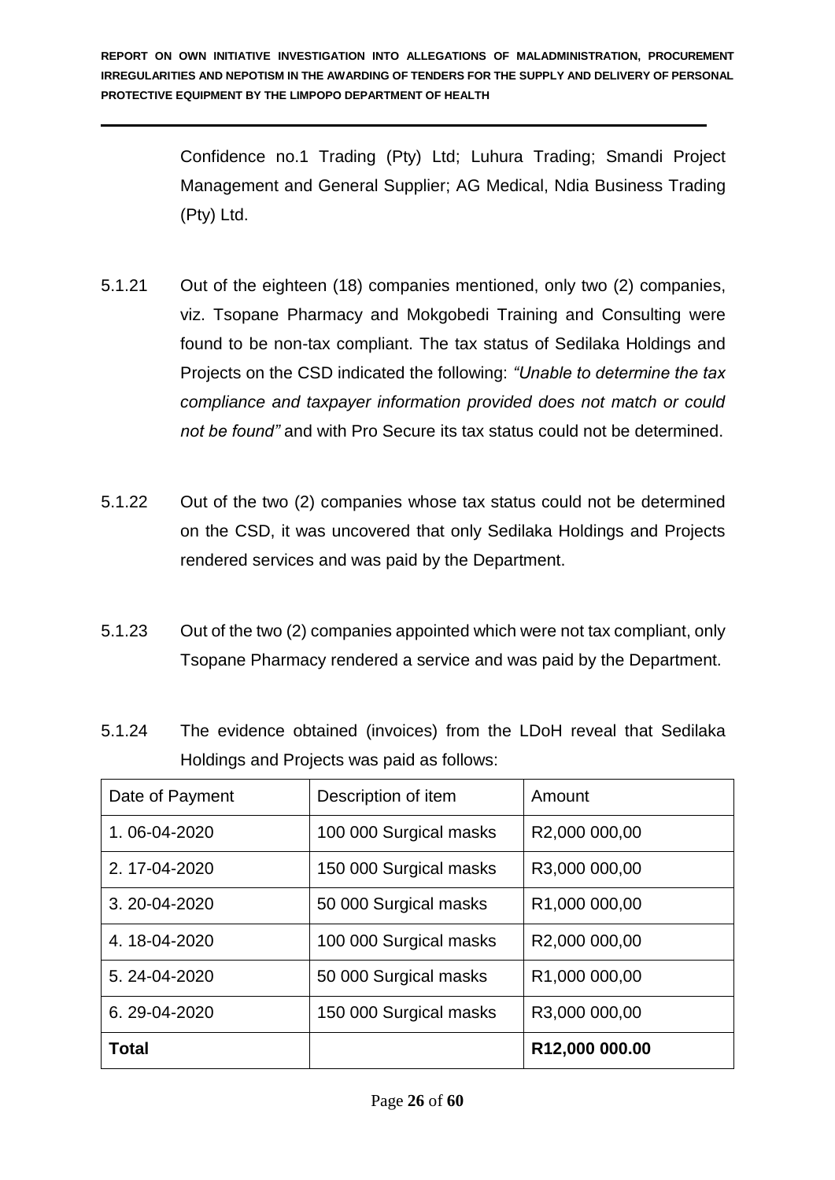Confidence no.1 Trading (Pty) Ltd; Luhura Trading; Smandi Project Management and General Supplier; AG Medical, Ndia Business Trading (Pty) Ltd.

5.1.21 Out of the eighteen (18) companies mentioned, only two (2) companies, viz. Tsopane Pharmacy and Mokgobedi Training and Consulting were found to be non-tax compliant. The tax status of Sedilaka Holdings and Projects on the CSD indicated the following: *"Unable to determine the tax compliance and taxpayer information provided does not match or could not be found"* and with Pro Secure its tax status could not be determined.

5.1.22 Out of the two (2) companies whose tax status could not be determined on the CSD, it was uncovered that only Sedilaka Holdings and Projects rendered services and was paid by the Department.

5.1.23 Out of the two (2) companies appointed which were not tax compliant, only Tsopane Pharmacy rendered a service and was paid by the Department.

5.1.24 The evidence obtained (invoices) from the LDoH reveal that Sedilaka Holdings and Projects was paid as follows:

| Date of Payment | Description of item | Amount |
|---|---|---|
| 1. 06-04-2020 | 100 000 Surgical masks | R2,000 000,00 |
| 2. 17-04-2020 | 150 000 Surgical masks | R3,000 000,00 |
| 3. 20-04-2020 | 50 000 Surgical masks | R1,000 000,00 |
| 4. 18-04-2020 | 100 000 Surgical masks | R2,000 000,00 |
| 5. 24-04-2020 | 50 000 Surgical masks | R1,000 000,00 |
| 6. 29-04-2020 | 150 000 Surgical masks | R3,000 000,00 |
| **Total** | | **R12,000 000.00** |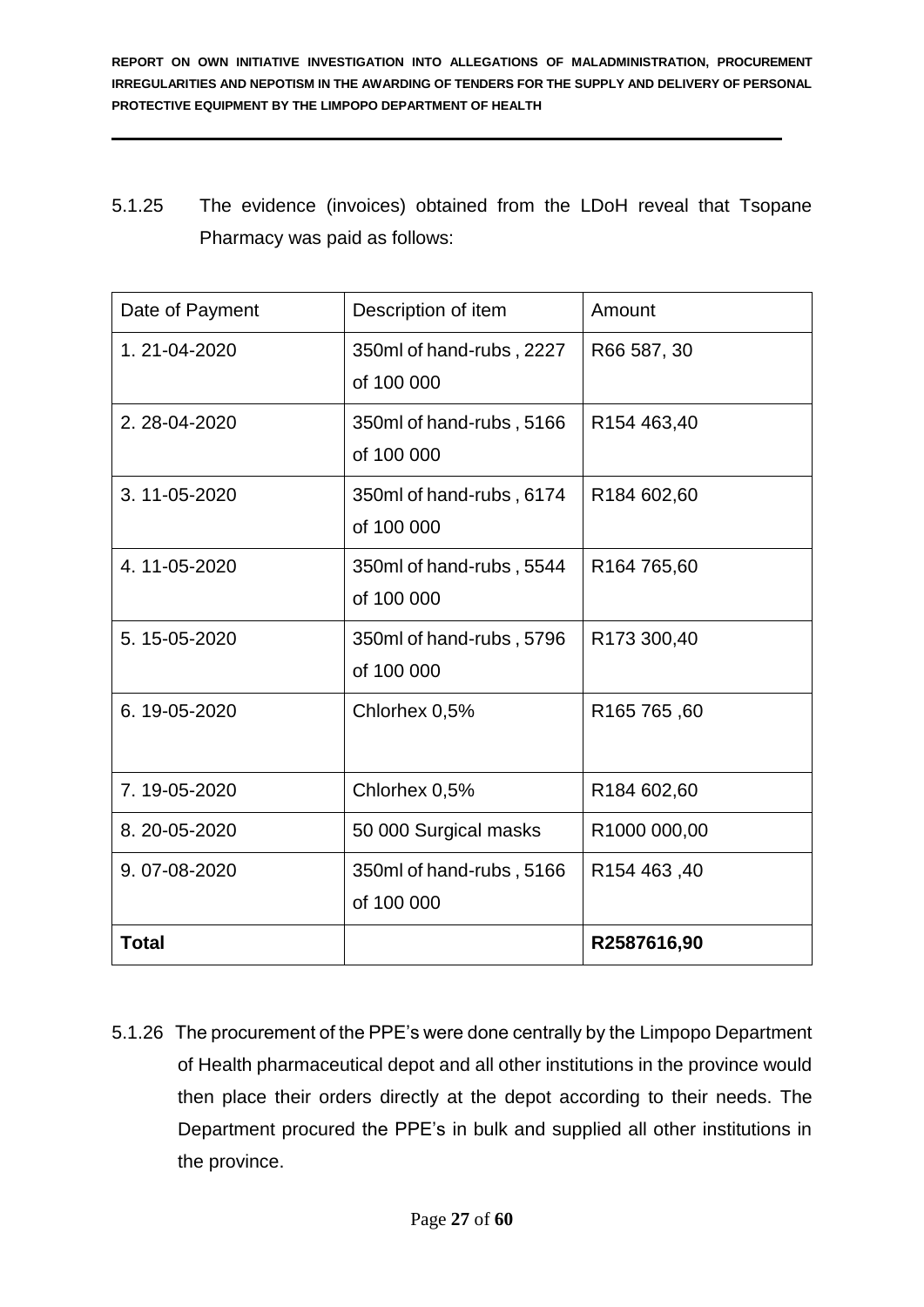5.1.25 The evidence (invoices) obtained from the LDoH reveal that Tsopane Pharmacy was paid as follows:

| Date of Payment | Description of item | Amount |
| --- | --- | --- |
| 1. 21-04-2020 | 350ml of hand-rubs , 2227 of 100 000 | R66 587, 30 |
| 2. 28-04-2020 | 350ml of hand-rubs , 5166 of 100 000 | R154 463,40 |
| 3. 11-05-2020 | 350ml of hand-rubs , 6174 of 100 000 | R184 602,60 |
| 4. 11-05-2020 | 350ml of hand-rubs , 5544 of 100 000 | R164 765,60 |
| 5. 15-05-2020 | 350ml of hand-rubs , 5796 of 100 000 | R173 300,40 |
| 6. 19-05-2020 | Chlorhex 0,5% | R165 765 ,60 |
| 7. 19-05-2020 | Chlorhex 0,5% | R184 602,60 |
| 8. 20-05-2020 | 50 000 Surgical masks | R1000 000,00 |
| 9. 07-08-2020 | 350ml of hand-rubs , 5166 of 100 000 | R154 463 ,40 |
| **Total** | | **R2587616,90** |

5.1.26 The procurement of the PPE's were done centrally by the Limpopo Department of Health pharmaceutical depot and all other institutions in the province would then place their orders directly at the depot according to their needs. The Department procured the PPE's in bulk and supplied all other institutions in the province.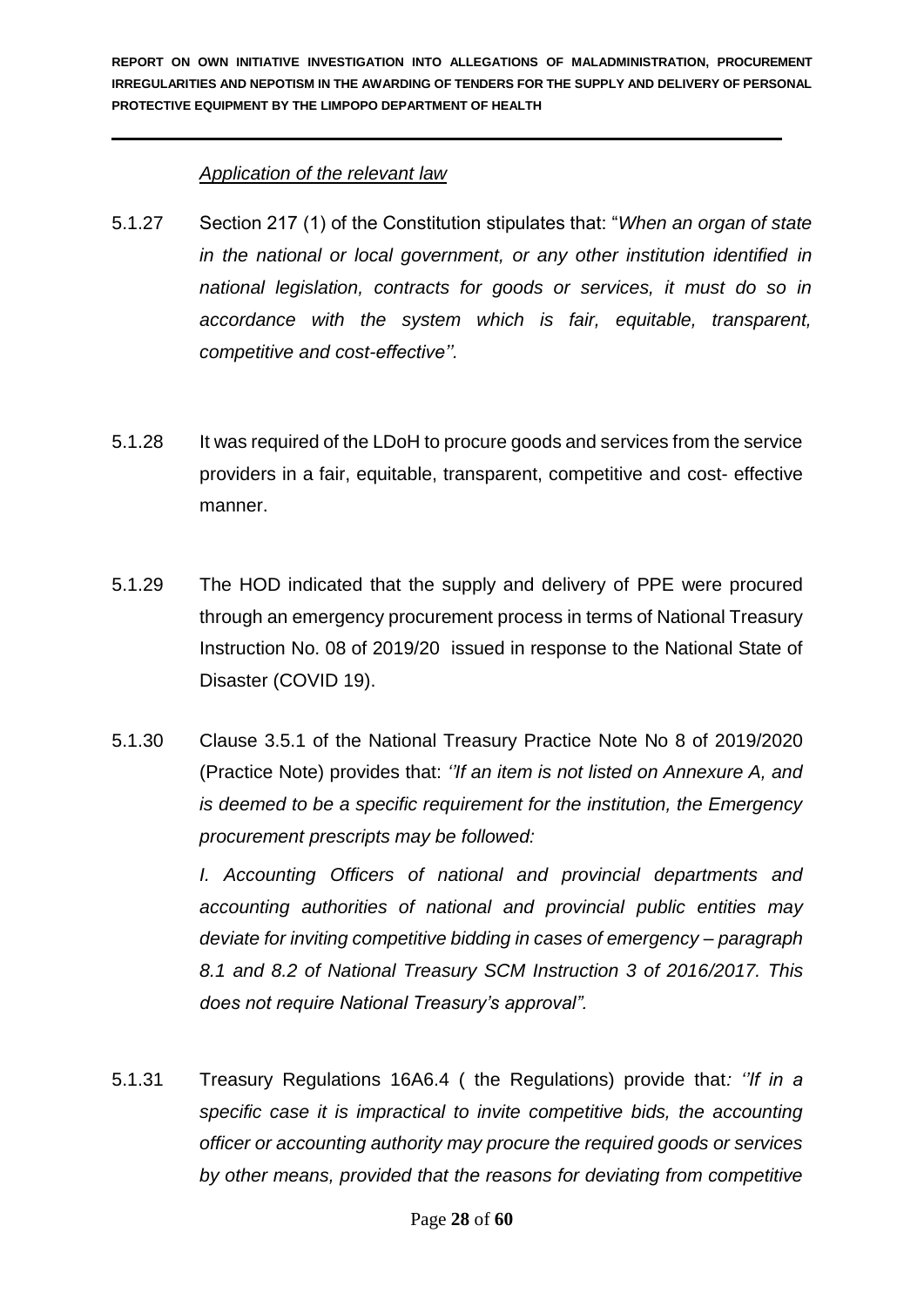*Application of the relevant law*

5.1.27 Section 217 (1) of the Constitution stipulates that: "*When an organ of state in the national or local government, or any other institution identified in national legislation, contracts for goods or services, it must do so in accordance with the system which is fair, equitable, transparent, competitive and cost-effective''.*

5.1.28 It was required of the LDoH to procure goods and services from the service providers in a fair, equitable, transparent, competitive and cost- effective manner.

5.1.29 The HOD indicated that the supply and delivery of PPE were procured through an emergency procurement process in terms of National Treasury Instruction No. 08 of 2019/20 issued in response to the National State of Disaster (COVID 19).

5.1.30 Clause 3.5.1 of the National Treasury Practice Note No 8 of 2019/2020 (Practice Note) provides that: *''If an item is not listed on Annexure A, and is deemed to be a specific requirement for the institution, the Emergency procurement prescripts may be followed:*

*I. Accounting Officers of national and provincial departments and accounting authorities of national and provincial public entities may deviate for inviting competitive bidding in cases of emergency – paragraph 8.1 and 8.2 of National Treasury SCM Instruction 3 of 2016/2017. This does not require National Treasury's approval".*

5.1.31 Treasury Regulations 16A6.4 ( the Regulations) provide that*: ''If in a specific case it is impractical to invite competitive bids, the accounting officer or accounting authority may procure the required goods or services by other means, provided that the reasons for deviating from competitive*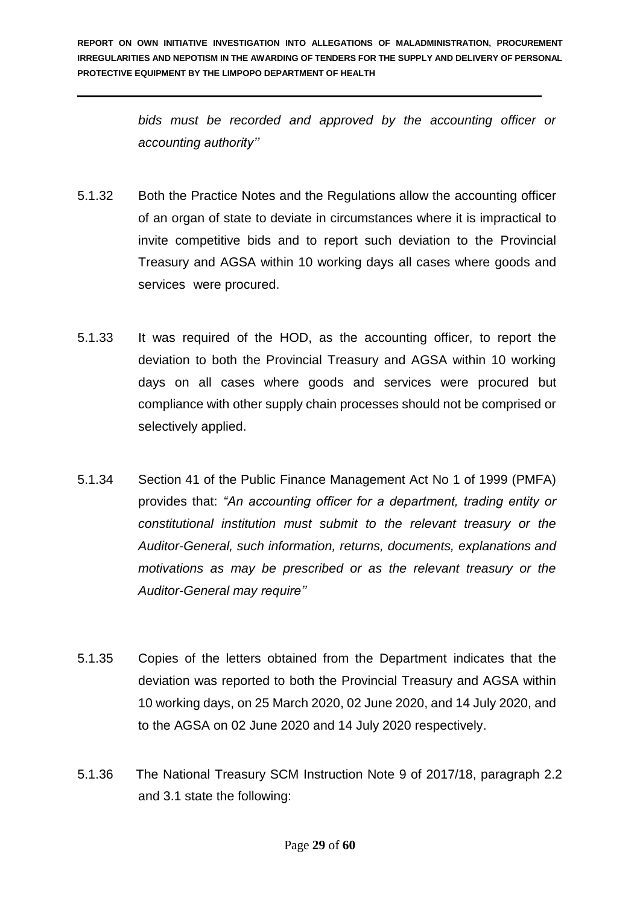*bids must be recorded and approved by the accounting officer or accounting authority''*

5.1.32 Both the Practice Notes and the Regulations allow the accounting officer of an organ of state to deviate in circumstances where it is impractical to invite competitive bids and to report such deviation to the Provincial Treasury and AGSA within 10 working days all cases where goods and services were procured.

5.1.33 It was required of the HOD, as the accounting officer, to report the deviation to both the Provincial Treasury and AGSA within 10 working days on all cases where goods and services were procured but compliance with other supply chain processes should not be comprised or selectively applied.

5.1.34 Section 41 of the Public Finance Management Act No 1 of 1999 (PMFA) provides that: *"An accounting officer for a department, trading entity or constitutional institution must submit to the relevant treasury or the Auditor-General, such information, returns, documents, explanations and motivations as may be prescribed or as the relevant treasury or the Auditor-General may require''*

5.1.35 Copies of the letters obtained from the Department indicates that the deviation was reported to both the Provincial Treasury and AGSA within 10 working days, on 25 March 2020, 02 June 2020, and 14 July 2020, and to the AGSA on 02 June 2020 and 14 July 2020 respectively.

5.1.36 The National Treasury SCM Instruction Note 9 of 2017/18, paragraph 2.2 and 3.1 state the following: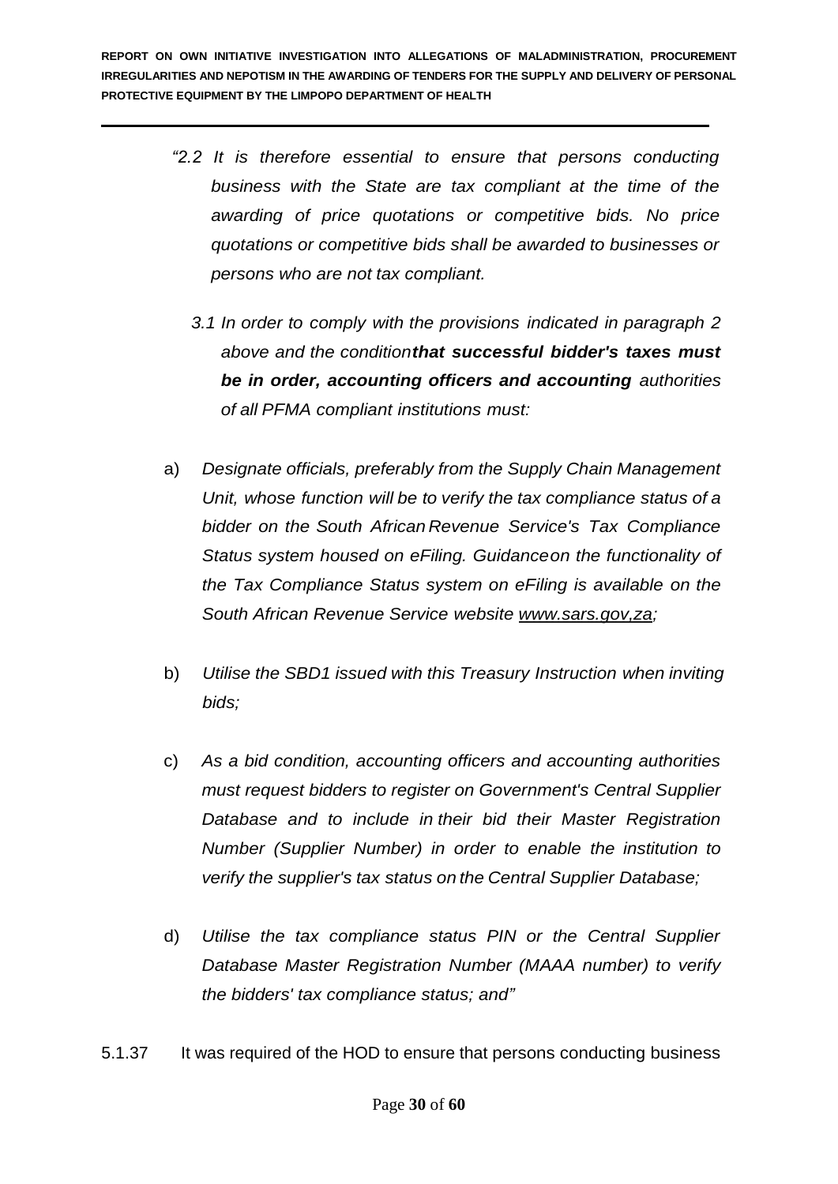*"2.2 It is therefore essential to ensure that persons conducting business with the State are tax compliant at the time of the awarding of price quotations or competitive bids. No price quotations or competitive bids shall be awarded to businesses or persons who are not tax compliant.*

*3.1 In order to comply with the provisions indicated in paragraph 2 above and the condition **that successful bidder's taxes must be in order, accounting officers and accounting** authorities of all PFMA compliant institutions must:*

a) *Designate officials, preferably from the Supply Chain Management Unit, whose function will be to verify the tax compliance status of a bidder on the South African Revenue Service's Tax Compliance Status system housed on eFiling. Guidance on the functionality of the Tax Compliance Status system on eFiling is available on the South African Revenue Service website www.sars.gov,za;*

b) *Utilise the SBD1 issued with this Treasury Instruction when inviting bids;*

c) *As a bid condition, accounting officers and accounting authorities must request bidders to register on Government's Central Supplier Database and to include in their bid their Master Registration Number (Supplier Number) in order to enable the institution to verify the supplier's tax status on the Central Supplier Database;*

d) *Utilise the tax compliance status PIN or the Central Supplier Database Master Registration Number (MAAA number) to verify the bidders' tax compliance status; and"*

5.1.37 It was required of the HOD to ensure that persons conducting business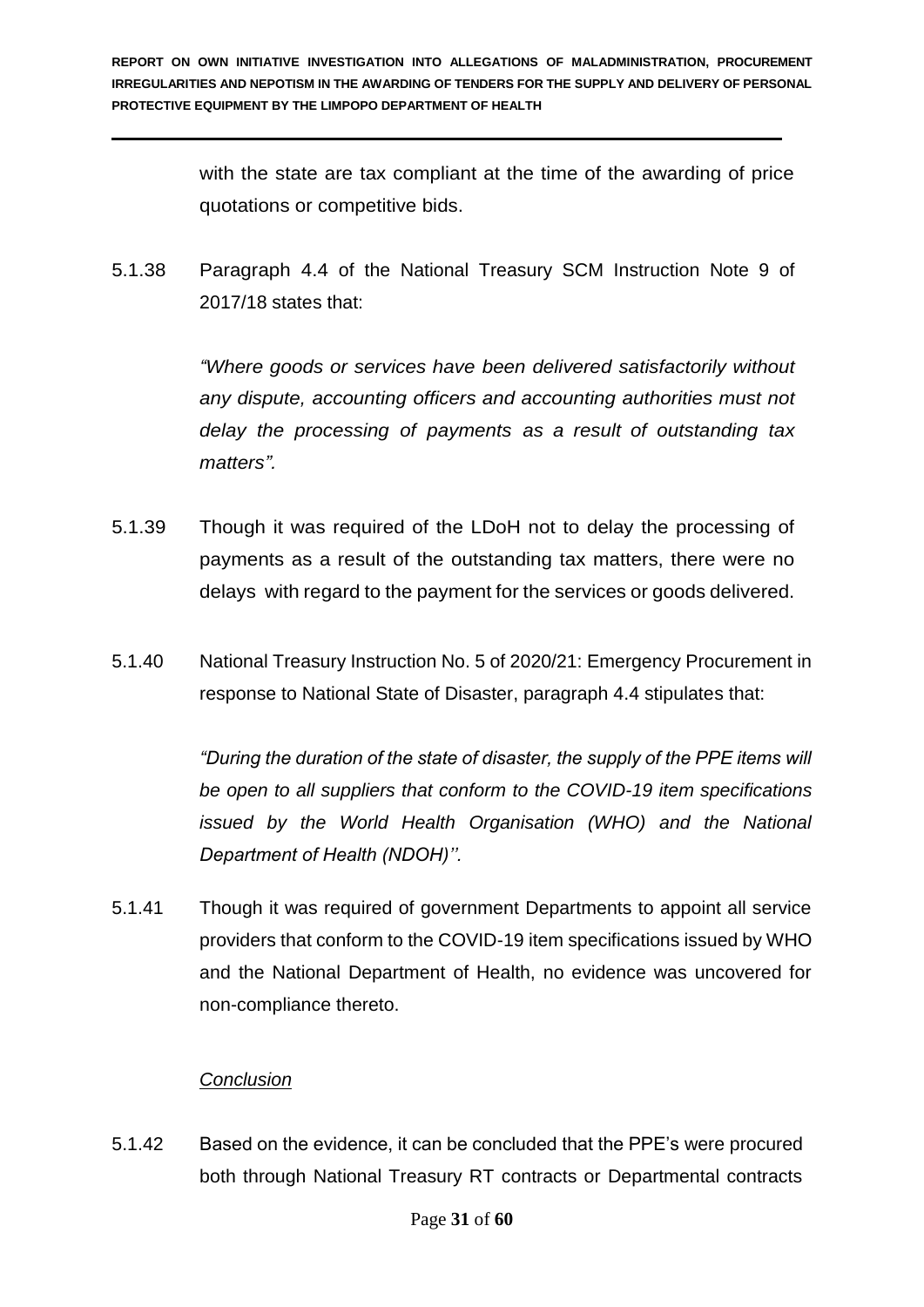with the state are tax compliant at the time of the awarding of price quotations or competitive bids.

5.1.38 Paragraph 4.4 of the National Treasury SCM Instruction Note 9 of 2017/18 states that:

> *"Where goods or services have been delivered satisfactorily without any dispute, accounting officers and accounting authorities must not delay the processing of payments as a result of outstanding tax matters".*

5.1.39 Though it was required of the LDoH not to delay the processing of payments as a result of the outstanding tax matters, there were no delays with regard to the payment for the services or goods delivered.

5.1.40 National Treasury Instruction No. 5 of 2020/21: Emergency Procurement in response to National State of Disaster, paragraph 4.4 stipulates that:

> *"During the duration of the state of disaster, the supply of the PPE items will be open to all suppliers that conform to the COVID-19 item specifications issued by the World Health Organisation (WHO) and the National Department of Health (NDOH)''.*

5.1.41 Though it was required of government Departments to appoint all service providers that conform to the COVID-19 item specifications issued by WHO and the National Department of Health, no evidence was uncovered for non-compliance thereto.

*Conclusion*

5.1.42 Based on the evidence, it can be concluded that the PPE's were procured both through National Treasury RT contracts or Departmental contracts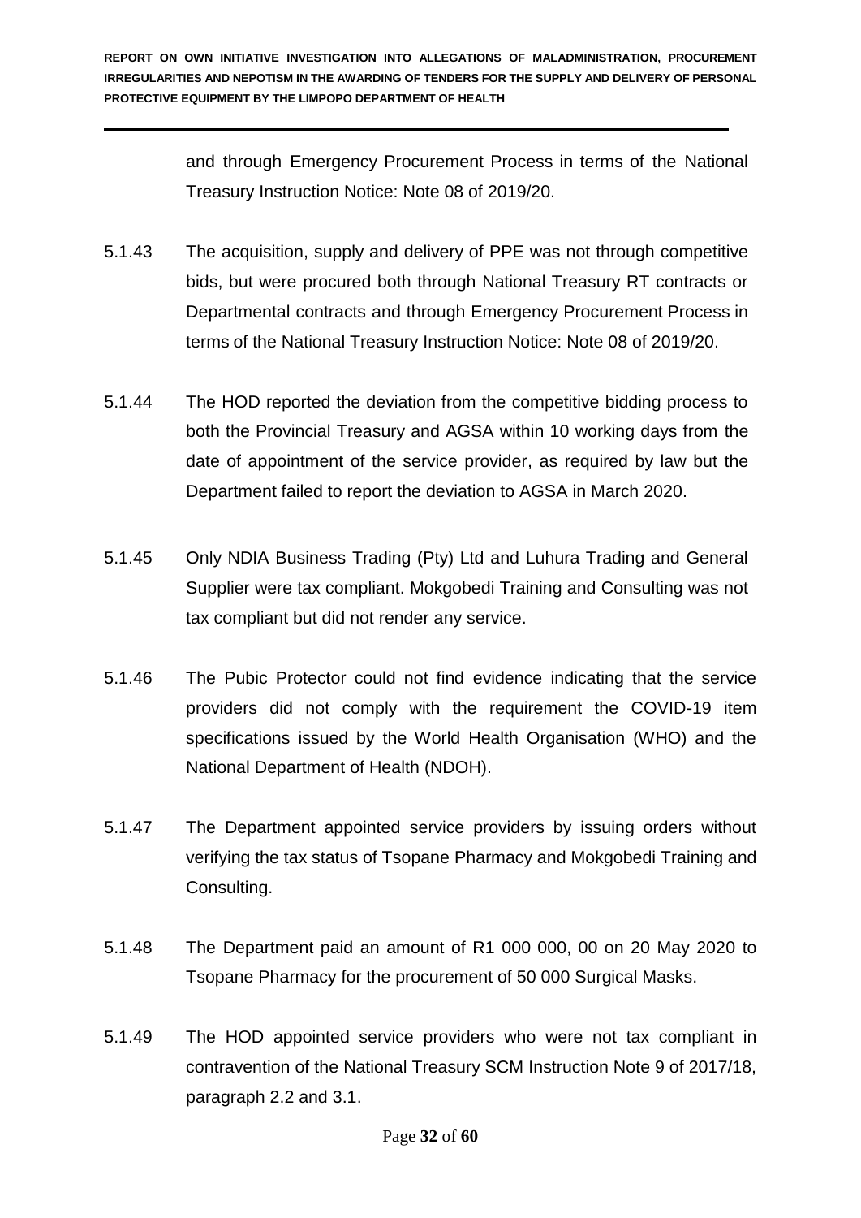and through Emergency Procurement Process in terms of the National Treasury Instruction Notice: Note 08 of 2019/20.

5.1.43 The acquisition, supply and delivery of PPE was not through competitive bids, but were procured both through National Treasury RT contracts or Departmental contracts and through Emergency Procurement Process in terms of the National Treasury Instruction Notice: Note 08 of 2019/20.

5.1.44 The HOD reported the deviation from the competitive bidding process to both the Provincial Treasury and AGSA within 10 working days from the date of appointment of the service provider, as required by law but the Department failed to report the deviation to AGSA in March 2020.

5.1.45 Only NDIA Business Trading (Pty) Ltd and Luhura Trading and General Supplier were tax compliant. Mokgobedi Training and Consulting was not tax compliant but did not render any service.

5.1.46 The Pubic Protector could not find evidence indicating that the service providers did not comply with the requirement the COVID-19 item specifications issued by the World Health Organisation (WHO) and the National Department of Health (NDOH).

5.1.47 The Department appointed service providers by issuing orders without verifying the tax status of Tsopane Pharmacy and Mokgobedi Training and Consulting.

5.1.48 The Department paid an amount of R1 000 000, 00 on 20 May 2020 to Tsopane Pharmacy for the procurement of 50 000 Surgical Masks.

5.1.49 The HOD appointed service providers who were not tax compliant in contravention of the National Treasury SCM Instruction Note 9 of 2017/18, paragraph 2.2 and 3.1.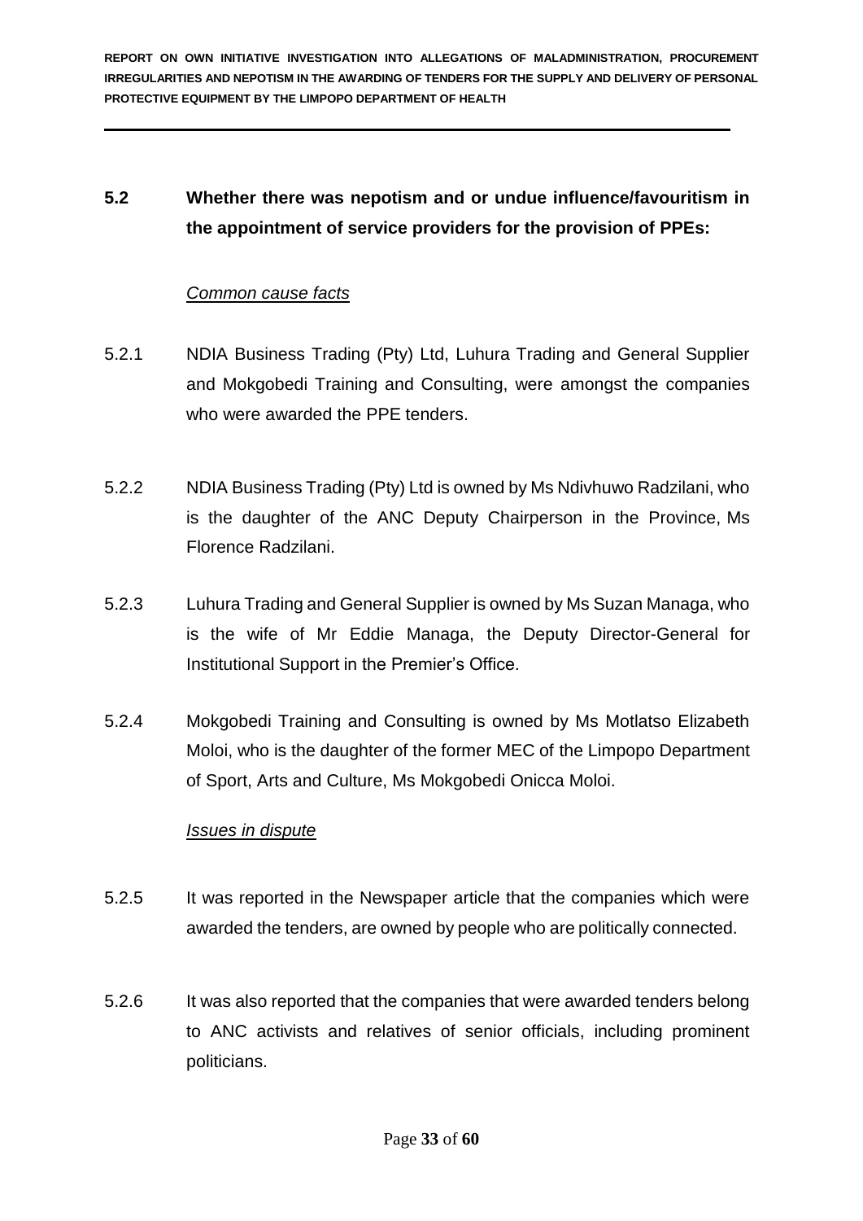## 5.2 Whether there was nepotism and or undue influence/favouritism in the appointment of service providers for the provision of PPEs:

*Common cause facts*

5.2.1 NDIA Business Trading (Pty) Ltd, Luhura Trading and General Supplier and Mokgobedi Training and Consulting, were amongst the companies who were awarded the PPE tenders.

5.2.2 NDIA Business Trading (Pty) Ltd is owned by Ms Ndivhuwo Radzilani, who is the daughter of the ANC Deputy Chairperson in the Province, Ms Florence Radzilani.

5.2.3 Luhura Trading and General Supplier is owned by Ms Suzan Managa, who is the wife of Mr Eddie Managa, the Deputy Director-General for Institutional Support in the Premier's Office.

5.2.4 Mokgobedi Training and Consulting is owned by Ms Motlatso Elizabeth Moloi, who is the daughter of the former MEC of the Limpopo Department of Sport, Arts and Culture, Ms Mokgobedi Onicca Moloi.

*Issues in dispute*

5.2.5 It was reported in the Newspaper article that the companies which were awarded the tenders, are owned by people who are politically connected.

5.2.6 It was also reported that the companies that were awarded tenders belong to ANC activists and relatives of senior officials, including prominent politicians.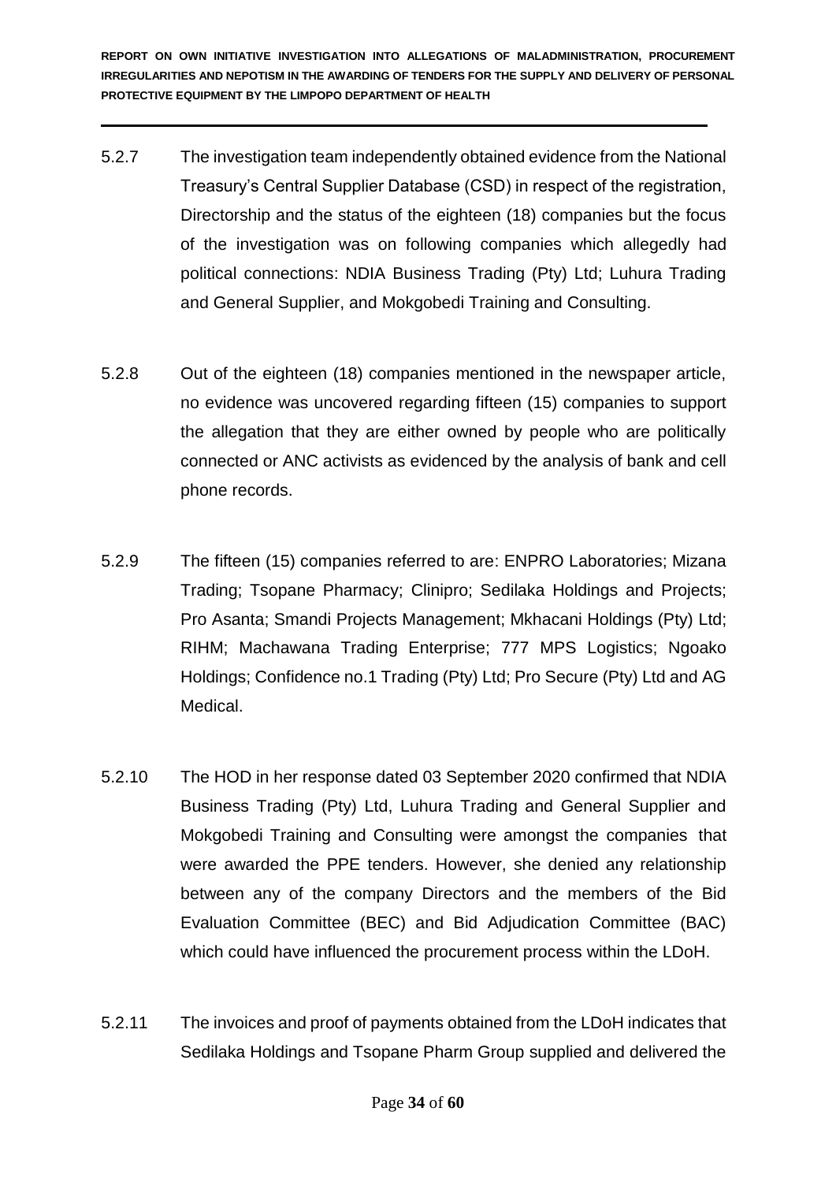5.2.7 The investigation team independently obtained evidence from the National Treasury's Central Supplier Database (CSD) in respect of the registration, Directorship and the status of the eighteen (18) companies but the focus of the investigation was on following companies which allegedly had political connections: NDIA Business Trading (Pty) Ltd; Luhura Trading and General Supplier, and Mokgobedi Training and Consulting.

5.2.8 Out of the eighteen (18) companies mentioned in the newspaper article, no evidence was uncovered regarding fifteen (15) companies to support the allegation that they are either owned by people who are politically connected or ANC activists as evidenced by the analysis of bank and cell phone records.

5.2.9 The fifteen (15) companies referred to are: ENPRO Laboratories; Mizana Trading; Tsopane Pharmacy; Clinipro; Sedilaka Holdings and Projects; Pro Asanta; Smandi Projects Management; Mkhacani Holdings (Pty) Ltd; RIHM; Machawana Trading Enterprise; 777 MPS Logistics; Ngoako Holdings; Confidence no.1 Trading (Pty) Ltd; Pro Secure (Pty) Ltd and AG Medical.

5.2.10 The HOD in her response dated 03 September 2020 confirmed that NDIA Business Trading (Pty) Ltd, Luhura Trading and General Supplier and Mokgobedi Training and Consulting were amongst the companies that were awarded the PPE tenders. However, she denied any relationship between any of the company Directors and the members of the Bid Evaluation Committee (BEC) and Bid Adjudication Committee (BAC) which could have influenced the procurement process within the LDoH.

5.2.11 The invoices and proof of payments obtained from the LDoH indicates that Sedilaka Holdings and Tsopane Pharm Group supplied and delivered the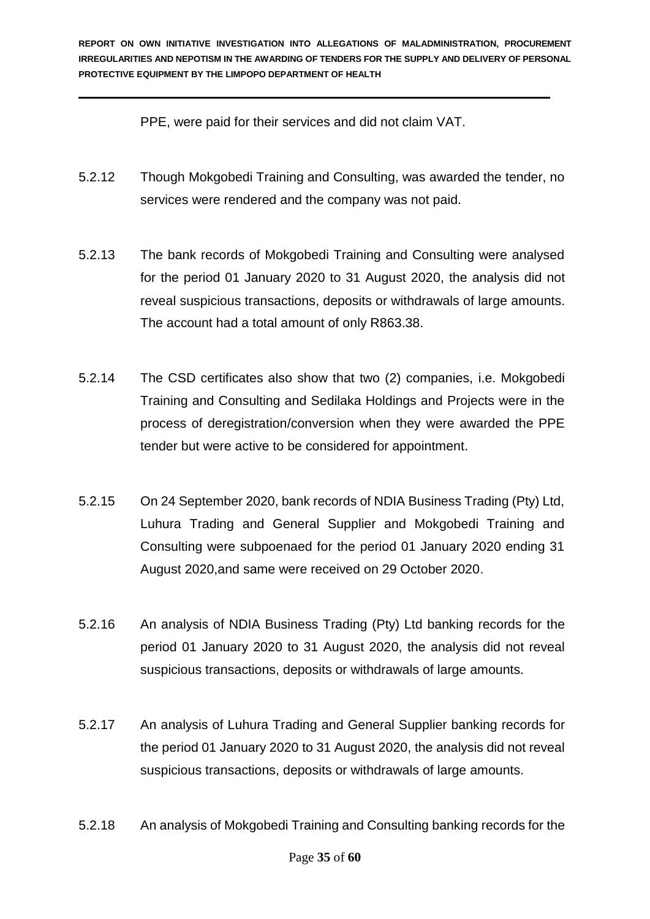PPE, were paid for their services and did not claim VAT.

5.2.12 Though Mokgobedi Training and Consulting, was awarded the tender, no services were rendered and the company was not paid.

5.2.13 The bank records of Mokgobedi Training and Consulting were analysed for the period 01 January 2020 to 31 August 2020, the analysis did not reveal suspicious transactions, deposits or withdrawals of large amounts. The account had a total amount of only R863.38.

5.2.14 The CSD certificates also show that two (2) companies, i.e. Mokgobedi Training and Consulting and Sedilaka Holdings and Projects were in the process of deregistration/conversion when they were awarded the PPE tender but were active to be considered for appointment.

5.2.15 On 24 September 2020, bank records of NDIA Business Trading (Pty) Ltd, Luhura Trading and General Supplier and Mokgobedi Training and Consulting were subpoenaed for the period 01 January 2020 ending 31 August 2020,and same were received on 29 October 2020.

5.2.16 An analysis of NDIA Business Trading (Pty) Ltd banking records for the period 01 January 2020 to 31 August 2020, the analysis did not reveal suspicious transactions, deposits or withdrawals of large amounts.

5.2.17 An analysis of Luhura Trading and General Supplier banking records for the period 01 January 2020 to 31 August 2020, the analysis did not reveal suspicious transactions, deposits or withdrawals of large amounts.

5.2.18 An analysis of Mokgobedi Training and Consulting banking records for the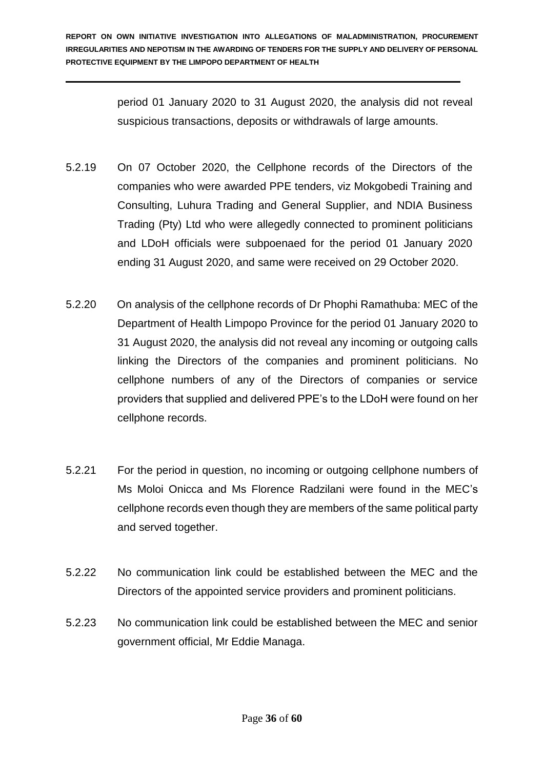period 01 January 2020 to 31 August 2020, the analysis did not reveal suspicious transactions, deposits or withdrawals of large amounts.

5.2.19 On 07 October 2020, the Cellphone records of the Directors of the companies who were awarded PPE tenders, viz Mokgobedi Training and Consulting, Luhura Trading and General Supplier, and NDIA Business Trading (Pty) Ltd who were allegedly connected to prominent politicians and LDoH officials were subpoenaed for the period 01 January 2020 ending 31 August 2020, and same were received on 29 October 2020.

5.2.20 On analysis of the cellphone records of Dr Phophi Ramathuba: MEC of the Department of Health Limpopo Province for the period 01 January 2020 to 31 August 2020, the analysis did not reveal any incoming or outgoing calls linking the Directors of the companies and prominent politicians. No cellphone numbers of any of the Directors of companies or service providers that supplied and delivered PPE's to the LDoH were found on her cellphone records.

5.2.21 For the period in question, no incoming or outgoing cellphone numbers of Ms Moloi Onicca and Ms Florence Radzilani were found in the MEC's cellphone records even though they are members of the same political party and served together.

5.2.22 No communication link could be established between the MEC and the Directors of the appointed service providers and prominent politicians.

5.2.23 No communication link could be established between the MEC and senior government official, Mr Eddie Managa.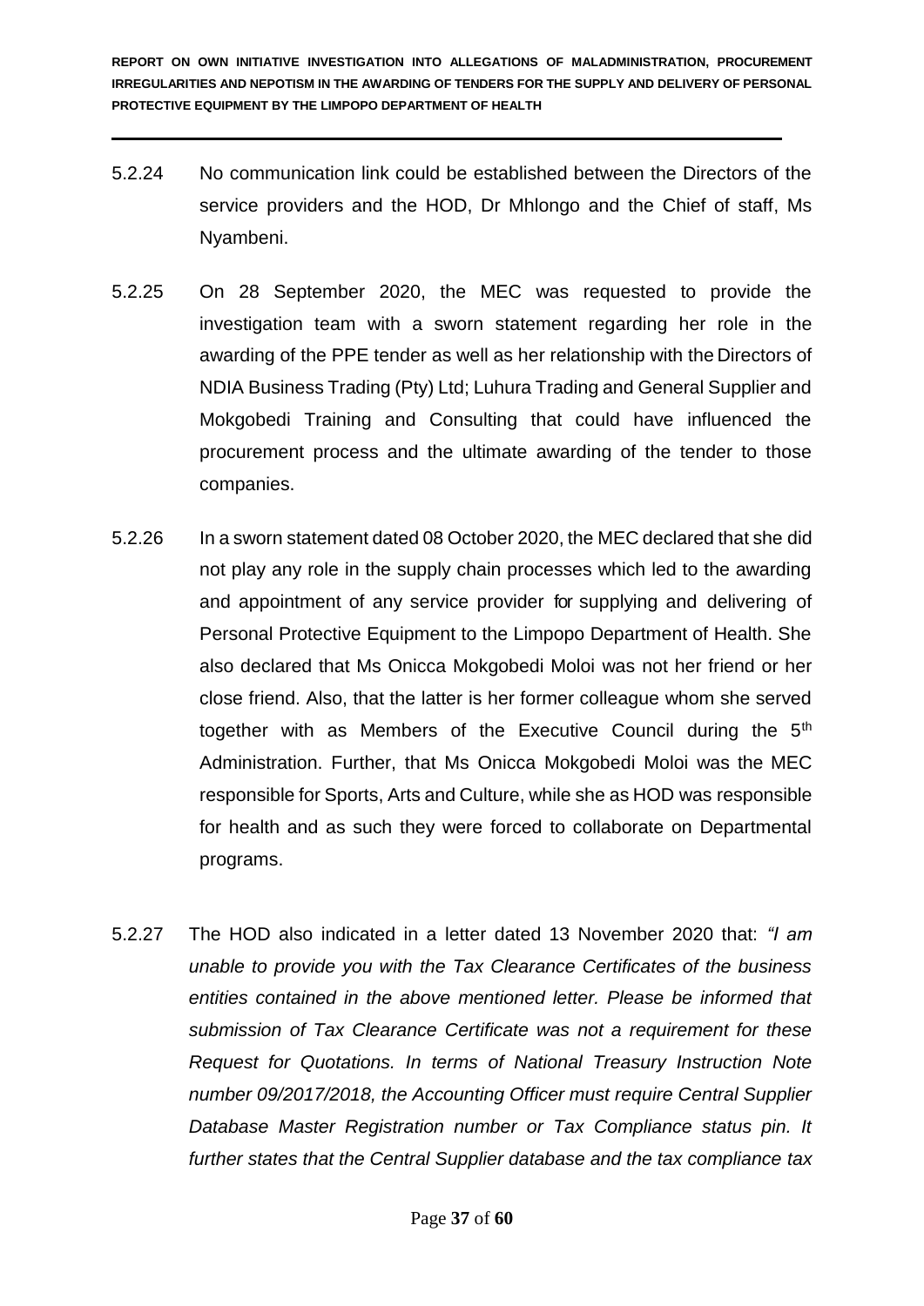5.2.24 No communication link could be established between the Directors of the service providers and the HOD, Dr Mhlongo and the Chief of staff, Ms Nyambeni.

5.2.25 On 28 September 2020, the MEC was requested to provide the investigation team with a sworn statement regarding her role in the awarding of the PPE tender as well as her relationship with the Directors of NDIA Business Trading (Pty) Ltd; Luhura Trading and General Supplier and Mokgobedi Training and Consulting that could have influenced the procurement process and the ultimate awarding of the tender to those companies.

5.2.26 In a sworn statement dated 08 October 2020, the MEC declared that she did not play any role in the supply chain processes which led to the awarding and appointment of any service provider for supplying and delivering of Personal Protective Equipment to the Limpopo Department of Health. She also declared that Ms Onicca Mokgobedi Moloi was not her friend or her close friend. Also, that the latter is her former colleague whom she served together with as Members of the Executive Council during the 5th Administration. Further, that Ms Onicca Mokgobedi Moloi was the MEC responsible for Sports, Arts and Culture, while she as HOD was responsible for health and as such they were forced to collaborate on Departmental programs.

5.2.27 The HOD also indicated in a letter dated 13 November 2020 that: *"I am unable to provide you with the Tax Clearance Certificates of the business entities contained in the above mentioned letter. Please be informed that submission of Tax Clearance Certificate was not a requirement for these Request for Quotations. In terms of National Treasury Instruction Note number 09/2017/2018, the Accounting Officer must require Central Supplier Database Master Registration number or Tax Compliance status pin. It further states that the Central Supplier database and the tax compliance tax*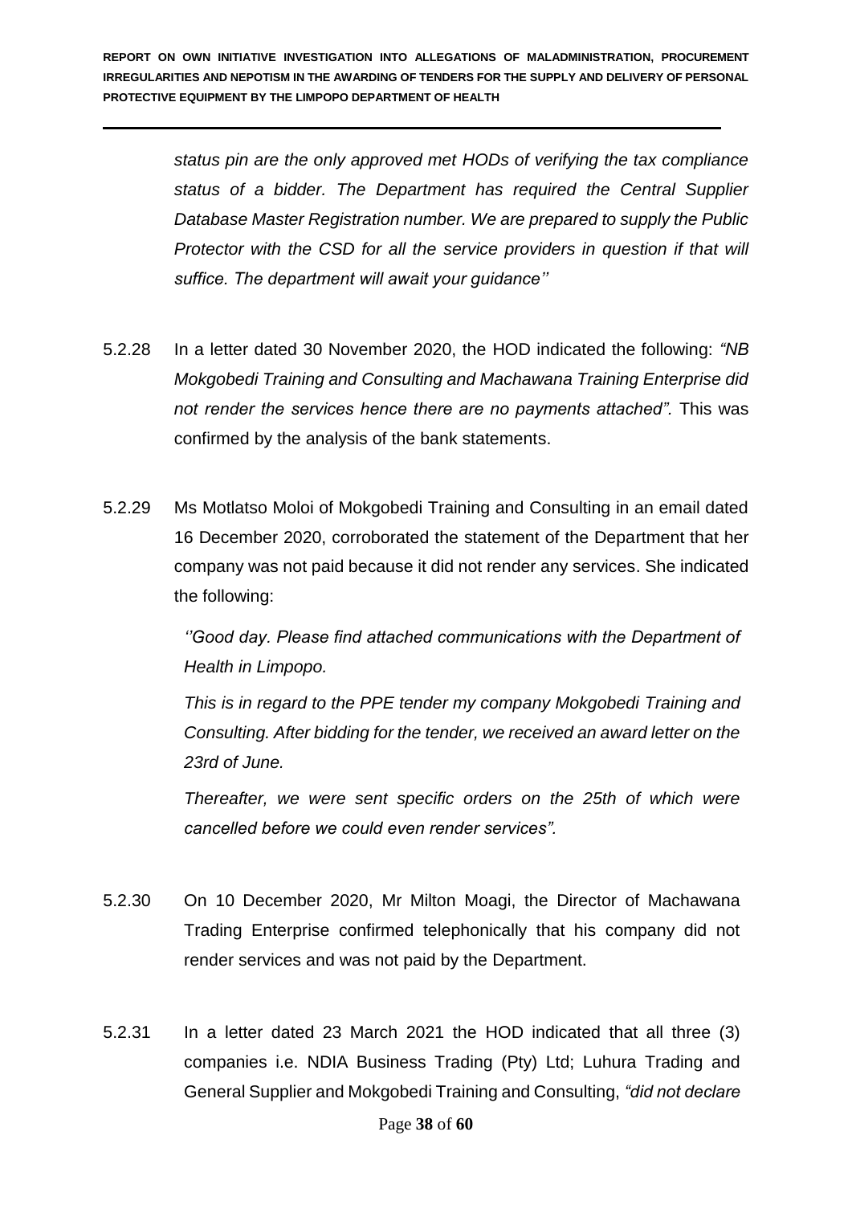*status pin are the only approved met HODs of verifying the tax compliance status of a bidder. The Department has required the Central Supplier Database Master Registration number. We are prepared to supply the Public Protector with the CSD for all the service providers in question if that will suffice. The department will await your guidance''*

5.2.28 In a letter dated 30 November 2020, the HOD indicated the following: *"NB Mokgobedi Training and Consulting and Machawana Training Enterprise did not render the services hence there are no payments attached".* This was confirmed by the analysis of the bank statements.

5.2.29 Ms Motlatso Moloi of Mokgobedi Training and Consulting in an email dated 16 December 2020, corroborated the statement of the Department that her company was not paid because it did not render any services. She indicated the following:

*''Good day. Please find attached communications with the Department of Health in Limpopo.*

*This is in regard to the PPE tender my company Mokgobedi Training and Consulting. After bidding for the tender, we received an award letter on the 23rd of June.*

*Thereafter, we were sent specific orders on the 25th of which were cancelled before we could even render services".*

5.2.30 On 10 December 2020, Mr Milton Moagi, the Director of Machawana Trading Enterprise confirmed telephonically that his company did not render services and was not paid by the Department.

5.2.31 In a letter dated 23 March 2021 the HOD indicated that all three (3) companies i.e. NDIA Business Trading (Pty) Ltd; Luhura Trading and General Supplier and Mokgobedi Training and Consulting, *"did not declare*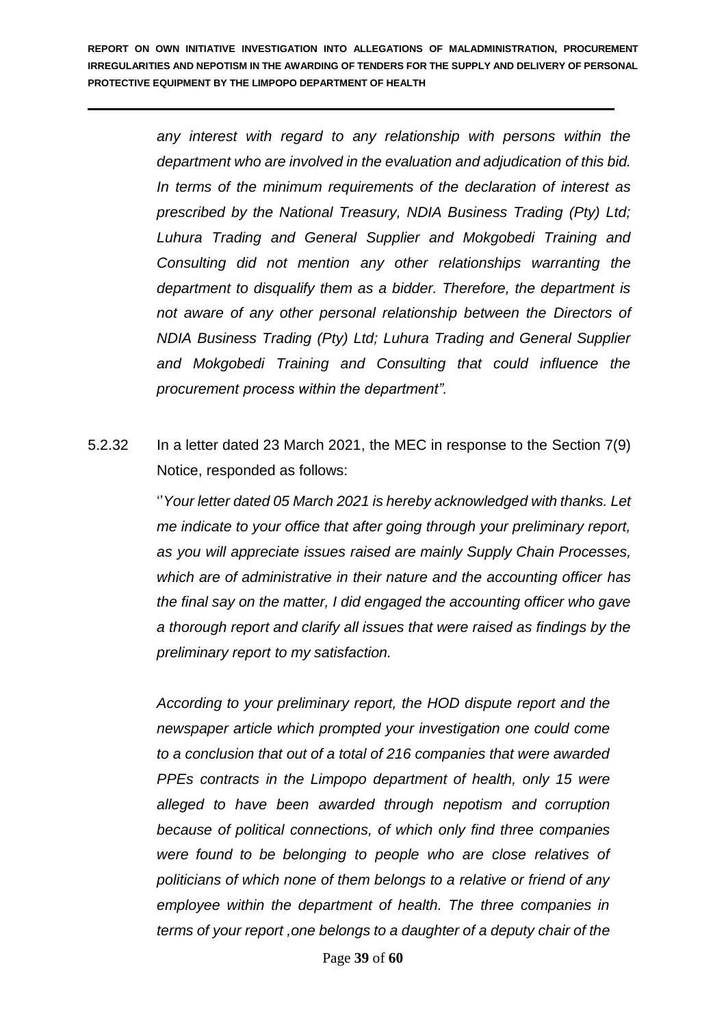*any interest with regard to any relationship with persons within the department who are involved in the evaluation and adjudication of this bid. In terms of the minimum requirements of the declaration of interest as prescribed by the National Treasury, NDIA Business Trading (Pty) Ltd; Luhura Trading and General Supplier and Mokgobedi Training and Consulting did not mention any other relationships warranting the department to disqualify them as a bidder. Therefore, the department is not aware of any other personal relationship between the Directors of NDIA Business Trading (Pty) Ltd; Luhura Trading and General Supplier and Mokgobedi Training and Consulting that could influence the procurement process within the department".*

5.2.32 In a letter dated 23 March 2021, the MEC in response to the Section 7(9) Notice, responded as follows:

''*Your letter dated 05 March 2021 is hereby acknowledged with thanks. Let me indicate to your office that after going through your preliminary report, as you will appreciate issues raised are mainly Supply Chain Processes, which are of administrative in their nature and the accounting officer has the final say on the matter, I did engaged the accounting officer who gave a thorough report and clarify all issues that were raised as findings by the preliminary report to my satisfaction.*

*According to your preliminary report, the HOD dispute report and the newspaper article which prompted your investigation one could come to a conclusion that out of a total of 216 companies that were awarded PPEs contracts in the Limpopo department of health, only 15 were alleged to have been awarded through nepotism and corruption because of political connections, of which only find three companies were found to be belonging to people who are close relatives of politicians of which none of them belongs to a relative or friend of any employee within the department of health. The three companies in terms of your report ,one belongs to a daughter of a deputy chair of the*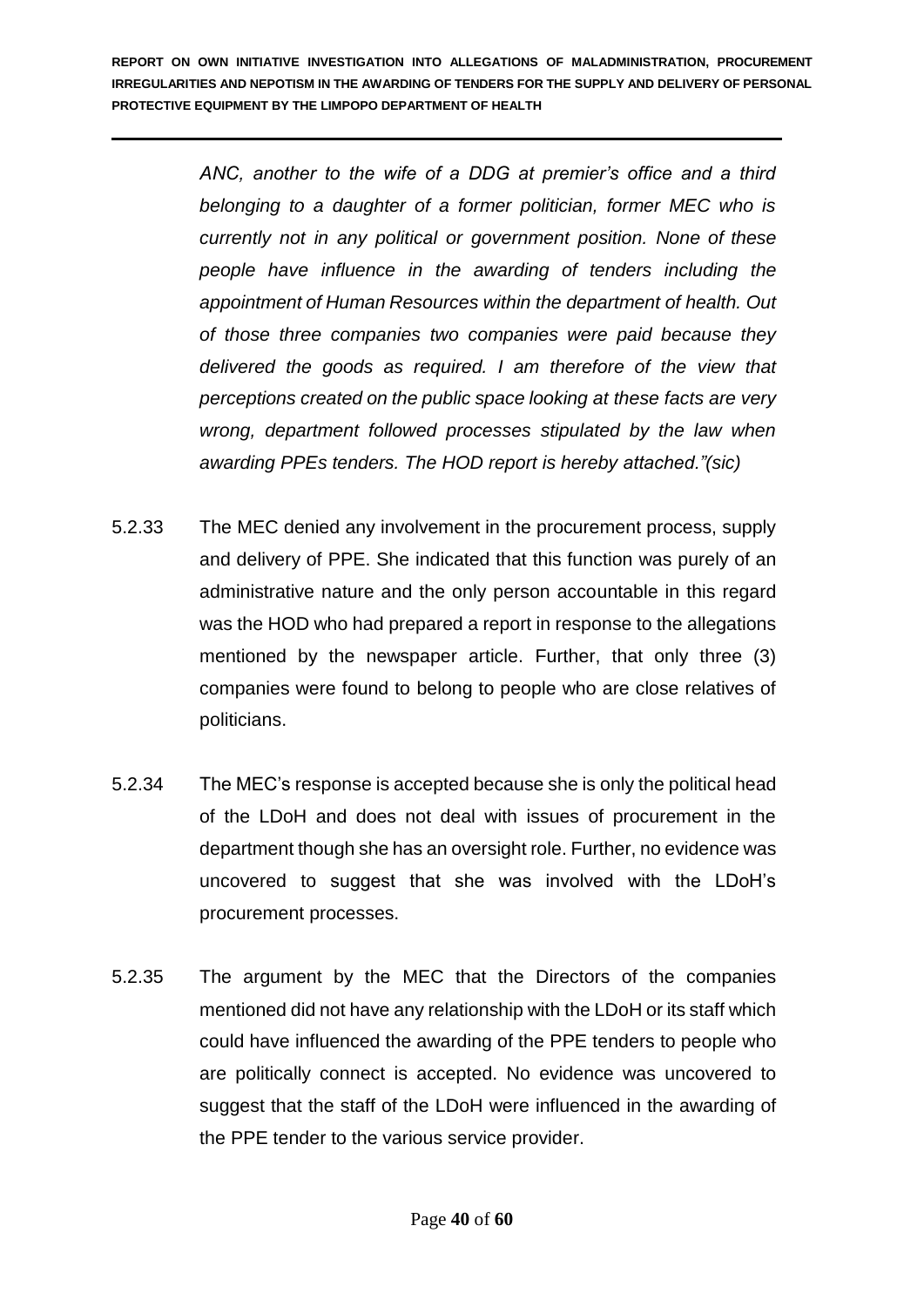*ANC, another to the wife of a DDG at premier's office and a third belonging to a daughter of a former politician, former MEC who is currently not in any political or government position. None of these people have influence in the awarding of tenders including the appointment of Human Resources within the department of health. Out of those three companies two companies were paid because they delivered the goods as required. I am therefore of the view that perceptions created on the public space looking at these facts are very wrong, department followed processes stipulated by the law when awarding PPEs tenders. The HOD report is hereby attached."(sic)*

5.2.33 The MEC denied any involvement in the procurement process, supply and delivery of PPE. She indicated that this function was purely of an administrative nature and the only person accountable in this regard was the HOD who had prepared a report in response to the allegations mentioned by the newspaper article. Further, that only three (3) companies were found to belong to people who are close relatives of politicians.

5.2.34 The MEC's response is accepted because she is only the political head of the LDoH and does not deal with issues of procurement in the department though she has an oversight role. Further, no evidence was uncovered to suggest that she was involved with the LDoH's procurement processes.

5.2.35 The argument by the MEC that the Directors of the companies mentioned did not have any relationship with the LDoH or its staff which could have influenced the awarding of the PPE tenders to people who are politically connect is accepted. No evidence was uncovered to suggest that the staff of the LDoH were influenced in the awarding of the PPE tender to the various service provider.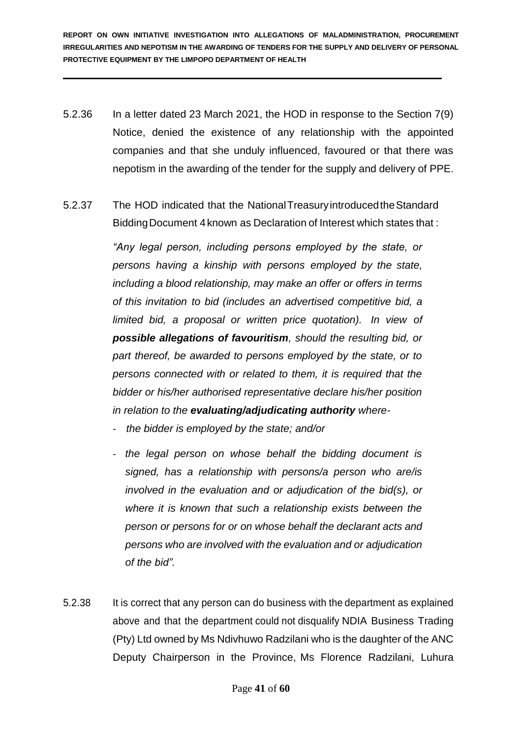5.2.36 In a letter dated 23 March 2021, the HOD in response to the Section 7(9) Notice, denied the existence of any relationship with the appointed companies and that she unduly influenced, favoured or that there was nepotism in the awarding of the tender for the supply and delivery of PPE.

5.2.37 The HOD indicated that the National Treasury introduced the Standard Bidding Document 4 known as Declaration of Interest which states that :

> *"Any legal person, including persons employed by the state, or persons having a kinship with persons employed by the state, including a blood relationship, may make an offer or offers in terms of this invitation to bid (includes an advertised competitive bid, a limited bid, a proposal or written price quotation). In view of* ***possible allegations of favouritism****, should the resulting bid, or part thereof, be awarded to persons employed by the state, or to persons connected with or related to them, it is required that the bidder or his/her authorised representative declare his/her position in relation to the* ***evaluating/adjudicating authority*** *where-*
>
> - *the bidder is employed by the state; and/or*
> - *the legal person on whose behalf the bidding document is signed, has a relationship with persons/a person who are/is involved in the evaluation and or adjudication of the bid(s), or where it is known that such a relationship exists between the person or persons for or on whose behalf the declarant acts and persons who are involved with the evaluation and or adjudication of the bid".*

5.2.38 It is correct that any person can do business with the department as explained above and that the department could not disqualify NDIA Business Trading (Pty) Ltd owned by Ms Ndivhuwo Radzilani who is the daughter of the ANC Deputy Chairperson in the Province, Ms Florence Radzilani, Luhura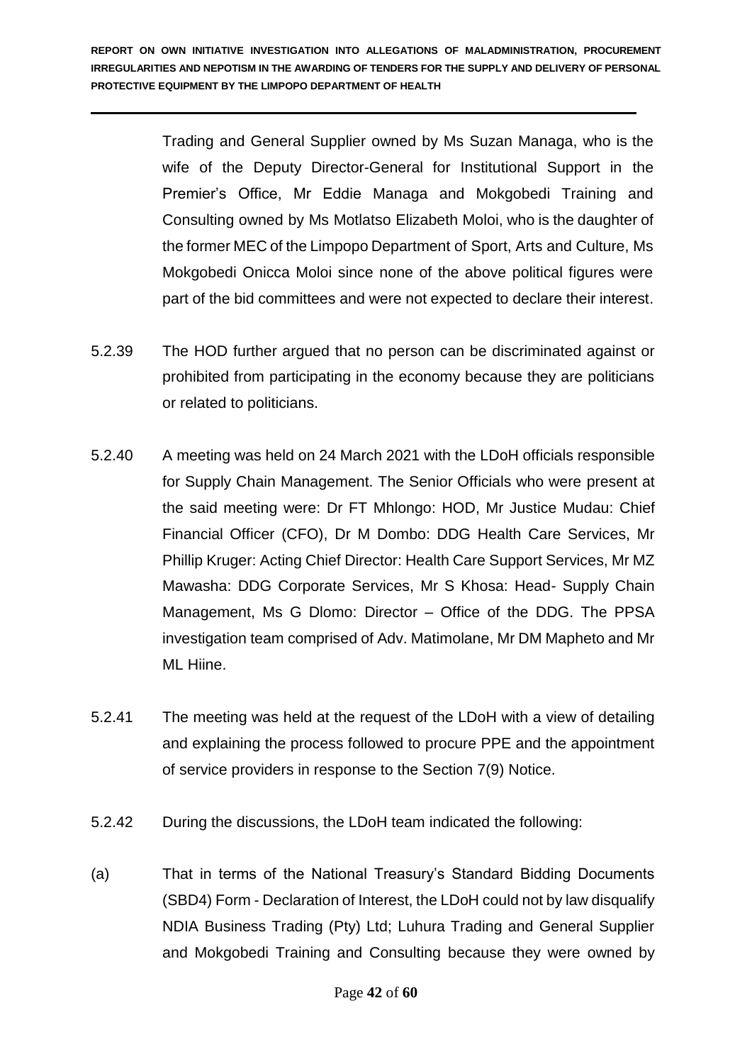Trading and General Supplier owned by Ms Suzan Managa, who is the wife of the Deputy Director-General for Institutional Support in the Premier's Office, Mr Eddie Managa and Mokgobedi Training and Consulting owned by Ms Motlatso Elizabeth Moloi, who is the daughter of the former MEC of the Limpopo Department of Sport, Arts and Culture, Ms Mokgobedi Onicca Moloi since none of the above political figures were part of the bid committees and were not expected to declare their interest.

5.2.39 The HOD further argued that no person can be discriminated against or prohibited from participating in the economy because they are politicians or related to politicians.

5.2.40 A meeting was held on 24 March 2021 with the LDoH officials responsible for Supply Chain Management. The Senior Officials who were present at the said meeting were: Dr FT Mhlongo: HOD, Mr Justice Mudau: Chief Financial Officer (CFO), Dr M Dombo: DDG Health Care Services, Mr Phillip Kruger: Acting Chief Director: Health Care Support Services, Mr MZ Mawasha: DDG Corporate Services, Mr S Khosa: Head- Supply Chain Management, Ms G Dlomo: Director – Office of the DDG. The PPSA investigation team comprised of Adv. Matimolane, Mr DM Mapheto and Mr ML Hiine.

5.2.41 The meeting was held at the request of the LDoH with a view of detailing and explaining the process followed to procure PPE and the appointment of service providers in response to the Section 7(9) Notice.

5.2.42 During the discussions, the LDoH team indicated the following:

(a) That in terms of the National Treasury's Standard Bidding Documents (SBD4) Form - Declaration of Interest, the LDoH could not by law disqualify NDIA Business Trading (Pty) Ltd; Luhura Trading and General Supplier and Mokgobedi Training and Consulting because they were owned by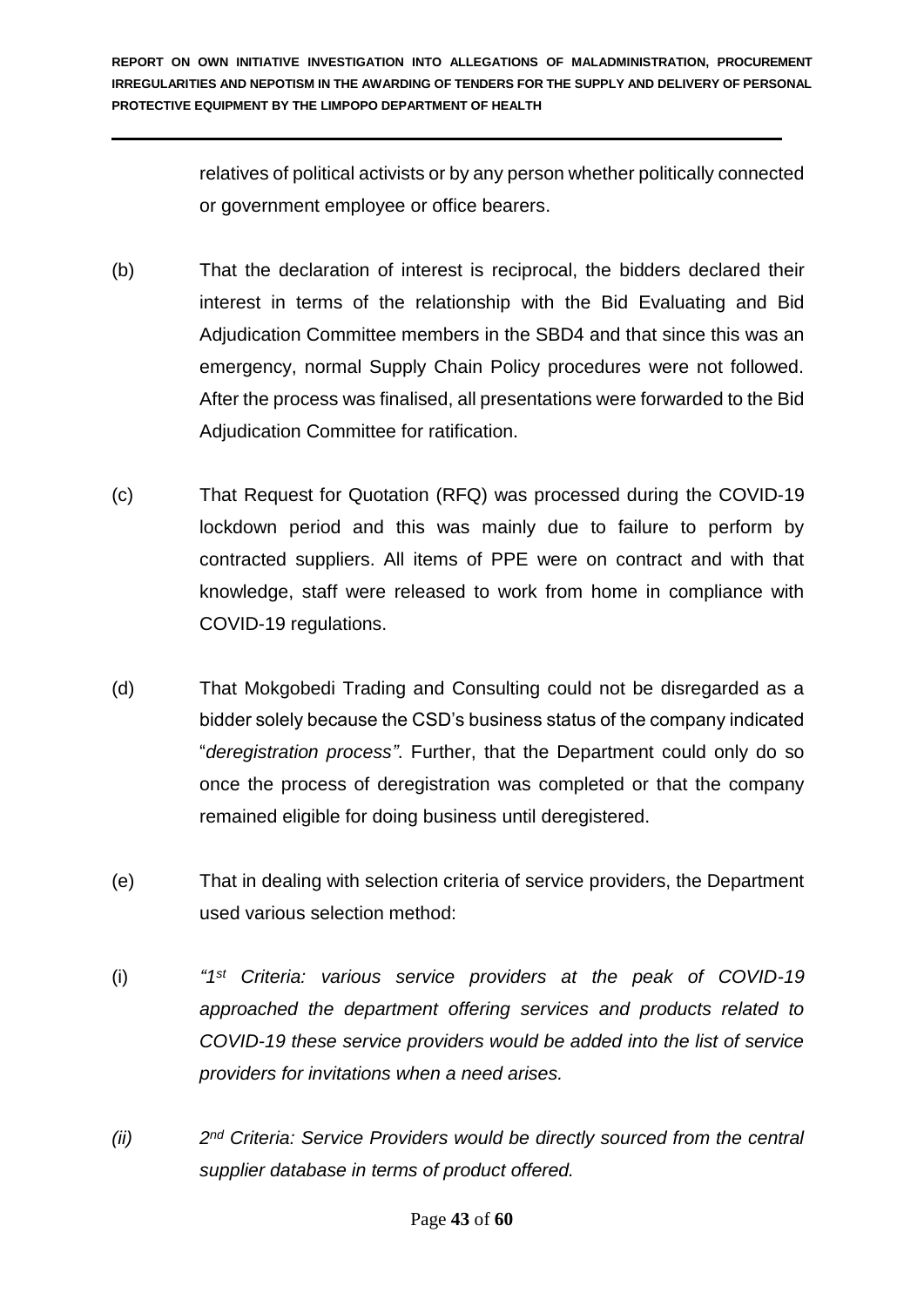relatives of political activists or by any person whether politically connected or government employee or office bearers.

(b) That the declaration of interest is reciprocal, the bidders declared their interest in terms of the relationship with the Bid Evaluating and Bid Adjudication Committee members in the SBD4 and that since this was an emergency, normal Supply Chain Policy procedures were not followed. After the process was finalised, all presentations were forwarded to the Bid Adjudication Committee for ratification.

(c) That Request for Quotation (RFQ) was processed during the COVID-19 lockdown period and this was mainly due to failure to perform by contracted suppliers. All items of PPE were on contract and with that knowledge, staff were released to work from home in compliance with COVID-19 regulations.

(d) That Mokgobedi Trading and Consulting could not be disregarded as a bidder solely because the CSD's business status of the company indicated "*deregistration process"*. Further, that the Department could only do so once the process of deregistration was completed or that the company remained eligible for doing business until deregistered.

(e) That in dealing with selection criteria of service providers, the Department used various selection method:

(i) *"1st Criteria: various service providers at the peak of COVID-19 approached the department offering services and products related to COVID-19 these service providers would be added into the list of service providers for invitations when a need arises.*

*(ii) 2nd Criteria: Service Providers would be directly sourced from the central supplier database in terms of product offered.*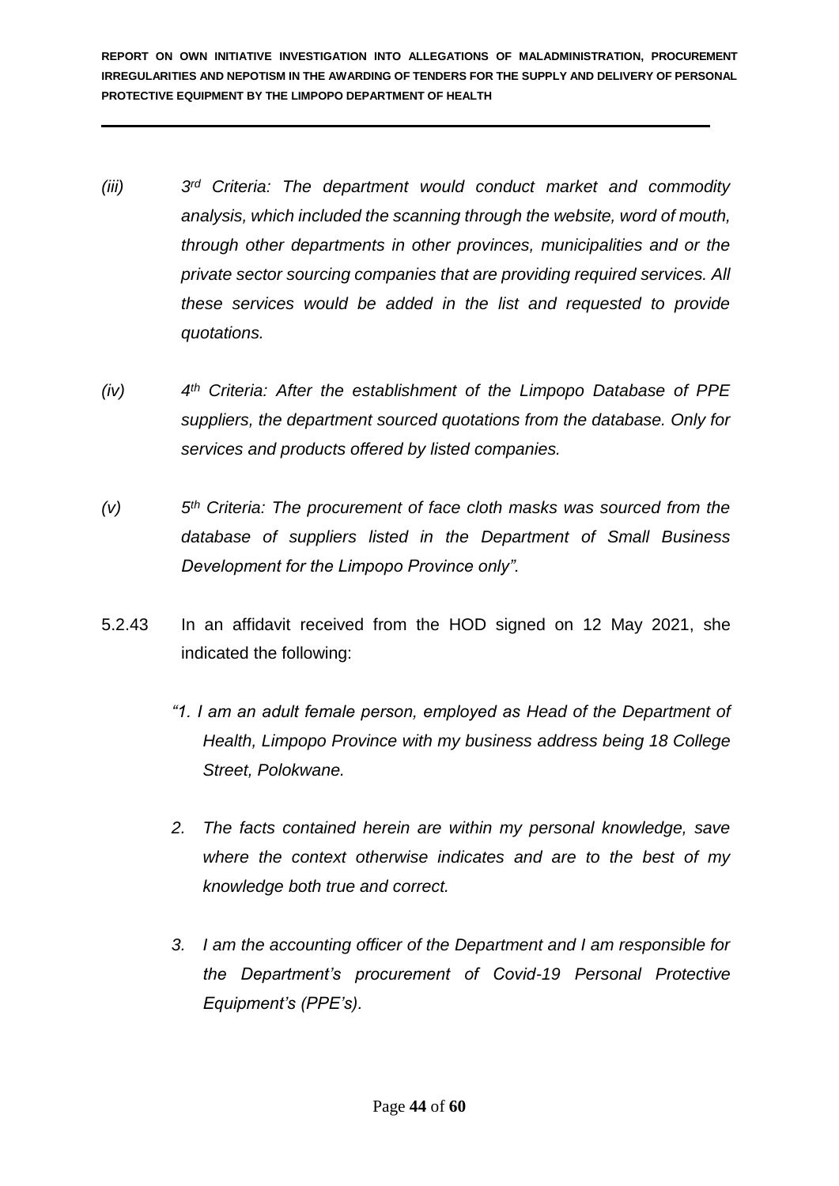*(iii)* *3rd Criteria: The department would conduct market and commodity analysis, which included the scanning through the website, word of mouth, through other departments in other provinces, municipalities and or the private sector sourcing companies that are providing required services. All these services would be added in the list and requested to provide quotations.*

*(iv)* *4th Criteria: After the establishment of the Limpopo Database of PPE suppliers, the department sourced quotations from the database. Only for services and products offered by listed companies.*

*(v)* *5th Criteria: The procurement of face cloth masks was sourced from the database of suppliers listed in the Department of Small Business Development for the Limpopo Province only".*

5.2.43 In an affidavit received from the HOD signed on 12 May 2021, she indicated the following:

*"1. I am an adult female person, employed as Head of the Department of Health, Limpopo Province with my business address being 18 College Street, Polokwane.*

*2. The facts contained herein are within my personal knowledge, save where the context otherwise indicates and are to the best of my knowledge both true and correct.*

*3. I am the accounting officer of the Department and I am responsible for the Department's procurement of Covid-19 Personal Protective Equipment's (PPE's).*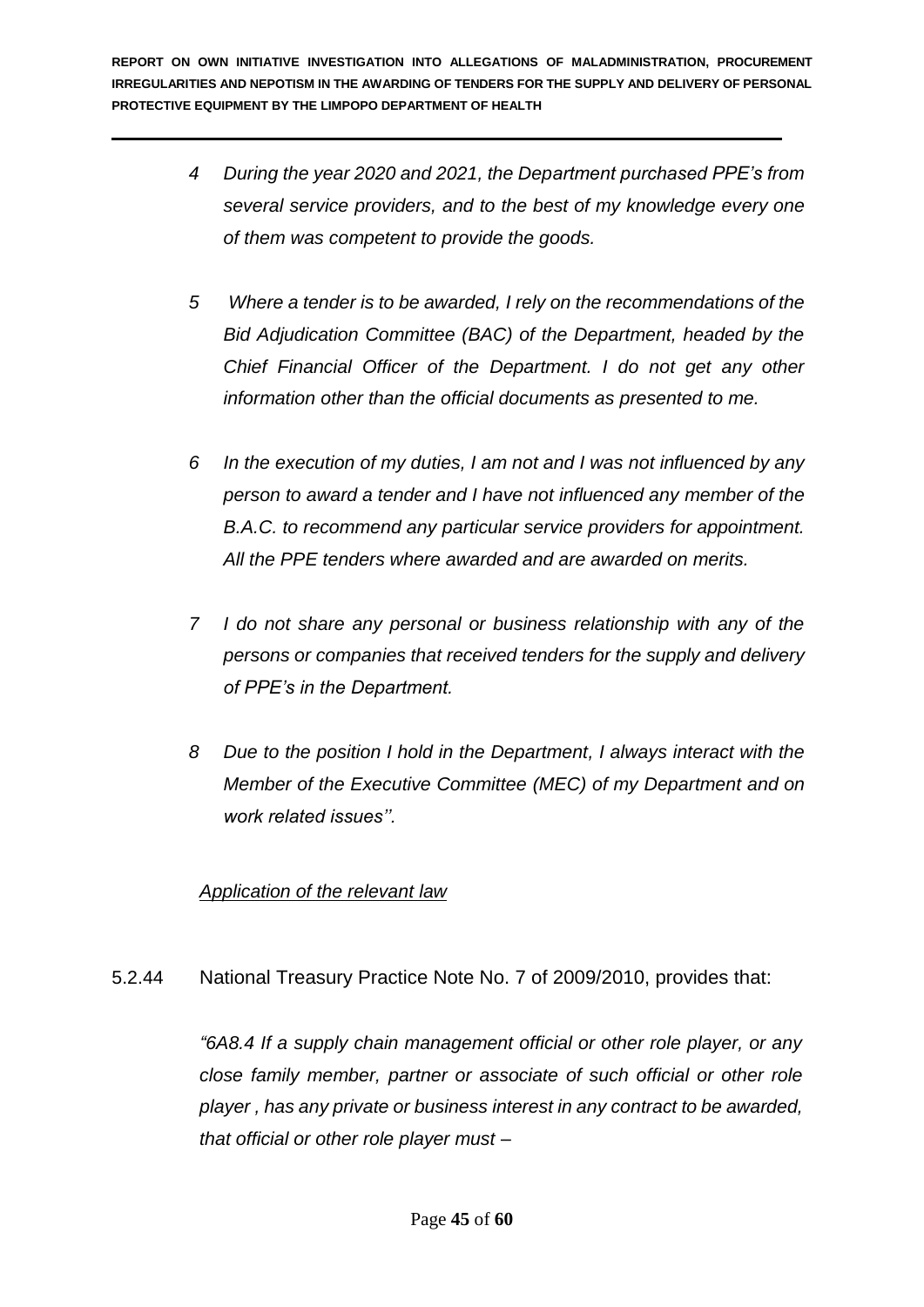*4 During the year 2020 and 2021, the Department purchased PPE's from several service providers, and to the best of my knowledge every one of them was competent to provide the goods.*

*5 Where a tender is to be awarded, I rely on the recommendations of the Bid Adjudication Committee (BAC) of the Department, headed by the Chief Financial Officer of the Department. I do not get any other information other than the official documents as presented to me.*

*6 In the execution of my duties, I am not and I was not influenced by any person to award a tender and I have not influenced any member of the B.A.C. to recommend any particular service providers for appointment. All the PPE tenders where awarded and are awarded on merits.*

*7 I do not share any personal or business relationship with any of the persons or companies that received tenders for the supply and delivery of PPE's in the Department.*

*8 Due to the position I hold in the Department, I always interact with the Member of the Executive Committee (MEC) of my Department and on work related issues''.*

*Application of the relevant law*

5.2.44 National Treasury Practice Note No. 7 of 2009/2010, provides that:

*"6A8.4 If a supply chain management official or other role player, or any close family member, partner or associate of such official or other role player , has any private or business interest in any contract to be awarded, that official or other role player must –*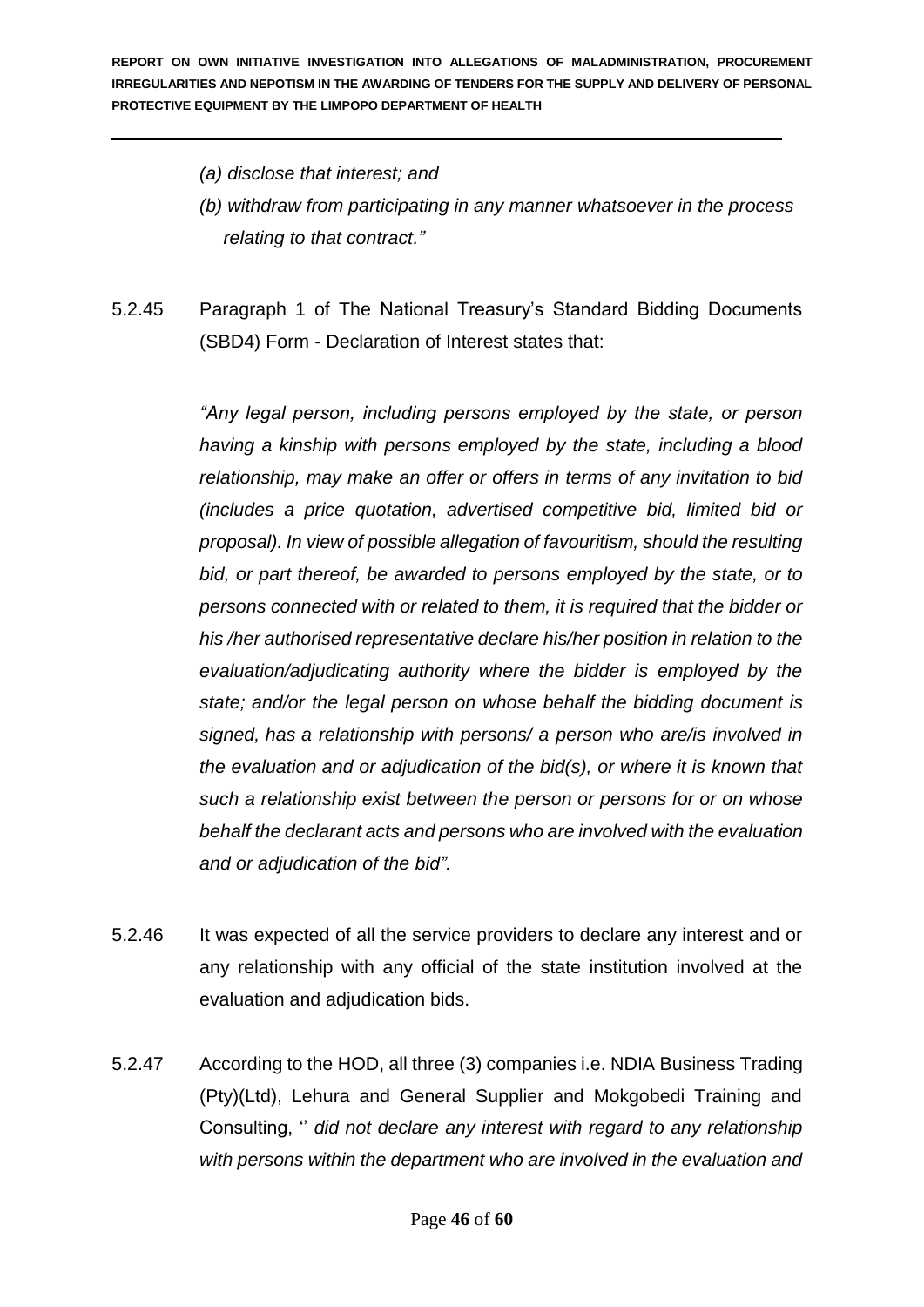*(a) disclose that interest; and*

*(b) withdraw from participating in any manner whatsoever in the process relating to that contract."*

5.2.45 Paragraph 1 of The National Treasury's Standard Bidding Documents (SBD4) Form - Declaration of Interest states that:

*"Any legal person, including persons employed by the state, or person having a kinship with persons employed by the state, including a blood relationship, may make an offer or offers in terms of any invitation to bid (includes a price quotation, advertised competitive bid, limited bid or proposal). In view of possible allegation of favouritism, should the resulting bid, or part thereof, be awarded to persons employed by the state, or to persons connected with or related to them, it is required that the bidder or his /her authorised representative declare his/her position in relation to the evaluation/adjudicating authority where the bidder is employed by the state; and/or the legal person on whose behalf the bidding document is signed, has a relationship with persons/ a person who are/is involved in the evaluation and or adjudication of the bid(s), or where it is known that such a relationship exist between the person or persons for or on whose behalf the declarant acts and persons who are involved with the evaluation and or adjudication of the bid".*

5.2.46 It was expected of all the service providers to declare any interest and or any relationship with any official of the state institution involved at the evaluation and adjudication bids.

5.2.47 According to the HOD, all three (3) companies i.e. NDIA Business Trading (Pty)(Ltd), Lehura and General Supplier and Mokgobedi Training and Consulting, '' *did not declare any interest with regard to any relationship with persons within the department who are involved in the evaluation and*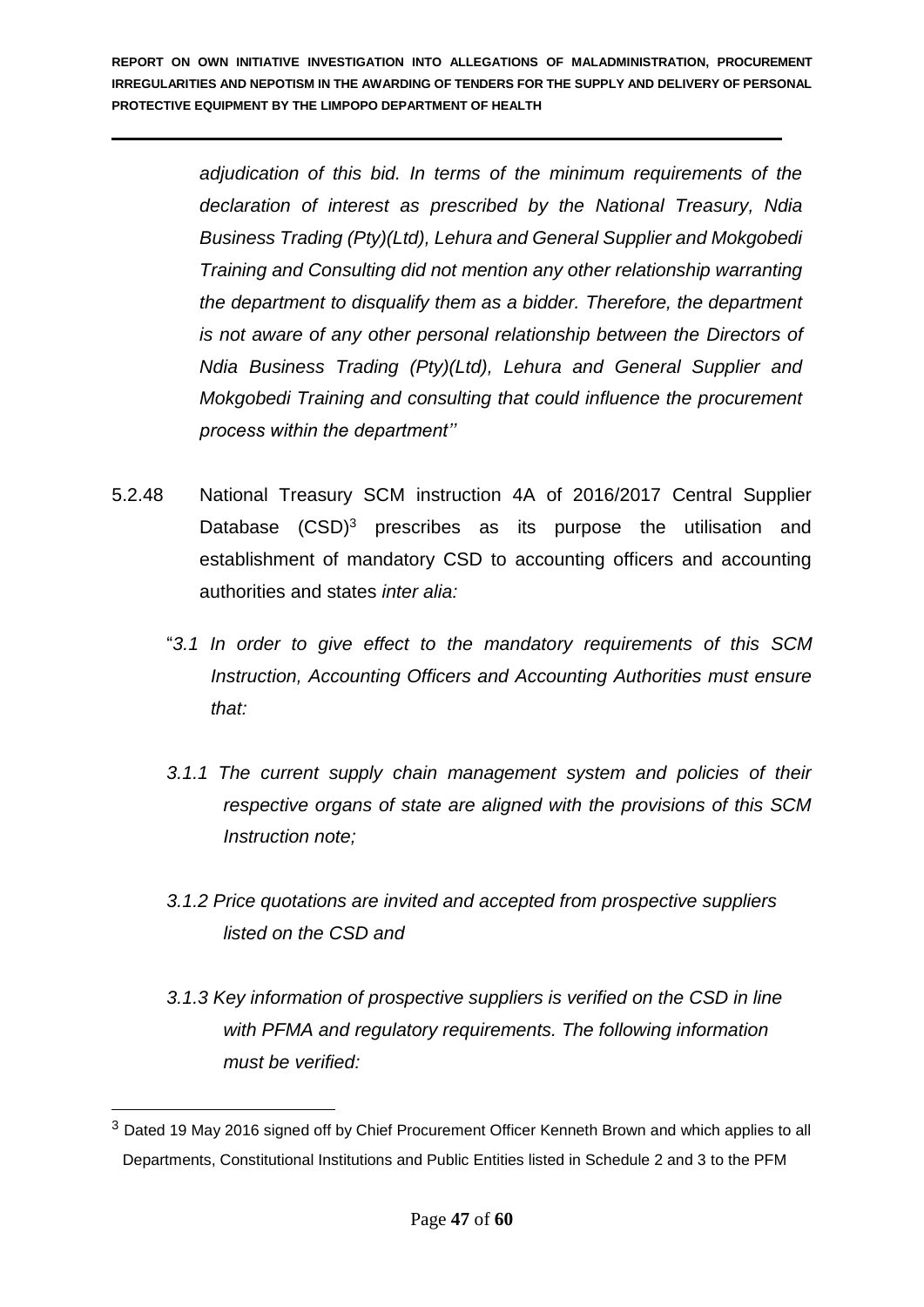*adjudication of this bid. In terms of the minimum requirements of the declaration of interest as prescribed by the National Treasury, Ndia Business Trading (Pty)(Ltd), Lehura and General Supplier and Mokgobedi Training and Consulting did not mention any other relationship warranting the department to disqualify them as a bidder. Therefore, the department is not aware of any other personal relationship between the Directors of Ndia Business Trading (Pty)(Ltd), Lehura and General Supplier and Mokgobedi Training and consulting that could influence the procurement process within the department''*

5.2.48 National Treasury SCM instruction 4A of 2016/2017 Central Supplier Database (CSD)[3] prescribes as its purpose the utilisation and establishment of mandatory CSD to accounting officers and accounting authorities and states *inter alia:*

"*3.1 In order to give effect to the mandatory requirements of this SCM Instruction, Accounting Officers and Accounting Authorities must ensure that:*

*3.1.1 The current supply chain management system and policies of their respective organs of state are aligned with the provisions of this SCM Instruction note;*

*3.1.2 Price quotations are invited and accepted from prospective suppliers listed on the CSD and*

*3.1.3 Key information of prospective suppliers is verified on the CSD in line with PFMA and regulatory requirements. The following information must be verified:*

---

[3] Dated 19 May 2016 signed off by Chief Procurement Officer Kenneth Brown and which applies to all Departments, Constitutional Institutions and Public Entities listed in Schedule 2 and 3 to the PFM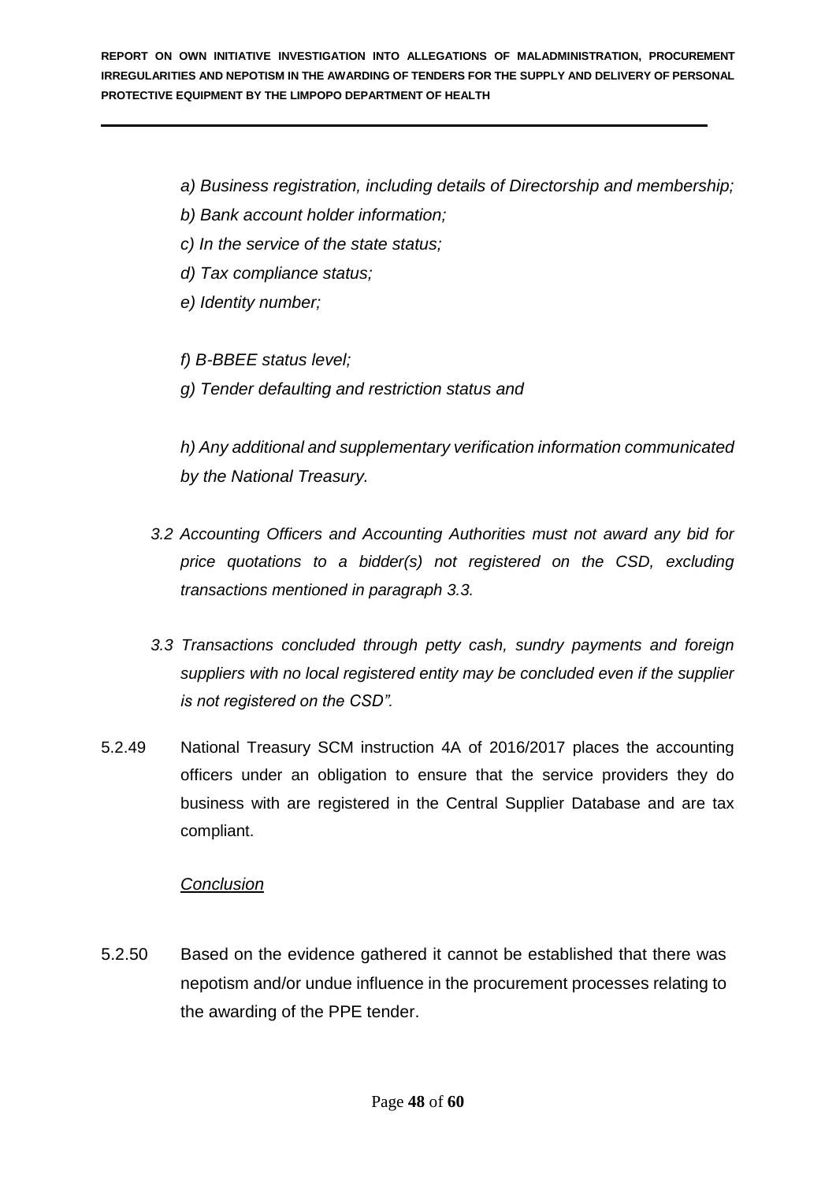*a) Business registration, including details of Directorship and membership;*

*b) Bank account holder information;*

*c) In the service of the state status;*

*d) Tax compliance status;*

*e) Identity number;*

*f) B-BBEE status level;*

*g) Tender defaulting and restriction status and*

*h) Any additional and supplementary verification information communicated by the National Treasury.*

*3.2 Accounting Officers and Accounting Authorities must not award any bid for price quotations to a bidder(s) not registered on the CSD, excluding transactions mentioned in paragraph 3.3.*

*3.3 Transactions concluded through petty cash, sundry payments and foreign suppliers with no local registered entity may be concluded even if the supplier is not registered on the CSD".*

5.2.49 National Treasury SCM instruction 4A of 2016/2017 places the accounting officers under an obligation to ensure that the service providers they do business with are registered in the Central Supplier Database and are tax compliant.

*Conclusion*

5.2.50 Based on the evidence gathered it cannot be established that there was nepotism and/or undue influence in the procurement processes relating to the awarding of the PPE tender.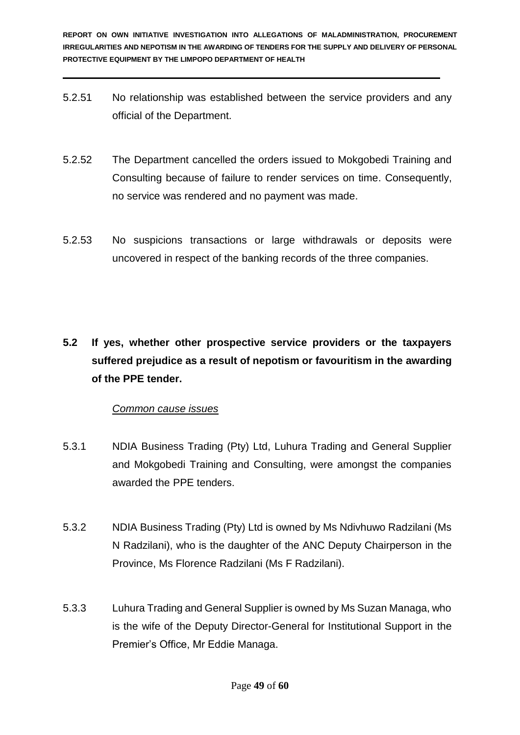5.2.51 No relationship was established between the service providers and any official of the Department.

5.2.52 The Department cancelled the orders issued to Mokgobedi Training and Consulting because of failure to render services on time. Consequently, no service was rendered and no payment was made.

5.2.53 No suspicions transactions or large withdrawals or deposits were uncovered in respect of the banking records of the three companies.

**5.2 If yes, whether other prospective service providers or the taxpayers suffered prejudice as a result of nepotism or favouritism in the awarding of the PPE tender.**

*Common cause issues*

5.3.1 NDIA Business Trading (Pty) Ltd, Luhura Trading and General Supplier and Mokgobedi Training and Consulting, were amongst the companies awarded the PPE tenders.

5.3.2 NDIA Business Trading (Pty) Ltd is owned by Ms Ndivhuwo Radzilani (Ms N Radzilani), who is the daughter of the ANC Deputy Chairperson in the Province, Ms Florence Radzilani (Ms F Radzilani).

5.3.3 Luhura Trading and General Supplier is owned by Ms Suzan Managa, who is the wife of the Deputy Director-General for Institutional Support in the Premier's Office, Mr Eddie Managa.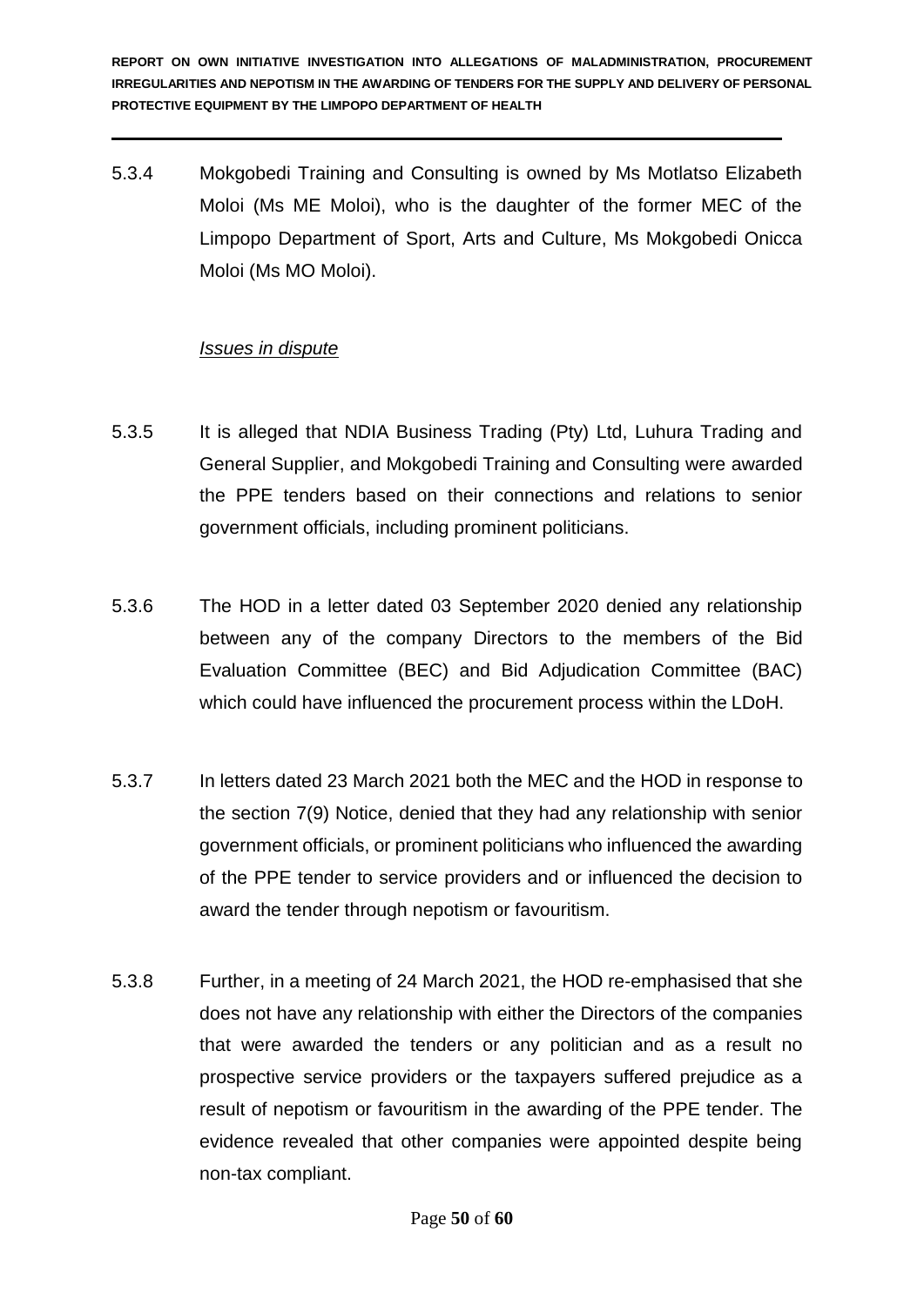5.3.4 Mokgobedi Training and Consulting is owned by Ms Motlatso Elizabeth Moloi (Ms ME Moloi), who is the daughter of the former MEC of the Limpopo Department of Sport, Arts and Culture, Ms Mokgobedi Onicca Moloi (Ms MO Moloi).

*Issues in dispute*

5.3.5 It is alleged that NDIA Business Trading (Pty) Ltd, Luhura Trading and General Supplier, and Mokgobedi Training and Consulting were awarded the PPE tenders based on their connections and relations to senior government officials, including prominent politicians.

5.3.6 The HOD in a letter dated 03 September 2020 denied any relationship between any of the company Directors to the members of the Bid Evaluation Committee (BEC) and Bid Adjudication Committee (BAC) which could have influenced the procurement process within the LDoH.

5.3.7 In letters dated 23 March 2021 both the MEC and the HOD in response to the section 7(9) Notice, denied that they had any relationship with senior government officials, or prominent politicians who influenced the awarding of the PPE tender to service providers and or influenced the decision to award the tender through nepotism or favouritism.

5.3.8 Further, in a meeting of 24 March 2021, the HOD re-emphasised that she does not have any relationship with either the Directors of the companies that were awarded the tenders or any politician and as a result no prospective service providers or the taxpayers suffered prejudice as a result of nepotism or favouritism in the awarding of the PPE tender. The evidence revealed that other companies were appointed despite being non-tax compliant.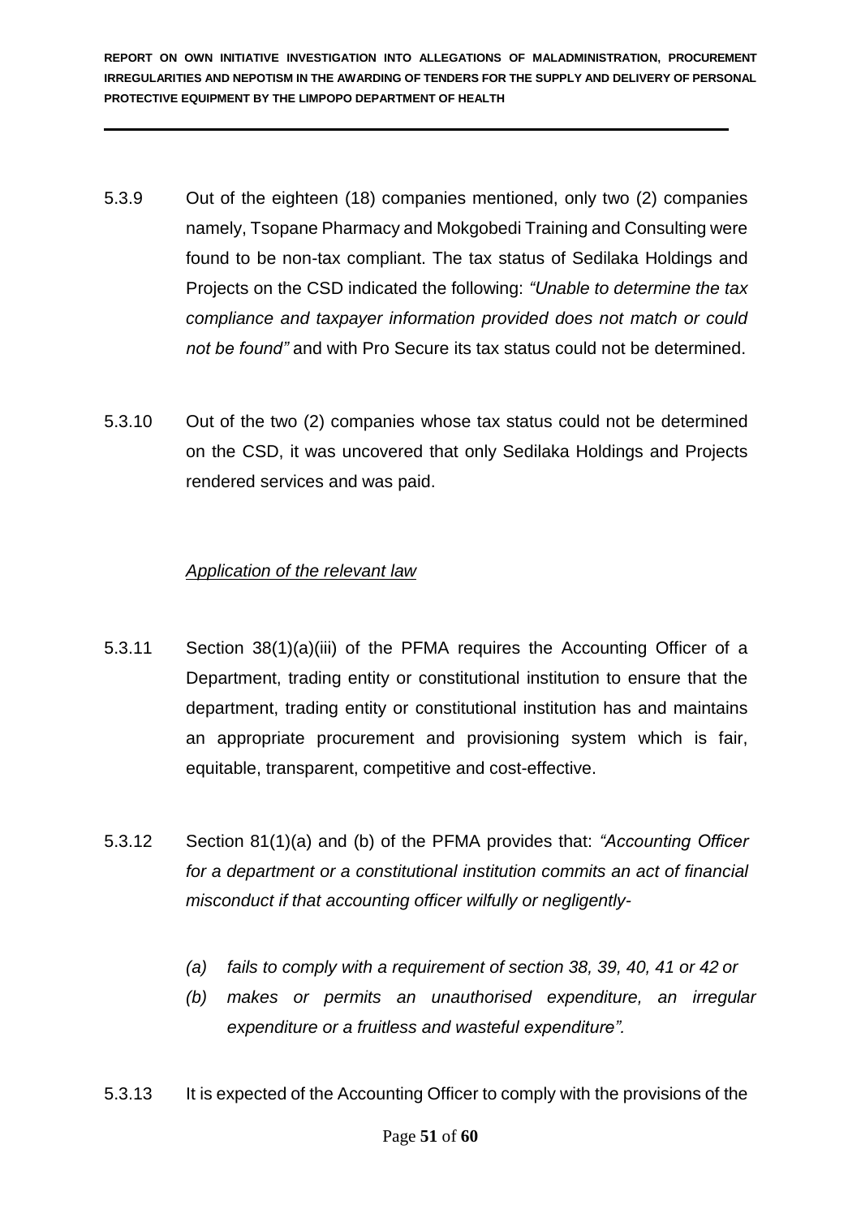5.3.9 Out of the eighteen (18) companies mentioned, only two (2) companies namely, Tsopane Pharmacy and Mokgobedi Training and Consulting were found to be non-tax compliant. The tax status of Sedilaka Holdings and Projects on the CSD indicated the following: *"Unable to determine the tax compliance and taxpayer information provided does not match or could not be found"* and with Pro Secure its tax status could not be determined.

5.3.10 Out of the two (2) companies whose tax status could not be determined on the CSD, it was uncovered that only Sedilaka Holdings and Projects rendered services and was paid.

*Application of the relevant law*

5.3.11 Section 38(1)(a)(iii) of the PFMA requires the Accounting Officer of a Department, trading entity or constitutional institution to ensure that the department, trading entity or constitutional institution has and maintains an appropriate procurement and provisioning system which is fair, equitable, transparent, competitive and cost-effective.

5.3.12 Section 81(1)(a) and (b) of the PFMA provides that: *"Accounting Officer for a department or a constitutional institution commits an act of financial misconduct if that accounting officer wilfully or negligently-*

*(a) fails to comply with a requirement of section 38, 39, 40, 41 or 42 or*

*(b) makes or permits an unauthorised expenditure, an irregular expenditure or a fruitless and wasteful expenditure".*

5.3.13 It is expected of the Accounting Officer to comply with the provisions of the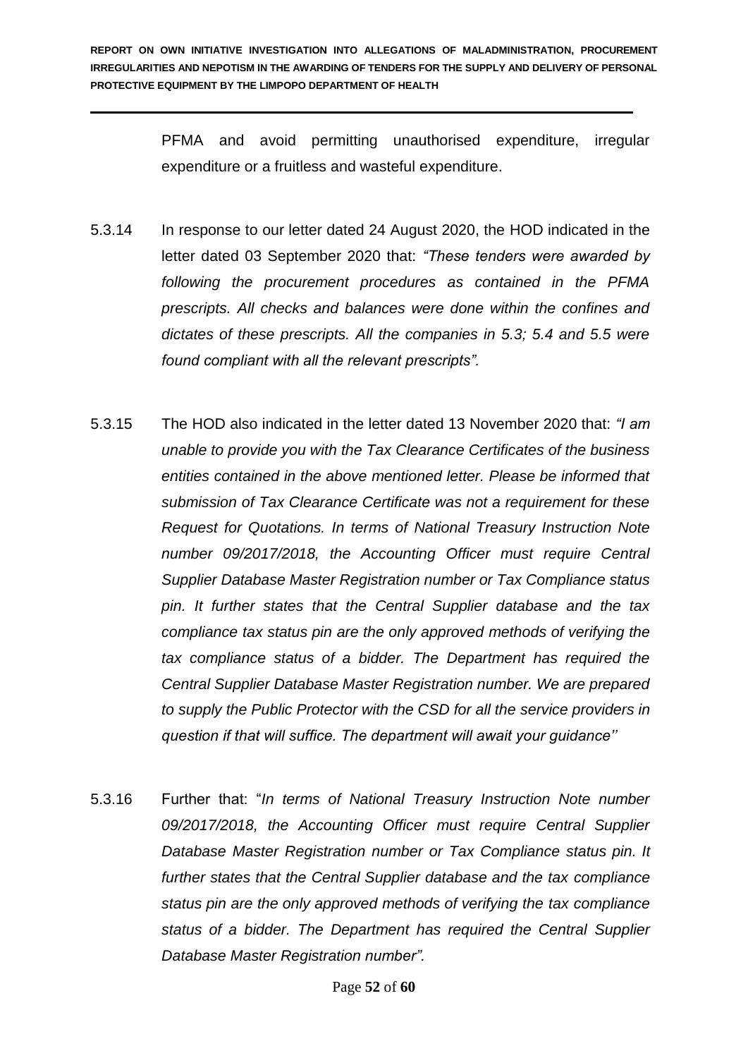PFMA and avoid permitting unauthorised expenditure, irregular expenditure or a fruitless and wasteful expenditure.

5.3.14 In response to our letter dated 24 August 2020, the HOD indicated in the letter dated 03 September 2020 that: *"These tenders were awarded by following the procurement procedures as contained in the PFMA prescripts. All checks and balances were done within the confines and dictates of these prescripts. All the companies in 5.3; 5.4 and 5.5 were found compliant with all the relevant prescripts".*

5.3.15 The HOD also indicated in the letter dated 13 November 2020 that: *"I am unable to provide you with the Tax Clearance Certificates of the business entities contained in the above mentioned letter. Please be informed that submission of Tax Clearance Certificate was not a requirement for these Request for Quotations. In terms of National Treasury Instruction Note number 09/2017/2018, the Accounting Officer must require Central Supplier Database Master Registration number or Tax Compliance status pin. It further states that the Central Supplier database and the tax compliance tax status pin are the only approved methods of verifying the tax compliance status of a bidder. The Department has required the Central Supplier Database Master Registration number. We are prepared to supply the Public Protector with the CSD for all the service providers in question if that will suffice. The department will await your guidance''*

5.3.16 Further that: "*In terms of National Treasury Instruction Note number 09/2017/2018, the Accounting Officer must require Central Supplier Database Master Registration number or Tax Compliance status pin. It further states that the Central Supplier database and the tax compliance status pin are the only approved methods of verifying the tax compliance status of a bidder. The Department has required the Central Supplier Database Master Registration number".*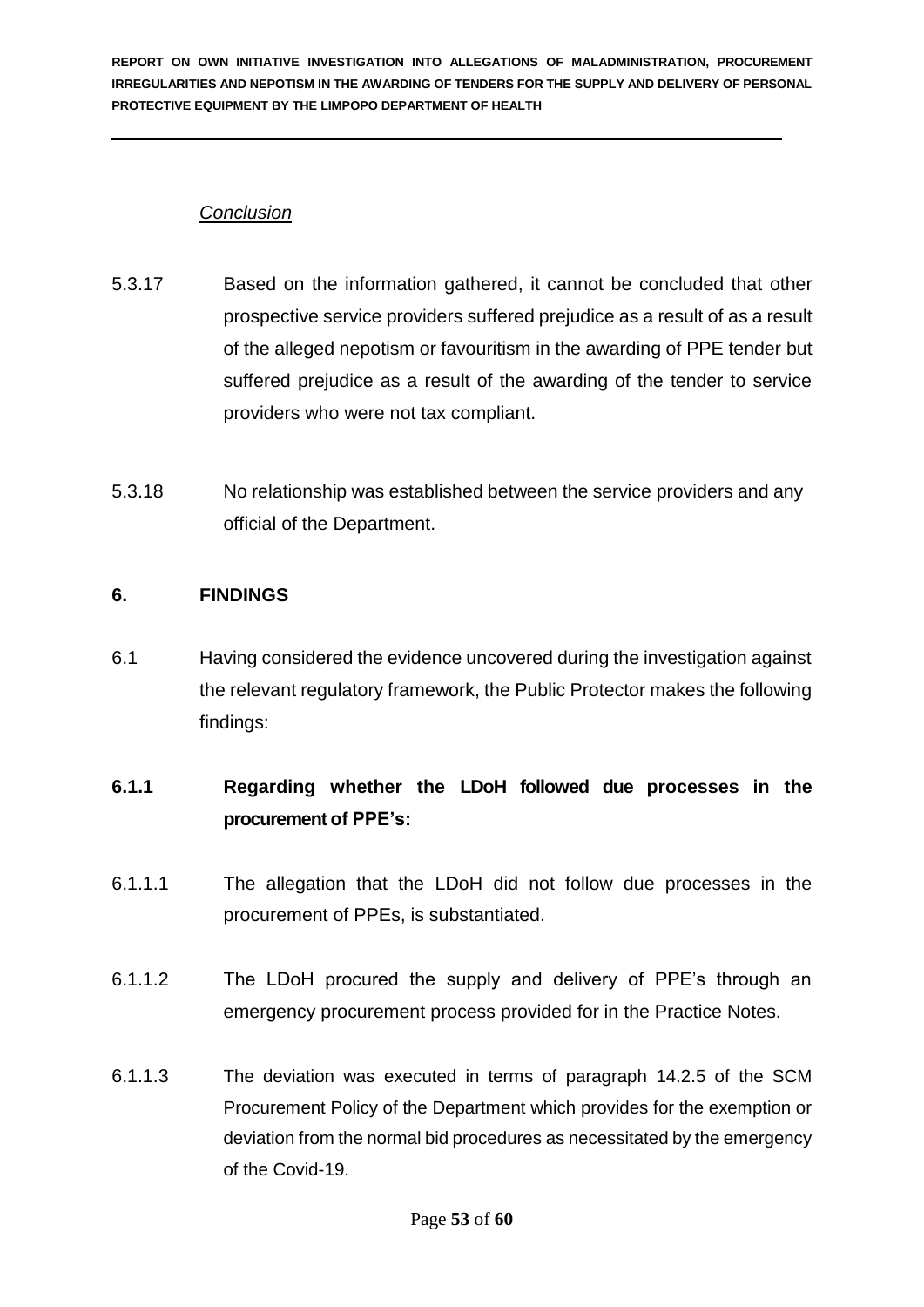*Conclusion*

5.3.17 Based on the information gathered, it cannot be concluded that other prospective service providers suffered prejudice as a result of as a result of the alleged nepotism or favouritism in the awarding of PPE tender but suffered prejudice as a result of the awarding of the tender to service providers who were not tax compliant.

5.3.18 No relationship was established between the service providers and any official of the Department.

## 6. FINDINGS

6.1 Having considered the evidence uncovered during the investigation against the relevant regulatory framework, the Public Protector makes the following findings:

### 6.1.1 Regarding whether the LDoH followed due processes in the procurement of PPE's:

6.1.1.1 The allegation that the LDoH did not follow due processes in the procurement of PPEs, is substantiated.

6.1.1.2 The LDoH procured the supply and delivery of PPE's through an emergency procurement process provided for in the Practice Notes.

6.1.1.3 The deviation was executed in terms of paragraph 14.2.5 of the SCM Procurement Policy of the Department which provides for the exemption or deviation from the normal bid procedures as necessitated by the emergency of the Covid-19.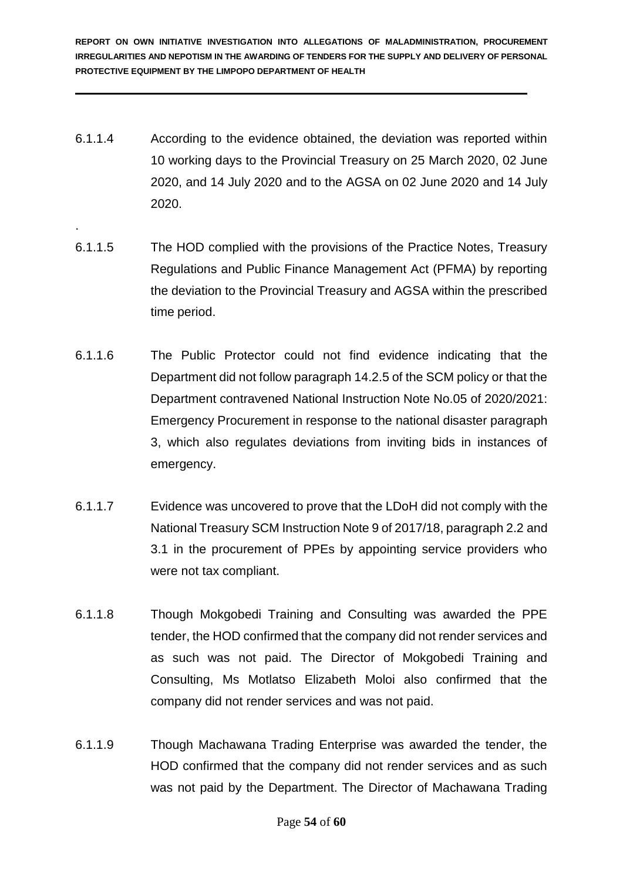6.1.1.4 According to the evidence obtained, the deviation was reported within 10 working days to the Provincial Treasury on 25 March 2020, 02 June 2020, and 14 July 2020 and to the AGSA on 02 June 2020 and 14 July 2020.

.

6.1.1.5 The HOD complied with the provisions of the Practice Notes, Treasury Regulations and Public Finance Management Act (PFMA) by reporting the deviation to the Provincial Treasury and AGSA within the prescribed time period.

6.1.1.6 The Public Protector could not find evidence indicating that the Department did not follow paragraph 14.2.5 of the SCM policy or that the Department contravened National Instruction Note No.05 of 2020/2021: Emergency Procurement in response to the national disaster paragraph 3, which also regulates deviations from inviting bids in instances of emergency.

6.1.1.7 Evidence was uncovered to prove that the LDoH did not comply with the National Treasury SCM Instruction Note 9 of 2017/18, paragraph 2.2 and 3.1 in the procurement of PPEs by appointing service providers who were not tax compliant.

6.1.1.8 Though Mokgobedi Training and Consulting was awarded the PPE tender, the HOD confirmed that the company did not render services and as such was not paid. The Director of Mokgobedi Training and Consulting, Ms Motlatso Elizabeth Moloi also confirmed that the company did not render services and was not paid.

6.1.1.9 Though Machawana Trading Enterprise was awarded the tender, the HOD confirmed that the company did not render services and as such was not paid by the Department. The Director of Machawana Trading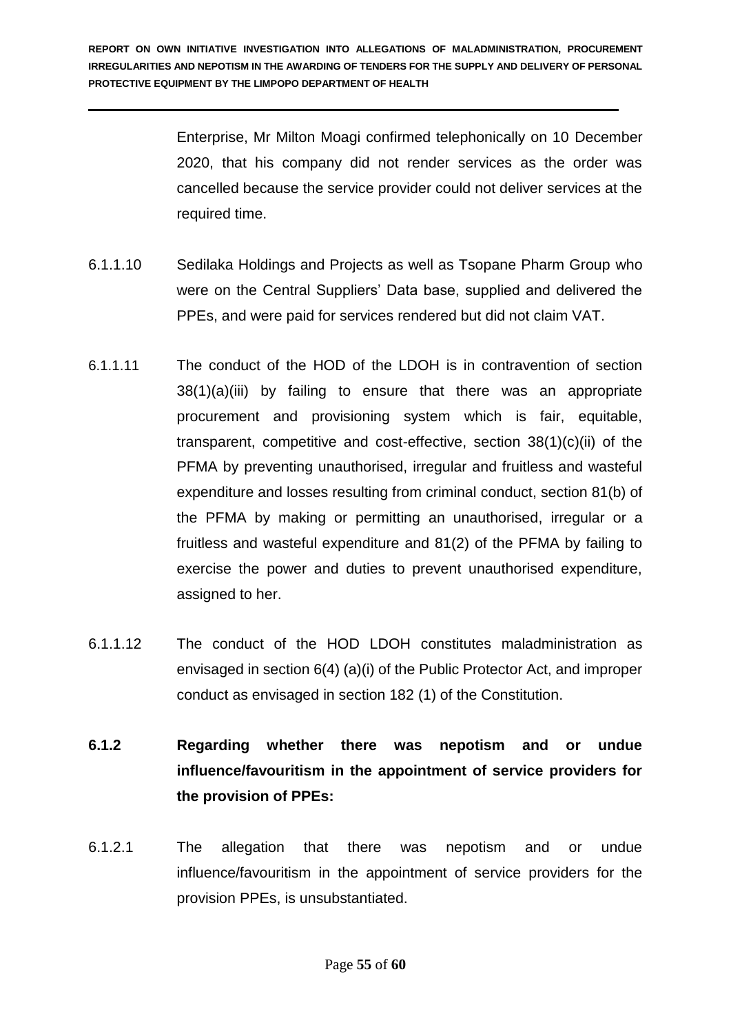Enterprise, Mr Milton Moagi confirmed telephonically on 10 December 2020, that his company did not render services as the order was cancelled because the service provider could not deliver services at the required time.

6.1.1.10 Sedilaka Holdings and Projects as well as Tsopane Pharm Group who were on the Central Suppliers' Data base, supplied and delivered the PPEs, and were paid for services rendered but did not claim VAT.

6.1.1.11 The conduct of the HOD of the LDOH is in contravention of section 38(1)(a)(iii) by failing to ensure that there was an appropriate procurement and provisioning system which is fair, equitable, transparent, competitive and cost-effective, section 38(1)(c)(ii) of the PFMA by preventing unauthorised, irregular and fruitless and wasteful expenditure and losses resulting from criminal conduct, section 81(b) of the PFMA by making or permitting an unauthorised, irregular or a fruitless and wasteful expenditure and 81(2) of the PFMA by failing to exercise the power and duties to prevent unauthorised expenditure, assigned to her.

6.1.1.12 The conduct of the HOD LDOH constitutes maladministration as envisaged in section 6(4) (a)(i) of the Public Protector Act, and improper conduct as envisaged in section 182 (1) of the Constitution.

**6.1.2 Regarding whether there was nepotism and or undue influence/favouritism in the appointment of service providers for the provision of PPEs:**

6.1.2.1 The allegation that there was nepotism and or undue influence/favouritism in the appointment of service providers for the provision PPEs, is unsubstantiated.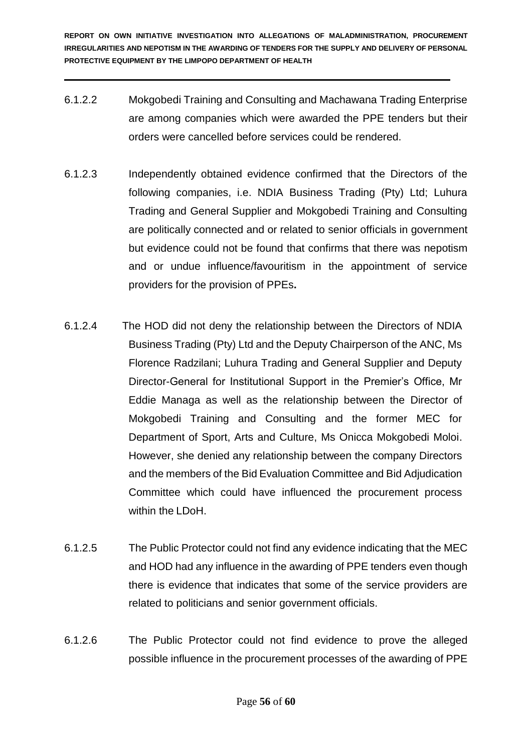6.1.2.2 Mokgobedi Training and Consulting and Machawana Trading Enterprise are among companies which were awarded the PPE tenders but their orders were cancelled before services could be rendered.

6.1.2.3 Independently obtained evidence confirmed that the Directors of the following companies, i.e. NDIA Business Trading (Pty) Ltd; Luhura Trading and General Supplier and Mokgobedi Training and Consulting are politically connected and or related to senior officials in government but evidence could not be found that confirms that there was nepotism and or undue influence/favouritism in the appointment of service providers for the provision of PPEs**.**

6.1.2.4 The HOD did not deny the relationship between the Directors of NDIA Business Trading (Pty) Ltd and the Deputy Chairperson of the ANC, Ms Florence Radzilani; Luhura Trading and General Supplier and Deputy Director-General for Institutional Support in the Premier's Office, Mr Eddie Managa as well as the relationship between the Director of Mokgobedi Training and Consulting and the former MEC for Department of Sport, Arts and Culture, Ms Onicca Mokgobedi Moloi. However, she denied any relationship between the company Directors and the members of the Bid Evaluation Committee and Bid Adjudication Committee which could have influenced the procurement process within the LDoH.

6.1.2.5 The Public Protector could not find any evidence indicating that the MEC and HOD had any influence in the awarding of PPE tenders even though there is evidence that indicates that some of the service providers are related to politicians and senior government officials.

6.1.2.6 The Public Protector could not find evidence to prove the alleged possible influence in the procurement processes of the awarding of PPE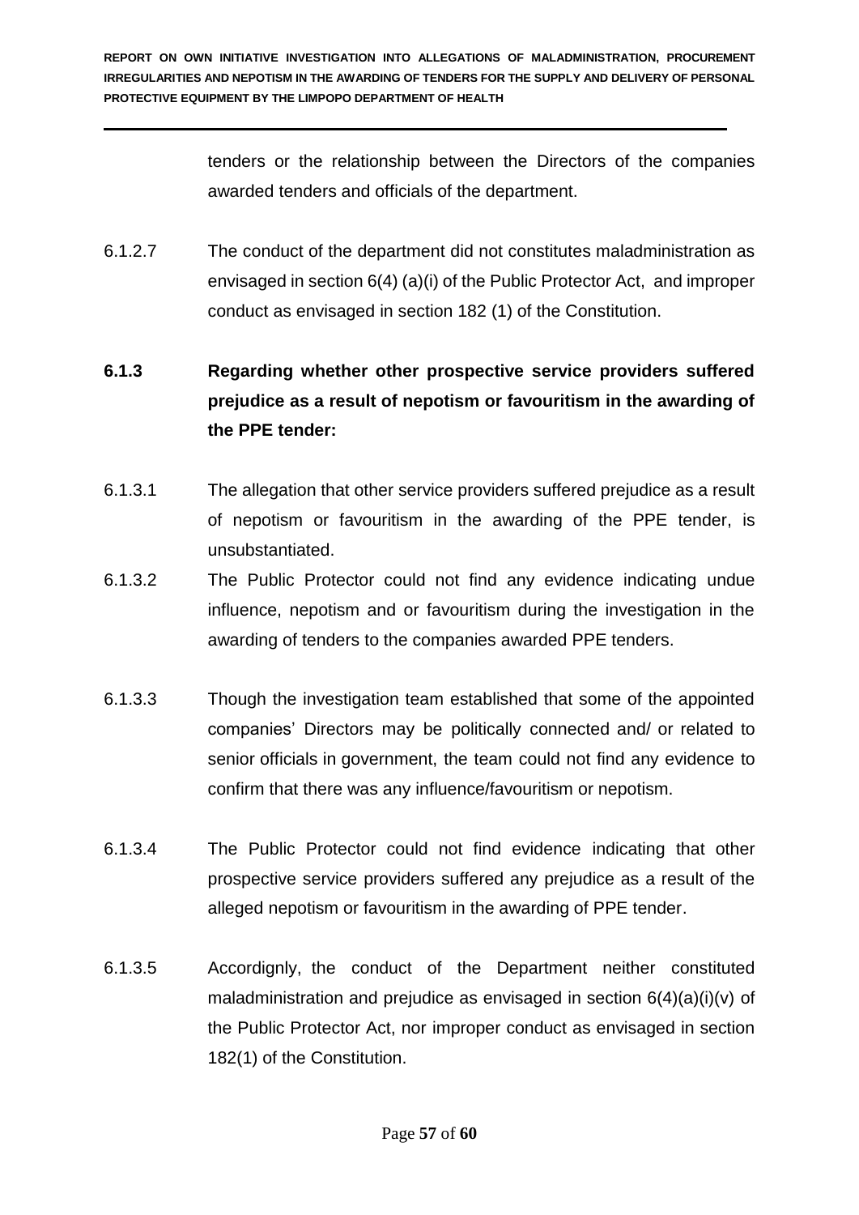tenders or the relationship between the Directors of the companies awarded tenders and officials of the department.

6.1.2.7 The conduct of the department did not constitutes maladministration as envisaged in section 6(4) (a)(i) of the Public Protector Act, and improper conduct as envisaged in section 182 (1) of the Constitution.

**6.1.3 Regarding whether other prospective service providers suffered prejudice as a result of nepotism or favouritism in the awarding of the PPE tender:**

6.1.3.1 The allegation that other service providers suffered prejudice as a result of nepotism or favouritism in the awarding of the PPE tender, is unsubstantiated.

6.1.3.2 The Public Protector could not find any evidence indicating undue influence, nepotism and or favouritism during the investigation in the awarding of tenders to the companies awarded PPE tenders.

6.1.3.3 Though the investigation team established that some of the appointed companies' Directors may be politically connected and/ or related to senior officials in government, the team could not find any evidence to confirm that there was any influence/favouritism or nepotism.

6.1.3.4 The Public Protector could not find evidence indicating that other prospective service providers suffered any prejudice as a result of the alleged nepotism or favouritism in the awarding of PPE tender.

6.1.3.5 Accordignly, the conduct of the Department neither constituted maladministration and prejudice as envisaged in section 6(4)(a)(i)(v) of the Public Protector Act, nor improper conduct as envisaged in section 182(1) of the Constitution.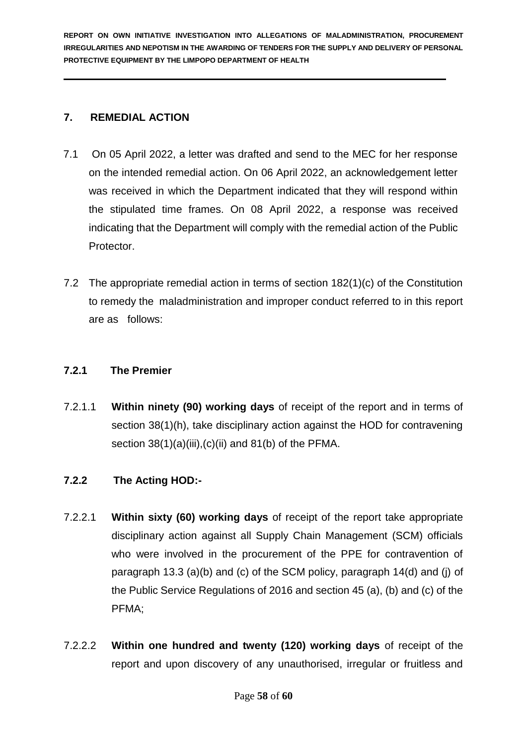## 7. REMEDIAL ACTION

7.1 On 05 April 2022, a letter was drafted and send to the MEC for her response on the intended remedial action. On 06 April 2022, an acknowledgement letter was received in which the Department indicated that they will respond within the stipulated time frames. On 08 April 2022, a response was received indicating that the Department will comply with the remedial action of the Public Protector.

7.2 The appropriate remedial action in terms of section 182(1)(c) of the Constitution to remedy the maladministration and improper conduct referred to in this report are as follows:

### 7.2.1 The Premier

7.2.1.1 **Within ninety (90) working days** of receipt of the report and in terms of section 38(1)(h), take disciplinary action against the HOD for contravening section 38(1)(a)(iii),(c)(ii) and 81(b) of the PFMA.

### 7.2.2 The Acting HOD:-

7.2.2.1 **Within sixty (60) working days** of receipt of the report take appropriate disciplinary action against all Supply Chain Management (SCM) officials who were involved in the procurement of the PPE for contravention of paragraph 13.3 (a)(b) and (c) of the SCM policy, paragraph 14(d) and (j) of the Public Service Regulations of 2016 and section 45 (a), (b) and (c) of the PFMA;

7.2.2.2 **Within one hundred and twenty (120) working days** of receipt of the report and upon discovery of any unauthorised, irregular or fruitless and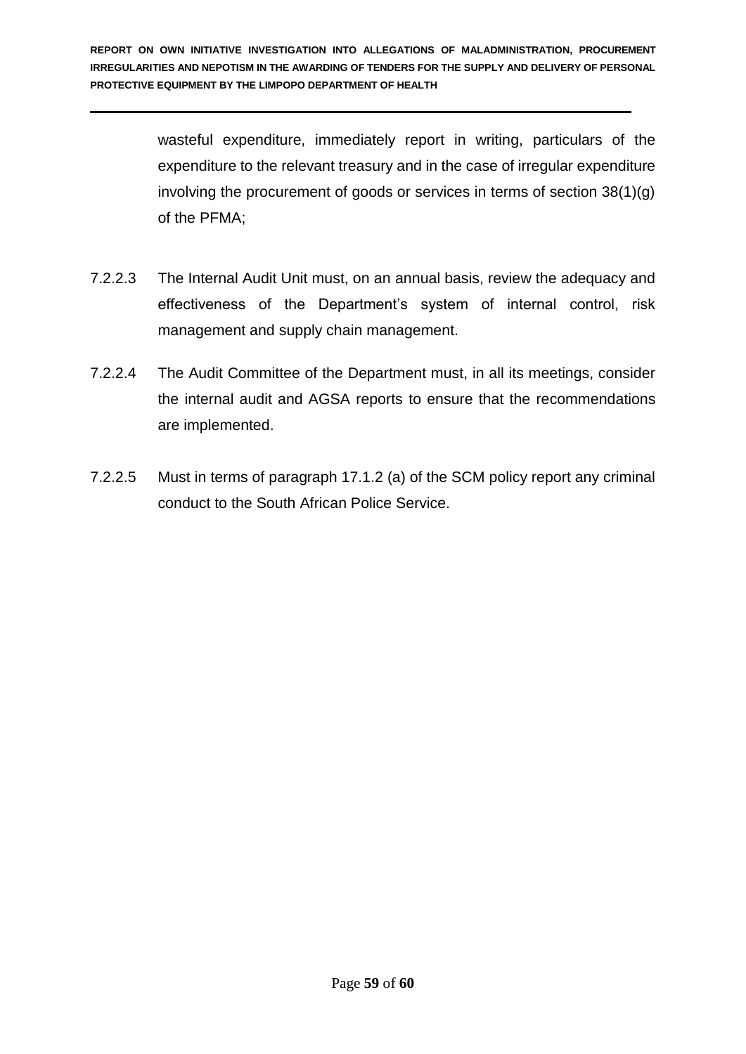wasteful expenditure, immediately report in writing, particulars of the expenditure to the relevant treasury and in the case of irregular expenditure involving the procurement of goods or services in terms of section 38(1)(g) of the PFMA;

7.2.2.3 The Internal Audit Unit must, on an annual basis, review the adequacy and effectiveness of the Department's system of internal control, risk management and supply chain management.

7.2.2.4 The Audit Committee of the Department must, in all its meetings, consider the internal audit and AGSA reports to ensure that the recommendations are implemented.

7.2.2.5 Must in terms of paragraph 17.1.2 (a) of the SCM policy report any criminal conduct to the South African Police Service.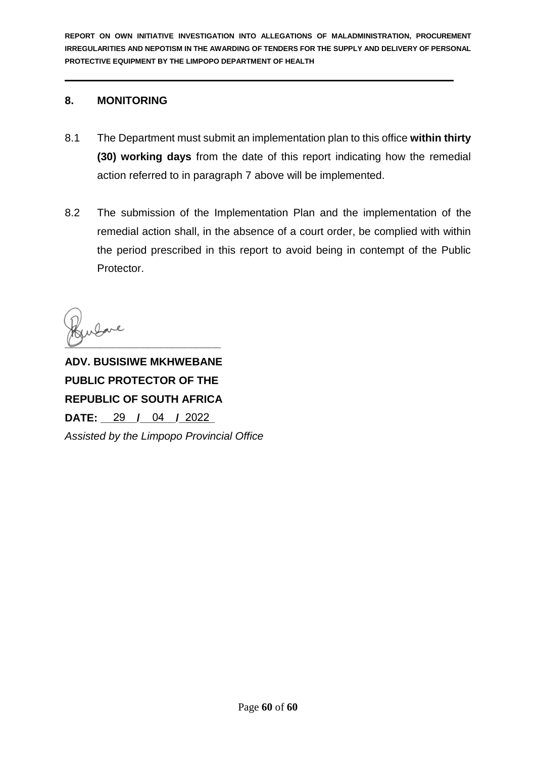## 8. MONITORING

8.1 The Department must submit an implementation plan to this office **within thirty (30) working days** from the date of this report indicating how the remedial action referred to in paragraph 7 above will be implemented.

8.2 The submission of the Implementation Plan and the implementation of the remedial action shall, in the absence of a court order, be complied with within the period prescribed in this report to avoid being in contempt of the Public Protector.

___________________________

**ADV. BUSISIWE MKHWEBANE**
**PUBLIC PROTECTOR OF THE**
**REPUBLIC OF SOUTH AFRICA**
**DATE:** 29 / 04 / 2022
*Assisted by the Limpopo Provincial Office*